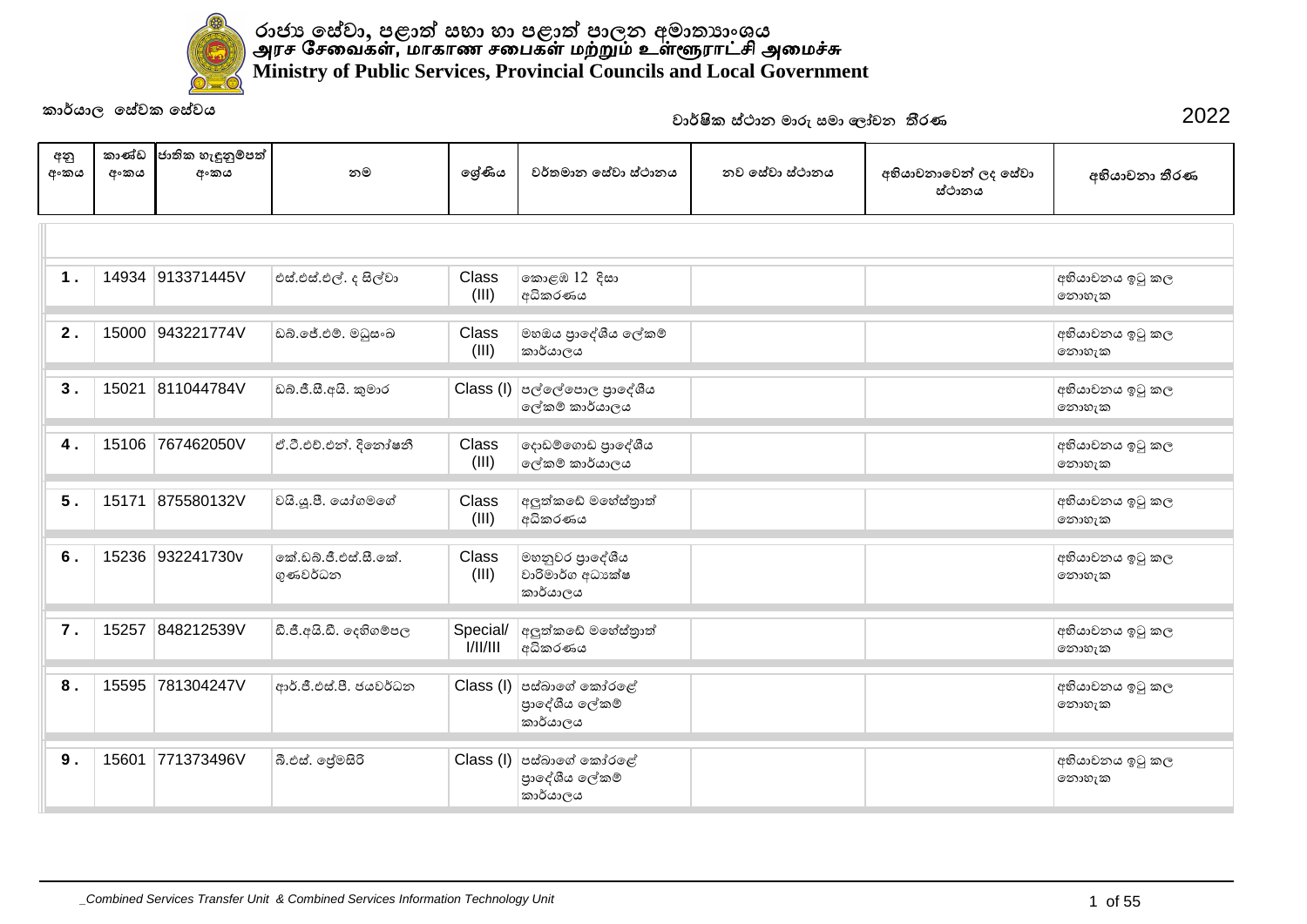# රාජ්‍ය සේවා, පළාත් සභා හා පළාත් පාලන අමාත්‍යාංශය
# அரச சேவைகள், மாகாண சபைகள் மற்றும் உள்ளூராட்சி அமைச்சு
# Ministry of Public Services, Provincial Councils and Local Government

**කාර්යාල සේවක සේවය**

**වාර්ෂික ස්ථාන මාරු සමා ලෝචන තීරණ** 2022

| අනු අංකය | කාණ්ඩ අංකය | ජාතික හැඳුනුම්පත් අංකය | නම | ශ්‍රේණිය | වර්තමාන සේවා ස්ථානය | නව සේවා ස්ථානය | අභියාචනාවෙන් ලද සේවා ස්ථානය | අභියාචනා තීරණ |
|---|---|---|---|---|---|---|---|---|
| 1 . | 14934 | 913371445V | එස්.එස්.එල්. ද සිල්වා | Class (III) | කොළඹ 12 දිසා අධිකරණය | | | අභියාචනය ඉටු කල නොහැක |
| 2 . | 15000 | 943221774V | ඩබ්.ජේ.එම්. මධුසංඛ | Class (III) | මහඔය ප්‍රාදේශීය ලේකම් කාර්යාලය | | | අභියාචනය ඉටු කල නොහැක |
| 3 . | 15021 | 811044784V | ඩබ්.ජී.සී.අයි. කුමාර | Class (I) | පල්ලේපොල ප්‍රාදේශීය ලේකම් කාර්යාලය | | | අභියාචනය ඉටු කල නොහැක |
| 4 . | 15106 | 767462050V | ඒ.ටී.එච්.එන්. දිනෝෂනී | Class (III) | දොඩම්ගොඩ ප්‍රාදේශීය ලේකම් කාර්යාලය | | | අභියාචනය ඉටු කල නොහැක |
| 5 . | 15171 | 875580132V | වයි.යූ.පී. යෝගමගේ | Class (III) | අලුත්කඩේ මහේස්ත්‍රාත් අධිකරණය | | | අභියාචනය ඉටු කල නොහැක |
| 6 . | 15236 | 932241730v | කේ.ඩබ්.ජී.එස්.සී.කේ. ගුණවර්ධන | Class (III) | මහනුවර ප්‍රාදේශීය වාරිමාර්ග අධ්‍යක්ෂ කාර්යාලය | | | අභියාචනය ඉටු කල නොහැක |
| 7 . | 15257 | 848212539V | ඩී.ජී.අයි.ඩී. දෙහිගම්පල | Special/ I/II/III | අලුත්කඩේ මහේස්ත්‍රාත් අධිකරණය | | | අභියාචනය ඉටු කල නොහැක |
| 8 . | 15595 | 781304247V | ආර්.ජී.එස්.පී. ජයවර්ධන | Class (I) | පස්බාගේ කෝරළේ ප්‍රාදේශීය ලේකම් කාර්යාලය | | | අභියාචනය ඉටු කල නොහැක |
| 9 . | 15601 | 771373496V | බී.එස්. ප්‍රේමසිරි | Class (I) | පස්බාගේ කෝරළේ ප්‍රාදේශීය ලේකම් කාර්යාලය | | | අභියාචනය ඉටු කල නොහැක |

_Combined Services Transfer Unit & Combined Services Information Technology Unit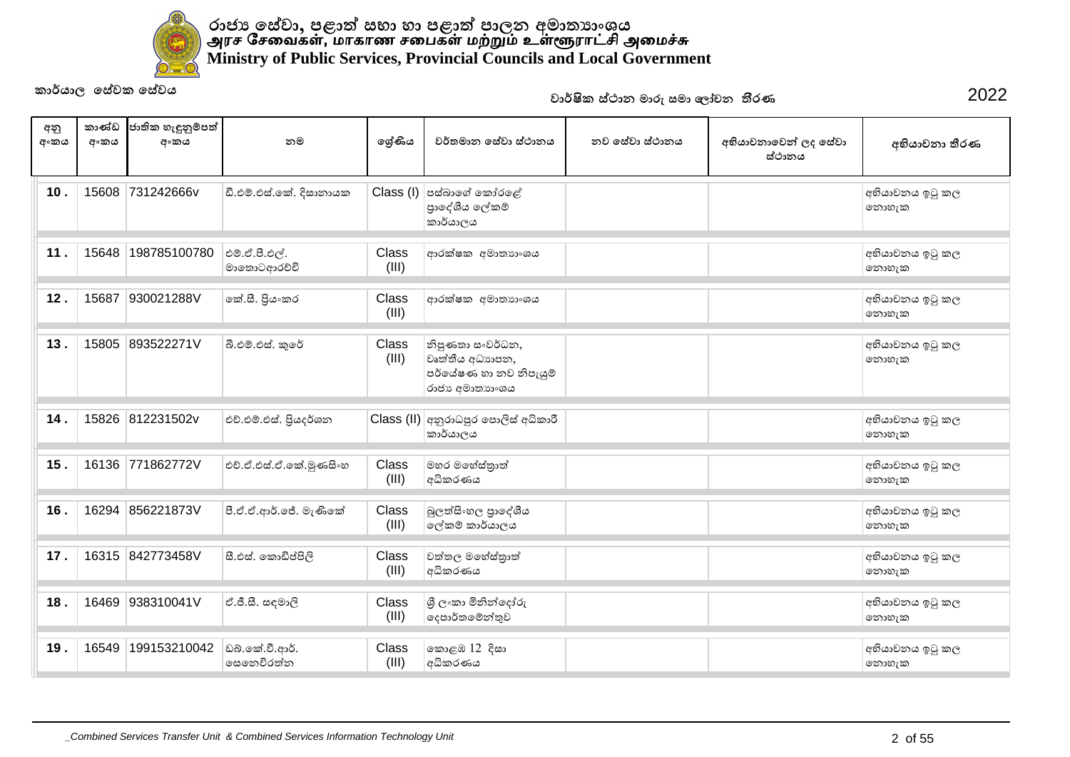# රාජ්‍ය සේවා, පළාත් සභා හා පළාත් පාලන අමාත්‍යාංශය
# அரச சேவைகள், மாகாண சபைகள் மற்றும் உள்ளூராட்சி அமைச்சு
# Ministry of Public Services, Provincial Councils and Local Government

**කාර්යාල සේවක සේවය**

**වාර්ෂික ස්ථාන මාරු සමා ලෝචන තීරණ** 2022

| අනු අංකය | කාණ්ඩ අංකය | ජාතික හැඳුනුම්පත් අංකය | නම | ශ්‍රේණිය | වර්තමාන සේවා ස්ථානය | නව සේවා ස්ථානය | අභියාචනාවෙන් ලද සේවා ස්ථානය | අභියාචනා තීරණ |
|---|---|---|---|---|---|---|---|---|
| 10 . | 15608 | 731242666v | ඩී.එම්.එස්.කේ. දිසානායක | Class (I) | පස්බාගේ කෝරළේ ප්‍රාදේශීය ලේකම් කාර්යාලය | | | අභියාචනය ඉටු කල නොහැක |
| 11 . | 15648 | 198785100780 | එම්.ඒ.පී.එල්. මානොටආරච්චි | Class (III) | ආරක්ෂක අමාත්‍යාංශය | | | අභියාචනය ඉටු කල නොහැක |
| 12 . | 15687 | 930021288V | කේ.සී. ප්‍රියංකර | Class (III) | ආරක්ෂක අමාත්‍යාංශය | | | අභියාචනය ඉටු කල නොහැක |
| 13 . | 15805 | 893522271V | බී.එම්.එස්. කුරේ | Class (III) | නිපුණතා සංවර්ධන, වෘත්තීය අධ්‍යාපන, පර්යේෂණ හා නව නිපැයුම් රාජ්‍ය අමාත්‍යාංශය | | | අභියාචනය ඉටු කල නොහැක |
| 14 . | 15826 | 812231502v | එච්.එම්.එස්. ප්‍රියදර්ශන | Class (II) | අනුරාධපුර පොලිස් අධිකාරී කාර්යාලය | | | අභියාචනය ඉටු කල නොහැක |
| 15 . | 16136 | 771862772V | එච්.ඒ.එස්.ඒ.කේ.මුණසිංහ | Class (III) | මහර මහේස්ත්‍රාත් අධිකරණය | | | අභියාචනය ඉටු කල නොහැක |
| 16 . | 16294 | 856221873V | පී.ඒ.ඒ.ආර්.ජේ. මැණිකේ | Class (III) | බුලත්සිංහල ප්‍රාදේශීය ලේකම් කාර්යාලය | | | අභියාචනය ඉටු කල නොහැක |
| 17 . | 16315 | 842773458V | සී.එස්. කොඩිප්පිලි | Class (III) | වත්තල මහේස්ත්‍රාත් අධිකරණය | | | අභියාචනය ඉටු කල නොහැක |
| 18 . | 16469 | 938310041V | ඒ.ජී.සී. සඳමාලි | Class (III) | ශ්‍රී ලංකා මිනින්දෝරු දෙපාර්තමේන්තුව | | | අභියාචනය ඉටු කල නොහැක |
| 19 . | 16549 | 199153210042 | ඩබ්.කේ.වී.ආර්. සෙනෙවිරත්න | Class (III) | කොළඹ 12 දිසා අධිකරණය | | | අභියාචනය ඉටු කල නොහැක |

_Combined Services Transfer Unit & Combined Services Information Technology Unit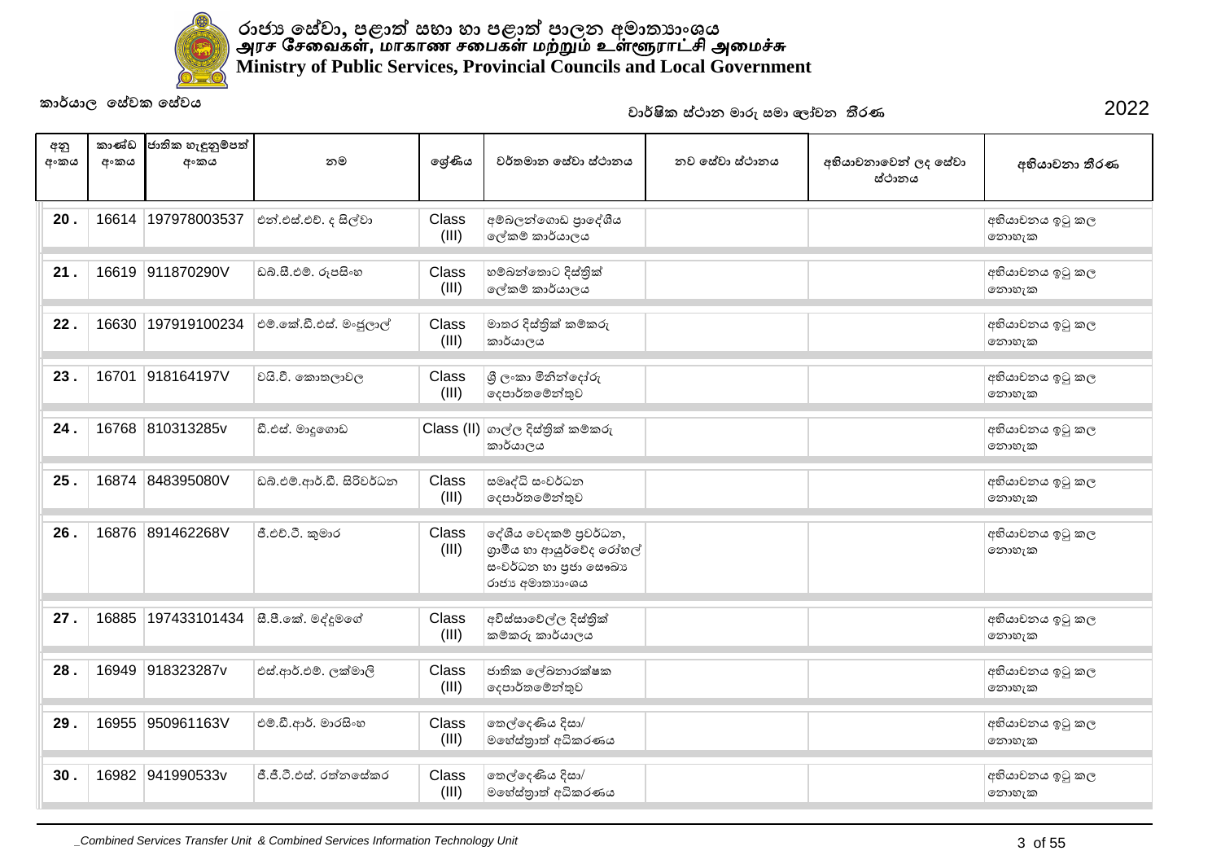# රාජ්‍ය සේවා, පළාත් සභා හා පළාත් පාලන අමාත්‍යාංශය
# அரச சேவைகள், மாகாண சபைகள் மற்றும் உள்ளூராட்சி அமைச்சு
# Ministry of Public Services, Provincial Councils and Local Government

කාර්යාල සේවක සේවය

වාර්ෂික ස්ථාන මාරු සමා ලෝචන තීරණ 2022

| අනු අංකය | කාණ්ඩ අංකය | ජාතික හැඳුනුම්පත් අංකය | නම | ශ්‍රේණිය | වර්තමාන සේවා ස්ථානය | නව සේවා ස්ථානය | අභියාචනාවෙන් ලද සේවා ස්ථානය | අභියාචනා තීරණ |
|---|---|---|---|---|---|---|---|---|
| 20 . | 16614 | 197978003537 | එන්.එස්.එච්. ද සිල්වා | Class (III) | අම්බලන්ගොඩ ප්‍රාදේශීය ලේකම් කාර්යාලය | | | අභියාචනය ඉටු කල නොහැක |
| 21 . | 16619 | 911870290V | ඩබ්.සී.එම්. රූපසිංහ | Class (III) | හම්බන්තොට දිස්ත්‍රික් ලේකම් කාර්යාලය | | | අභියාචනය ඉටු කල නොහැක |
| 22 . | 16630 | 197919100234 | එම්.කේ.ඩී.එස්. මංජුලාල් | Class (III) | මාතර දිස්ත්‍රික් කම්කරු කාර්යාලය | | | අභියාචනය ඉටු කල නොහැක |
| 23 . | 16701 | 918164197V | වයි.වී. කොතලාවල | Class (III) | ශ්‍රී ලංකා මිනින්දෝරු දෙපාර්තමේන්තුව | | | අභියාචනය ඉටු කල නොහැක |
| 24 . | 16768 | 810313285v | ඩී.එස්. මාදුගොඩ | Class (II) | ගාල්ල දිස්ත්‍රික් කම්කරු කාර්යාලය | | | අභියාචනය ඉටු කල නොහැක |
| 25 . | 16874 | 848395080V | ඩබ්.එම්.ආර්.ඩී. සිරිවර්ධන | Class (III) | සමෘද්ධි සංවර්ධන දෙපාර්තමේන්තුව | | | අභියාචනය ඉටු කල නොහැක |
| 26 . | 16876 | 891462268V | ජී.එච්.ටී. කුමාර | Class (III) | දේශීය වෛදකම් ප්‍රවර්ධන, ග්‍රාමීය හා ආයුර්වේද රෝහල් සංවර්ධන හා ප්‍රජා සෞඛ්‍ය රාජ්‍ය අමාත්‍යාංශය | | | අභියාචනය ඉටු කල නොහැක |
| 27 . | 16885 | 197433101434 | සී.පී.කේ. මද්දුමගේ | Class (III) | අවිස්සාවේල්ල දිස්ත්‍රික් කම්කරු කාර්යාලය | | | අභියාචනය ඉටු කල නොහැක |
| 28 . | 16949 | 918323287v | එස්.ආර්.එම්. ලක්මාලි | Class (III) | ජාතික ලේඛනාරක්ෂක දෙපාර්තමේන්තුව | | | අභියාචනය ඉටු කල නොහැක |
| 29 . | 16955 | 950961163V | එම්.ඩී.ආර්. මාරසිංහ | Class (III) | තෙල්දෙණිය දිසා/ මහේස්ත්‍රාත් අධිකරණය | | | අභියාචනය ඉටු කල නොහැක |
| 30 . | 16982 | 941990533v | පී.ජී.ටී.එස්. රත්නසේකර | Class (III) | තෙල්දෙණිය දිසා/ මහේස්ත්‍රාත් අධිකරණය | | | අභියාචනය ඉටු කල නොහැක |

_Combined Services Transfer Unit & Combined Services Information Technology Unit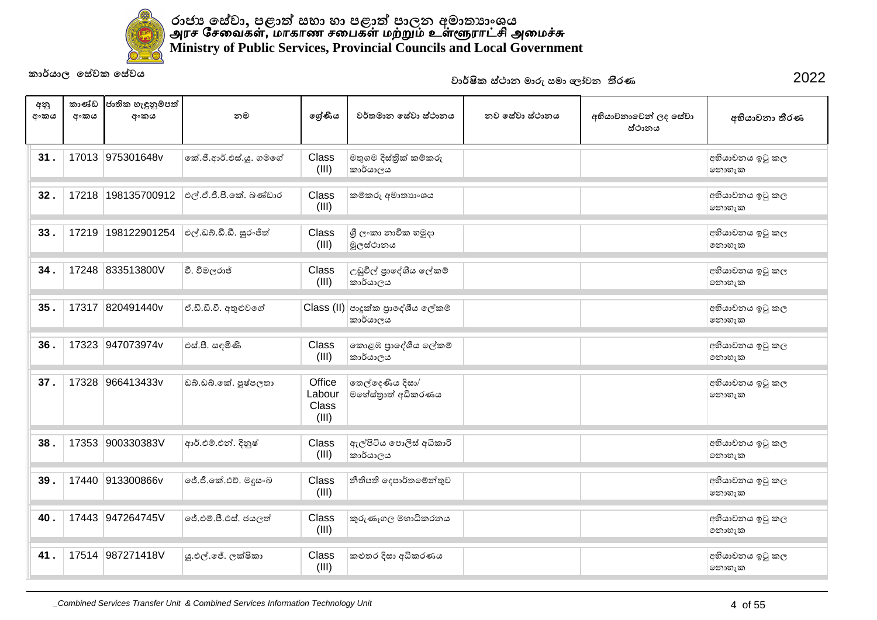# රාජ්‍ය සේවා, පළාත් සභා හා පළාත් පාලන අමාත්‍යාංශය
# அரச சேவைகள், மாகாண சபைகள் மற்றும் உள்ளூராட்சி அமைச்சு
# Ministry of Public Services, Provincial Councils and Local Government

කාර්යාල සේවක සේවය

වාර්ෂික ස්ථාන මාරු සමා ලෝචන තීරණ 2022

| අනු අංකය | කාණ්ඩ අංකය | ජාතික හැඳුනුම්පත් අංකය | නම | ශ්‍රේණිය | වර්තමාන සේවා ස්ථානය | නව සේවා ස්ථානය | අභියාචනාවෙන් ලද සේවා ස්ථානය | අභියාචනා තීරණ |
|---|---|---|---|---|---|---|---|---|
| 31 . | 17013 | 975301648v | කේ.ජී.ආර්.එස්.යූ. ගමගේ | Class (III) | මතුගම දිස්ත්‍රික් කම්කරු කාර්යාලය | | | අභියාචනය ඉටු කල නොහැක |
| 32 . | 17218 | 198135700912 | එල්.ඒ.ජී.පී.කේ. බණ්ඩාර | Class (III) | කම්කරු අමාත්‍යාංශය | | | අභියාචනය ඉටු කල නොහැක |
| 33 . | 17219 | 198122901254 | එල්.ඩබ්.ඩී.ඩී. සුරංජිත් | Class (III) | ශ්‍රී ලංකා නාවික හමුදා මූලස්ථානය | | | අභියාචනය ඉටු කල නොහැක |
| 34 . | 17248 | 833513800V | වී. විමලරාජ් | Class (III) | උඩුවිල් ප්‍රාදේශීය ලේකම් කාර්යාලය | | | අභියාචනය ඉටු කල නොහැක |
| 35 . | 17317 | 820491440v | ඒ.ඩී.ඩී.වී. අතුළුවගේ | Class (II) | පාදුක්ක ප්‍රාදේශීය ලේකම් කාර්යාලය | | | අභියාචනය ඉටු කල නොහැක |
| 36 . | 17323 | 947073974v | එස්.පී. සඳමිණි | Class (III) | කොළඹ ප්‍රාදේශීය ලේකම් කාර්යාලය | | | අභියාචනය ඉටු කල නොහැක |
| 37 . | 17328 | 966413433v | ඩබ්.ඩබ්.කේ. පුෂ්පලතා | Office Labour Class (III) | තෙල්දෙණිය දිසා/ මහේස්ත්‍රාත් අධිකරණය | | | අභියාචනය ඉටු කල නොහැක |
| 38 . | 17353 | 900330383V | ආර්.එම්.එන්. දිනුෂ් | Class (III) | ඇල්පිටිය පොලිස් අධිකාරී කාර්යාලය | | | අභියාචනය ඉටු කල නොහැක |
| 39 . | 17440 | 913300866v | ජේ.ජී.කේ.එච්. මදුසංඛ | Class (III) | නීතිපති දෙපාර්තමේන්තුව | | | අභියාචනය ඉටු කල නොහැක |
| 40 . | 17443 | 947264745V | ජේ.එම්.පී.එස්. ජයලත් | Class (III) | කුරුණෑගල මහාධිකරනය | | | අභියාචනය ඉටු කල නොහැක |
| 41 . | 17514 | 987271418V | යූ.එල්.ජේ. ලක්ෂිකා | Class (III) | කළුතර දිසා අධිකරණය | | | අභියාචනය ඉටු කල නොහැක |

_Combined Services Transfer Unit & Combined Services Information Technology Unit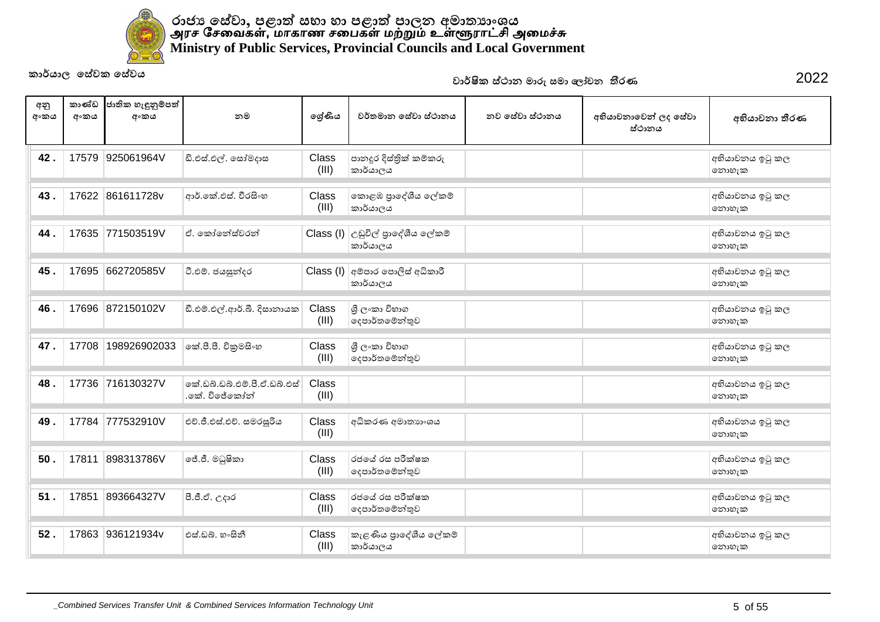# රාජ්‍ය සේවා, පළාත් සභා හා පළාත් පාලන අමාත්‍යාංශය
# அரச சேவைகள், மாகாண சபைகள் மற்றும் உள்ளூராட்சி அமைச்சு
# Ministry of Public Services, Provincial Councils and Local Government

**කාර්යාල සේවක සේවය**

**වාර්ෂික ස්ථාන මාරු සමා ලෝචන තීරණ** 2022

| අනු අංකය | කාණ්ඩ අංකය | ජාතික හැඳුනුම්පත් අංකය | නම | ශ්‍රේණිය | වර්තමාන සේවා ස්ථානය | නව සේවා ස්ථානය | අභියාචනාවෙන් ලද සේවා ස්ථානය | අභියාචනා තීරණ |
|---|---|---|---|---|---|---|---|---|
| 42 . | 17579 | 925061964V | ඩී.එස්.එල්. සෝමදාස | Class (III) | පානදුර දිස්ත්‍රික් කම්කරු කාර්යාලය | | | අභියාචනය ඉටු කල නොහැක |
| 43 . | 17622 | 861611728v | ආර්.කේ.එස්. වීරසිංහ | Class (III) | කොළඹ ප්‍රාදේශීය ලේකම් කාර්යාලය | | | අභියාචනය ඉටු කල නොහැක |
| 44 . | 17635 | 771503519V | ඒ. කෝනේස්වරන් | Class (I) | උඩුවිල් ප්‍රාදේශීය ලේකම් කාර්යාලය | | | අභියාචනය ඉටු කල නොහැක |
| 45 . | 17695 | 662720585V | ටී.එම්. ජයසුන්දර | Class (I) | අම්පාර පොලිස් අධිකාරී කාර්යාලය | | | අභියාචනය ඉටු කල නොහැක |
| 46 . | 17696 | 872150102V | ඩී.එම්.එල්.ආර්.බී. දිසානායක | Class (III) | ශ්‍රී ලංකා විභාග දෙපාර්තමේන්තුව | | | අභියාචනය ඉටු කල නොහැක |
| 47 . | 17708 | 198926902033 | කේ.පී.පී. වික්‍රමසිංහ | Class (III) | ශ්‍රී ලංකා විභාග දෙපාර්තමේන්තුව | | | අභියාචනය ඉටු කල නොහැක |
| 48 . | 17736 | 716130327V | කේ.ඩබ්.ඩබ්.එම්.පී.ඒ.ඩබ්.එස් .කේ. විජේකෝන් | Class (III) | | | | අභියාචනය ඉටු කල නොහැක |
| 49 . | 17784 | 777532910V | එච්.ජී.එස්.එච්. සමරසූරිය | Class (III) | අධිකරණ අමාත්‍යාංශය | | | අභියාචනය ඉටු කල නොහැක |
| 50 . | 17811 | 898313786V | ජේ.ජී. මධුෂිකා | Class (III) | රජයේ රස පරීක්ෂක දෙපාර්තමේන්තුව | | | අභියාචනය ඉටු කල නොහැක |
| 51 . | 17851 | 893664327V | පී.ජී.ඒ. උදාර | Class (III) | රජයේ රස පරීක්ෂක දෙපාර්තමේන්තුව | | | අභියාචනය ඉටු කල නොහැක |
| 52 . | 17863 | 936121934v | එස්.ඩබ්. හංසිනී | Class (III) | කැළණිය ප්‍රාදේශීය ලේකම් කාර්යාලය | | | අභියාචනය ඉටු කල නොහැක |

_Combined Services Transfer Unit & Combined Services Information Technology Unit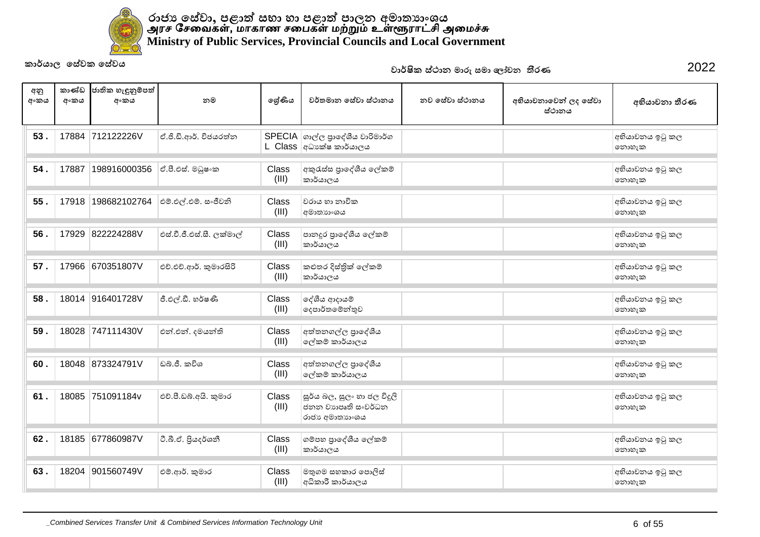රාජ්‍ය සේවා, පළාත් සභා හා පළාත් පාලන අමාත්‍යාංශය
அரச சேவைகள், மாகாண சபைகள் மற்றும் உள்ளூராட்சி அமைச்சு
**Ministry of Public Services, Provincial Councils and Local Government**

කාර්යාල සේවක සේවය

වාර්ෂික ස්ථාන මාරු සමාලෝචන තීරණ 2022

| අනු අංකය | කාණ්ඩ අංකය | ජාතික හැඳුනුම්පත් අංකය | නම | ශ්‍රේණිය | වර්තමාන සේවා ස්ථානය | නව සේවා ස්ථානය | අභියාචනාවෙන් ලද සේවා ස්ථානය | අභියාචනා තීරණ |
|---|---|---|---|---|---|---|---|---|
| 53 . | 17884 | 712122226V | ඒ.ජී.ඩී.ආර්. විජයරත්න | SPECIAL Class | ගාල්ල ප්‍රාදේශීය වාරිමාර්ග අධ්‍යක්ෂ කාර්යාලය | | | අභියාචනය ඉටු කල නොහැක |
| 54 . | 17887 | 198916000356 | ඒ.පී.එස්. මධුෂංක | Class (III) | අකුරැස්ස ප්‍රාදේශීය ලේකම් කාර්යාලය | | | අභියාචනය ඉටු කල නොහැක |
| 55 . | 17918 | 198682102764 | එම්.එල්.එම්. සංජීවනී | Class (III) | වරාය හා නාවික අමාත්‍යාංශය | | | අභියාචනය ඉටු කල නොහැක |
| 56 . | 17929 | 822224288V | එස්.වී.ජී.එස්.සී. ලක්මාල් | Class (III) | පානදුර ප්‍රාදේශීය ලේකම් කාර්යාලය | | | අභියාචනය ඉටු කල නොහැක |
| 57 . | 17966 | 670351807V | එච්.එච්.ආර්. කුමාරසිරි | Class (III) | කළුතර දිස්ත්‍රික් ලේකම් කාර්යාලය | | | අභියාචනය ඉටු කල නොහැක |
| 58 . | 18014 | 916401728V | ජී.එල්.ඩී. හර්ෂණී | Class (III) | දේශීය ආදායම් දෙපාර්තමේන්තුව | | | අභියාචනය ඉටු කල නොහැක |
| 59 . | 18028 | 747111430V | එන්.එන්. දමයන්ති | Class (III) | අත්තනගල්ල ප්‍රාදේශීය ලේකම් කාර්යාලය | | | අභියාචනය ඉටු කල නොහැක |
| 60 . | 18048 | 873324791V | ඩබ්.ජී. කවිශ | Class (III) | අත්තනගල්ල ප්‍රාදේශීය ලේකම් කාර්යාලය | | | අභියාචනය ඉටු කල නොහැක |
| 61 . | 18085 | 751091184v | එච්.පී.ඩබ්.අයි. කුමාර | Class (III) | සූර්ය බල, සුලං හා ජල විදුලි ජනන ව්‍යාපෘති සංවර්ධන රාජ්‍ය අමාත්‍යාංශය | | | අභියාචනය ඉටු කල නොහැක |
| 62 . | 18185 | 677860987V | ටී.බී.ඒ. ප්‍රියදර්ශනී | Class (III) | ගම්පහ ප්‍රාදේශීය ලේකම් කාර්යාලය | | | අභියාචනය ඉටු කල නොහැක |
| 63 . | 18204 | 901560749V | එම්.ආර්. කුමාර | Class (III) | මතුගම සහකාර පොලිස් අධිකාරී කාර්යාලය | | | අභියාචනය ඉටු කල නොහැක |

_Combined Services Transfer Unit & Combined Services Information Technology Unit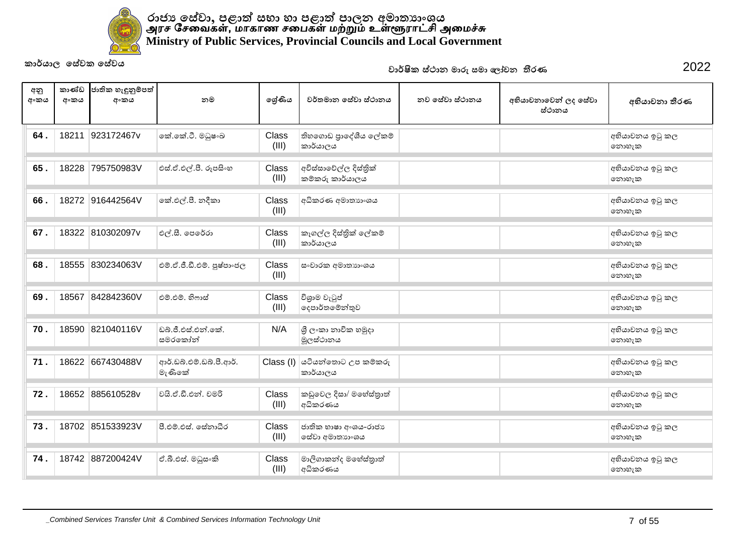# රාජ්‍ය සේවා, පළාත් සභා හා පළාත් පාලන අමාත්‍යාංශය
# அரச சேவைகள், மாகாண சபைகள் மற்றும் உள்ளூராட்சி அமைச்சு
# Ministry of Public Services, Provincial Councils and Local Government

කාර්යාල සේවක සේවය

වාර්ෂික ස්ථාන මාරු සමා ලෝචන තීරණ 2022

| අනු අංකය | කාණ්ඩ අංකය | ජාතික හැඳුනුම්පත් අංකය | නම | ශ්‍රේණිය | වර්තමාන සේවා ස්ථානය | නව සේවා ස්ථානය | අභියාචනාවෙන් ලද සේවා ස්ථානය | අභියාචනා තීරණ |
|---|---|---|---|---|---|---|---|---|
| 64 . | 18211 | 923172467v | කේ.කේ.ටී. මධුෂංඛ | Class (III) | තිහගොඩ ප්‍රාදේශීය ලේකම් කාර්යාලය | | | අභියාචනය ඉටු කල නොහැක |
| 65 . | 18228 | 795750983V | එස්.ඒ.එල්.පී. රූපසිංහ | Class (III) | අවිස්සාවේල්ල දිස්ත්‍රික් කම්කරු කාර්යාලය | | | අභියාචනය ඉටු කල නොහැක |
| 66 . | 18272 | 916442564V | කේ.එල්.පී. නදීකා | Class (III) | අධිකරණ අමාත්‍යාංශය | | | අභියාචනය ඉටු කල නොහැක |
| 67 . | 18322 | 810302097v | එල්.සී. පෙරේරා | Class (III) | කෑගල්ල දිස්ත්‍රික් ලේකම් කාර්යාලය | | | අභියාචනය ඉටු කල නොහැක |
| 68 . | 18555 | 830234063V | එම්.ඒ.ජී.ඩී.එම්. පුෂ්පාංජල | Class (III) | සංචාරක අමාත්‍යාංශය | | | අභියාචනය ඉටු කල නොහැක |
| 69 . | 18567 | 842842360V | එම්.එම්. හිෆාස් | Class (III) | විශ්‍රාම වැටුප් දෙපාර්තමේන්තුව | | | අභියාචනය ඉටු කල නොහැක |
| 70 . | 18590 | 821040116V | ඩබ්.ජී.එස්.එන්.කේ. සමරකෝන් | N/A | ශ්‍රී ලංකා නාවික හමුදා මූලස්ථානය | | | අභියාචනය ඉටු කල නොහැක |
| 71 . | 18622 | 667430488V | ආර්.ඩබ්.එම්.ඩබ්.පී.ආර්. මැණිකේ | Class (I) | යටියන්තොට උප කම්කරු කාර්යාලය | | | අභියාචනය ඉටු කල නොහැක |
| 72 . | 18652 | 885610528v | වයි.ඒ.ඩී.එන්. චමරි | Class (III) | කඩුවෙල දිසා/ මහේස්ත්‍රාත් අධිකරණය | | | අභියාචනය ඉටු කල නොහැක |
| 73 . | 18702 | 851533923V | පී.එම්.එස්. සේනාධීර | Class (III) | ජාතික භාෂා අංශය-රාජ්‍ය සේවා අමාත්‍යාංශය | | | අභියාචනය ඉටු කල නොහැක |
| 74 . | 18742 | 887200424V | ඒ.බී.එස්. මධුසංකි | Class (III) | මාලිගාකන්ද මහේස්ත්‍රාත් අධිකරණය | | | අභියාචනය ඉටු කල නොහැක |

_Combined Services Transfer Unit & Combined Services Information Technology Unit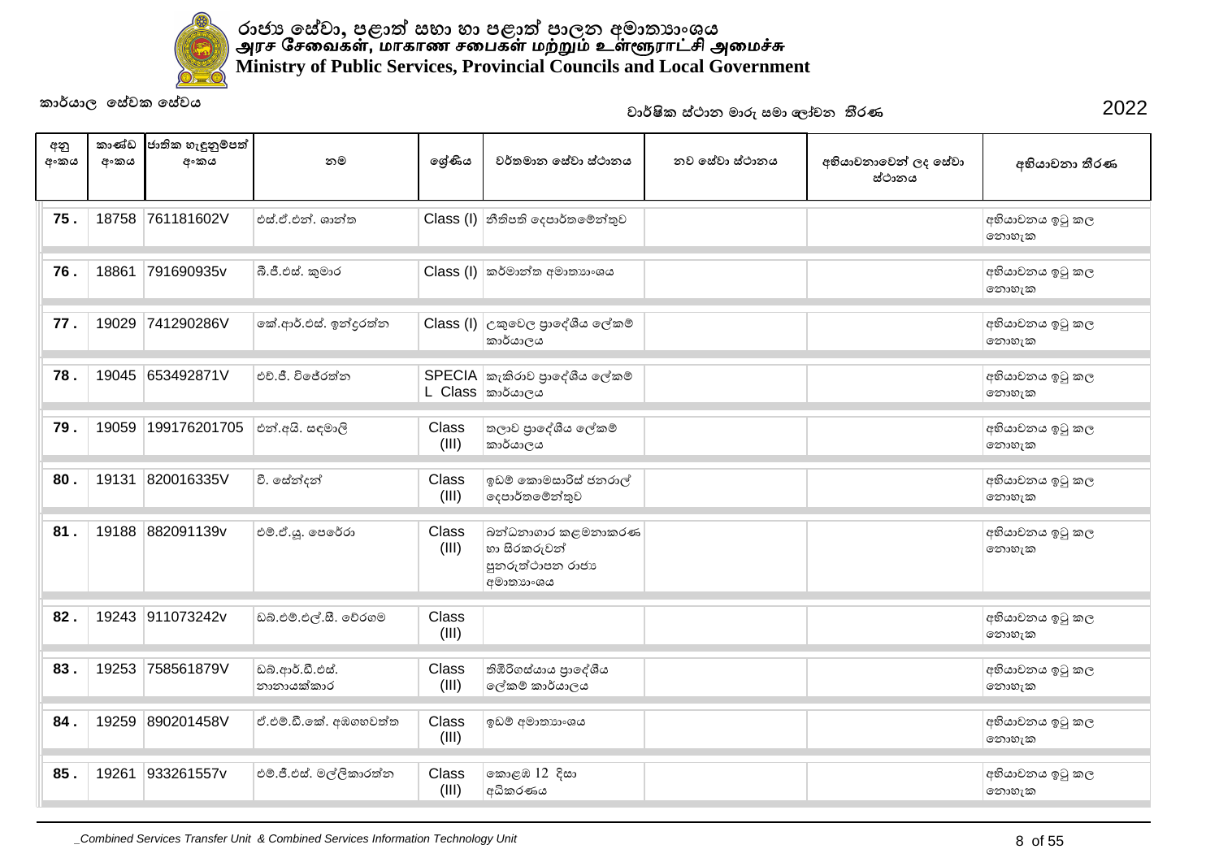# රාජ්‍ය සේවා, පළාත් සභා හා පළාත් පාලන අමාත්‍යාංශය
# அரச சேவைகள், மாகாண சபைகள் மற்றும் உள்ளூராட்சி அமைச்சு
# Ministry of Public Services, Provincial Councils and Local Government

කාර්යාල සේවක සේවය

වාර්ෂික ස්ථාන මාරු සමා ලෝචන තීරණ 2022

| අනු අංකය | කාණ්ඩ අංකය | ජාතික හැඳුනුම්පත් අංකය | නම | ශ්‍රේණිය | වර්තමාන සේවා ස්ථානය | නව සේවා ස්ථානය | අභියාචනාවෙන් ලද සේවා ස්ථානය | අභියාචනා තීරණ |
|---|---|---|---|---|---|---|---|---|
| 75 . | 18758 | 761181602V | එස්.ඒ.එන්. ශාන්ත | Class (I) | නීතිපති දෙපාර්තමේන්තුව | | | අභියාචනය ඉටු කල නොහැක |
| 76 . | 18861 | 791690935v | බී.ජී.එස්. කුමාර | Class (I) | කර්මාන්ත අමාත්‍යාංශය | | | අභියාචනය ඉටු කල නොහැක |
| 77 . | 19029 | 741290286V | කේ.ආර්.එස්. ඉන්ද්‍රරත්න | Class (I) | උකුවෙල ප්‍රාදේශීය ලේකම් කාර්යාලය | | | අභියාචනය ඉටු කල නොහැක |
| 78 . | 19045 | 653492871V | එච්.ජී. විජේරත්න | SPECIAL Class | කැකිරාව ප්‍රාදේශීය ලේකම් කාර්යාලය | | | අභියාචනය ඉටු කල නොහැක |
| 79 . | 19059 | 199176201705 | එන්.අයි. සඳමාලි | Class (III) | තලාව ප්‍රාදේශීය ලේකම් කාර්යාලය | | | අභියාචනය ඉටු කල නොහැක |
| 80 . | 19131 | 820016335V | වී. සේන්දන් | Class (III) | ඉඩම් කොමසාරිස් ජනරාල් දෙපාර්තමේන්තුව | | | අභියාචනය ඉටු කල නොහැක |
| 81 . | 19188 | 882091139v | එම්.ඒ.යූ. පෙරේරා | Class (III) | බන්ධනාගාර කළමනාකරණ හා සිරකරුවන් පුනරුත්ථාපන රාජ්‍ය අමාත්‍යාංශය | | | අභියාචනය ඉටු කල නොහැක |
| 82 . | 19243 | 911073242v | ඩබ්.එම්.එල්.සී. වේරගම | Class (III) | | | | අභියාචනය ඉටු කල නොහැක |
| 83 . | 19253 | 758561879V | ඩබ්.ආර්.ඩී.එස්. නානායක්කාර | Class (III) | තිඹිරිගස්යාය ප්‍රාදේශීය ලේකම් කාර්යාලය | | | අභියාචනය ඉටු කල නොහැක |
| 84 . | 19259 | 890201458V | ඒ.එම්.ඩී.කේ. අබගහවත්ත | Class (III) | ඉඩම් අමාත්‍යාංශය | | | අභියාචනය ඉටු කල නොහැක |
| 85 . | 19261 | 933261557v | එම්.ජී.එස්. මල්ලිකාරත්න | Class (III) | කොළඹ 12 දිසා අධිකරණය | | | අභියාචනය ඉටු කල නොහැක |

_Combined Services Transfer Unit & Combined Services Information Technology Unit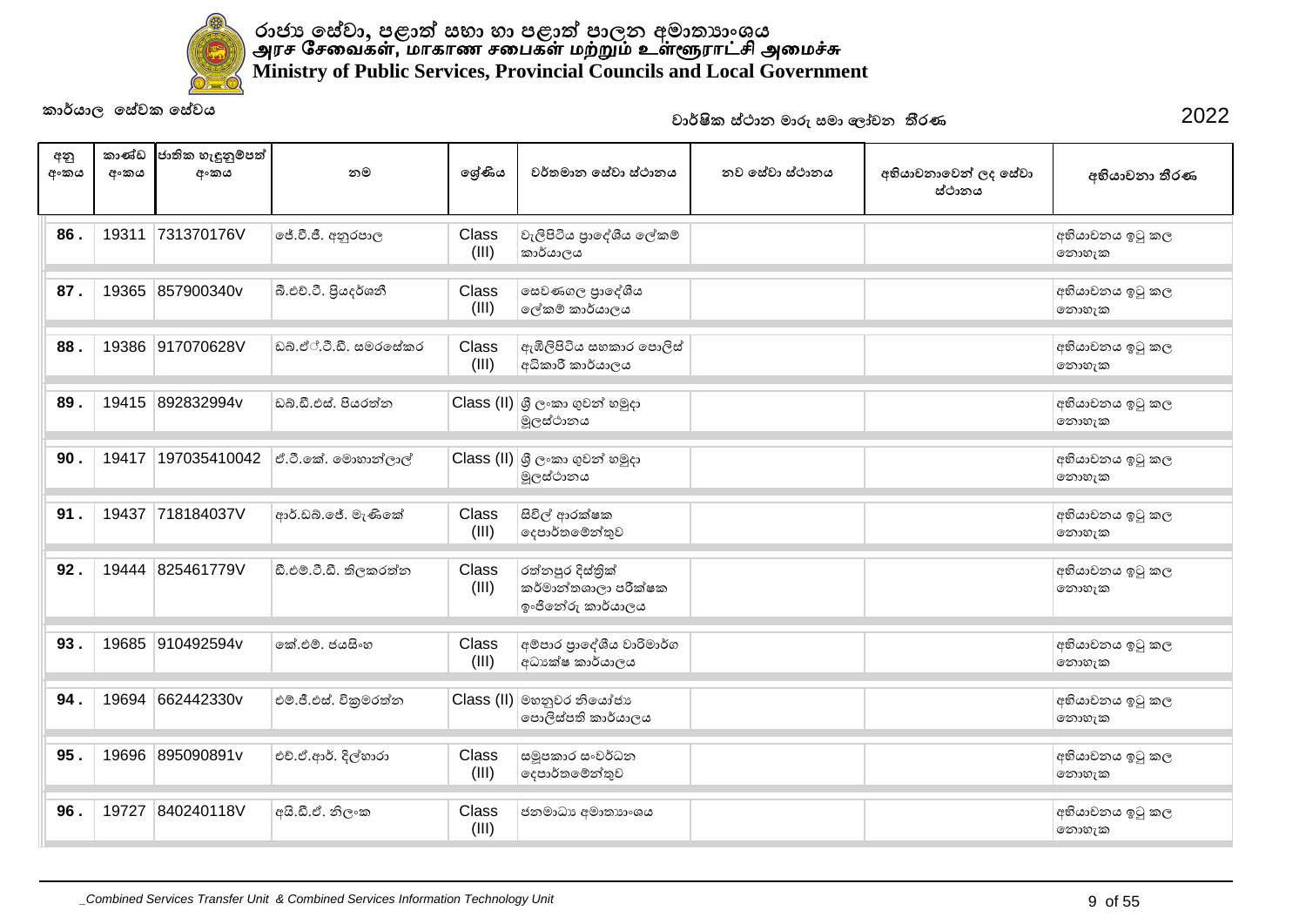# රාජ්‍ය සේවා, පළාත් සභා හා පළාත් පාලන අමාත්‍යාංශය
# அரச சேவைகள், மாகாண சபைகள் மற்றும் உள்ளூராட்சி அமைச்சு
# Ministry of Public Services, Provincial Councils and Local Government

කාර්යාල සේවක සේවය

වාර්ෂික ස්ථාන මාරු සමා ලෝචන තීරණ 2022

| අනු අංකය | කාණ්ඩ අංකය | ජාතික හැඳුනුම්පත් අංකය | නම | ශ්‍රේණිය | වර්තමාන සේවා ස්ථානය | නව සේවා ස්ථානය | අභියාචනාවෙන් ලද සේවා ස්ථානය | අභියාචනා තීරණ |
|---|---|---|---|---|---|---|---|---|
| 86 . | 19311 | 731370176V | ජේ.වී.ජී. අනුරපාල | Class (III) | වැලිපිටිය ප්‍රාදේශීය ලේකම් කාර්යාලය | | | අභියාචනය ඉටු කල නොහැක |
| 87 . | 19365 | 857900340v | බී.එච්.ටී. ප්‍රියදර්ශනී | Class (III) | සෙවණගල ප්‍රාදේශීය ලේකම් කාර්යාලය | | | අභියාචනය ඉටු කල නොහැක |
| 88 . | 19386 | 917070628V | ඩබ්.ඒ්.ටී.ඩී. සමරසේකර | Class (III) | ඇඹිලිපිටිය සහකාර පොලිස් අධිකාරී කාර්යාලය | | | අභියාචනය ඉටු කල නොහැක |
| 89 . | 19415 | 892832994v | ඩබ්.ඩී.එස්. පියරත්න | Class (II) | ශ්‍රී ලංකා ගුවන් හමුදා මූලස්ථානය | | | අභියාචනය ඉටු කල නොහැක |
| 90 . | 19417 | 197035410042 | ඒ.ටී.කේ. මොහාන්ලාල් | Class (II) | ශ්‍රී ලංකා ගුවන් හමුදා මූලස්ථානය | | | අභියාචනය ඉටු කල නොහැක |
| 91 . | 19437 | 718184037V | ආර්.ඩබ්.ජේ. මැණිකේ | Class (III) | සිවිල් ආරක්ෂක දෙපාර්තමේන්තුව | | | අභියාචනය ඉටු කල නොහැක |
| 92 . | 19444 | 825461779V | ඩී.එම්.ටී.ඩී. තිලකරත්න | Class (III) | රත්නපුර දිස්ත්‍රික් කර්මාන්තශාලා පරීක්ෂක ඉංජිනේරු කාර්යාලය | | | අභියාචනය ඉටු කල නොහැක |
| 93 . | 19685 | 910492594v | කේ.එම්. ජයසිංහ | Class (III) | අම්පාර ප්‍රාදේශීය වාරිමාර්ග අධ්‍යක්ෂ කාර්යාලය | | | අභියාචනය ඉටු කල නොහැක |
| 94 . | 19694 | 662442330v | එම්.ජී.එස්. වික්‍රමරත්න | Class (II) | මහනුවර නියෝජ්‍ය පොලිස්පති කාර්යාලය | | | අභියාචනය ඉටු කල නොහැක |
| 95 . | 19696 | 895090891v | එච්.ඒ.ආර්. දිල්හාරා | Class (III) | සමුපකාර සංවර්ධන දෙපාර්තමේන්තුව | | | අභියාචනය ඉටු කල නොහැක |
| 96 . | 19727 | 840240118V | අයි.ඩී.ඒ. නිලංක | Class (III) | ජනමාධ්‍ය අමාත්‍යාංශය | | | අභියාචනය ඉටු කල නොහැක |

_Combined Services Transfer Unit & Combined Services Information Technology Unit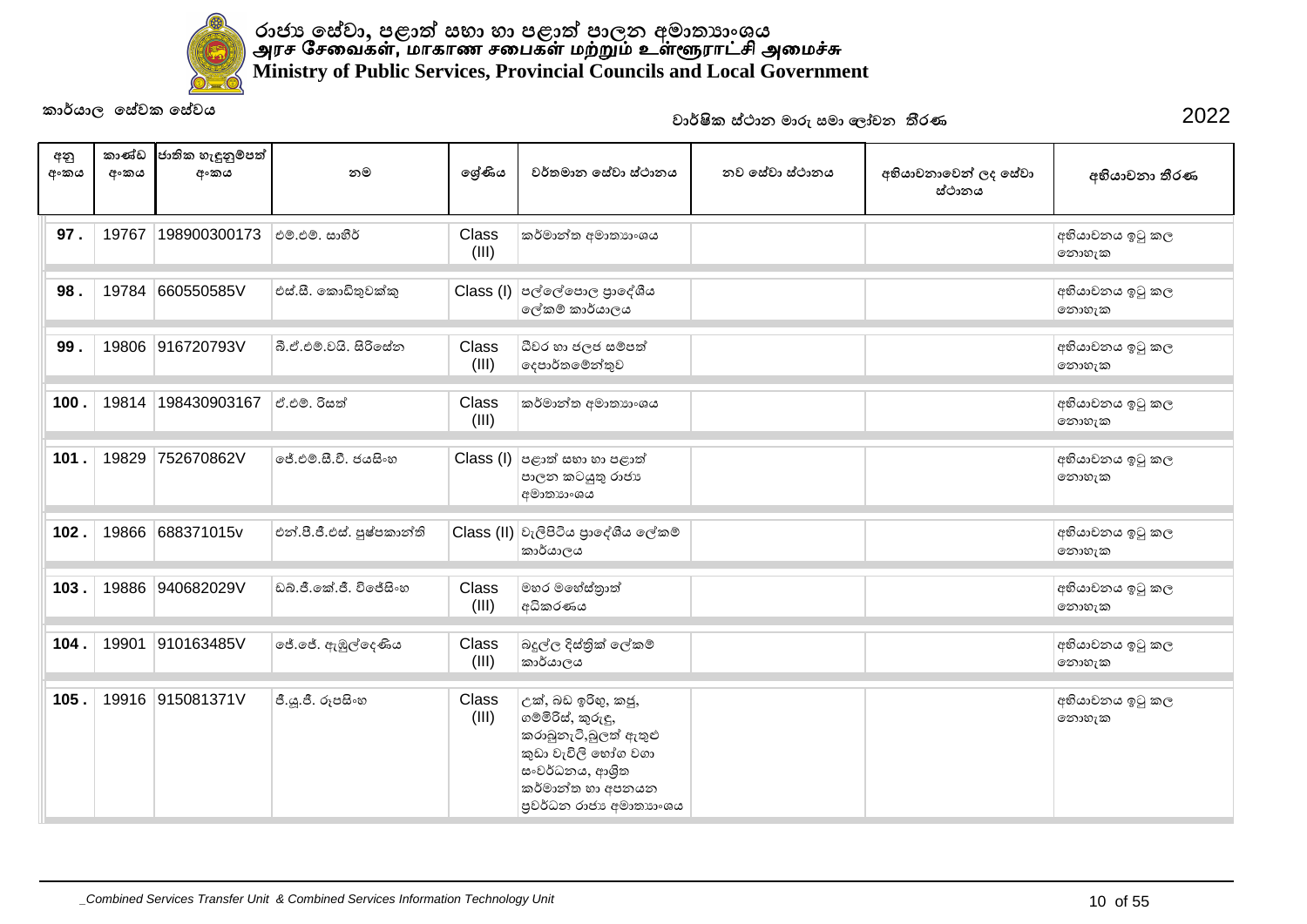# රාජ්‍ය සේවා, පළාත් සභා හා පළාත් පාලන අමාත්‍යාංශය
# அரச சேவைகள், மாகாண சபைகள் மற்றும் உள்ளூராட்சி அமைச்சு
# Ministry of Public Services, Provincial Councils and Local Government

කාර්යාල සේවක සේවය

වාර්ෂික ස්ථාන මාරු සමාලෝචන තීරණ 2022

| අනු අංකය | කාණ්ඩ අංකය | ජාතික හැඳුනුම්පත් අංකය | නම | ශ්‍රේණිය | වර්තමාන සේවා ස්ථානය | නව සේවා ස්ථානය | අභියාචනාවෙන් ලද සේවා ස්ථානය | අභියාචනා තීරණ |
|---|---|---|---|---|---|---|---|---|
| 97 . | 19767 | 198900300173 | එම්.එම්. සාහීර් | Class (III) | කර්මාන්ත අමාත්‍යාංශය | | | අභියාචනය ඉටු කල නොහැක |
| 98 . | 19784 | 660550585V | එස්.සී. කොඩිතුවක්කු | Class (I) | පල්ලේපොල ප්‍රාදේශීය ලේකම් කාර්යාලය | | | අභියාචනය ඉටු කල නොහැක |
| 99 . | 19806 | 916720793V | බී.ඒ.එම්.වයි. සිරිසේන | Class (III) | ධීවර හා ජලජ සම්පත් දෙපාර්තමේන්තුව | | | අභියාචනය ඉටු කල නොහැක |
| 100 . | 19814 | 198430903167 | ඒ.එම්. රිසත් | Class (III) | කර්මාන්ත අමාත්‍යාංශය | | | අභියාචනය ඉටු කල නොහැක |
| 101 . | 19829 | 752670862V | ජේ.එම්.සී.වී. ජයසිංහ | Class (I) | පළාත් සභා හා පළාත් පාලන කටයුතු රාජ්‍ය අමාත්‍යාංශය | | | අභියාචනය ඉටු කල නොහැක |
| 102 . | 19866 | 688371015v | එන්.පී.ජී.එස්. පුෂ්පකාන්ති | Class (II) | වැලිපිටිය ප්‍රාදේශීය ලේකම් කාර්යාලය | | | අභියාචනය ඉටු කල නොහැක |
| 103 . | 19886 | 940682029V | ඩබ්.ජී.කේ.ජී. විජේසිංහ | Class (III) | මහර මහේස්ත්‍රාත් අධිකරණය | | | අභියාචනය ඉටු කල නොහැක |
| 104 . | 19901 | 910163485V | ජේ.ජේ. ඇඹුල්දෙණිය | Class (III) | බදුල්ල දිස්ත්‍රික් ලේකම් කාර්යාලය | | | අභියාචනය ඉටු කල නොහැක |
| 105 . | 19916 | 915081371V | ජී.යූ.ජී. රූපසිංහ | Class (III) | උක්, බඩ ඉරිඟු, කජු, ගම්මිරිස්, කුරුඳු, කරාබුනැටි,බුලත් ඇතුළු කුඩා වැවිලි භෝග වගා සංවර්ධනය, ආශ්‍රිත කර්මාන්ත හා අපනයන ප්‍රවර්ධන රාජ්‍ය අමාත්‍යාංශය | | | අභියාචනය ඉටු කල නොහැක |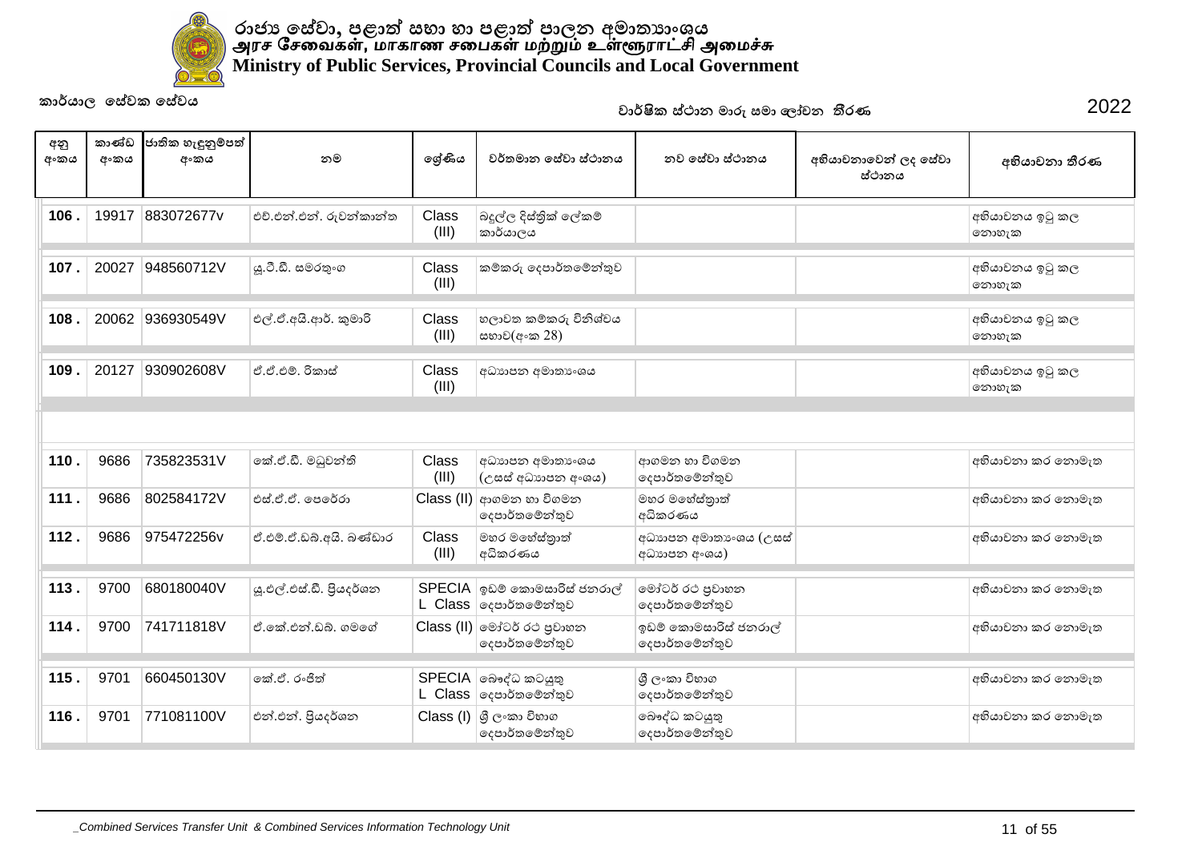රාජ්‍ය සේවා, පළාත් සභා හා පළාත් පාලන අමාත්‍යාංශය
அரச சேவைகள், மாகாண சபைகள் மற்றும் உள்ளூராட்சி அமைச்சு
Ministry of Public Services, Provincial Councils and Local Government

කාර්යාල සේවක සේවය

වාර්ෂික ස්ථාන මාරු සමා ලෝචන තීරණ 2022

| අනු අංකය | කාණ්ඩ අංකය | ජාතික හැඳුනුම්පත් අංකය | නම | ශ්‍රේණිය | වර්තමාන සේවා ස්ථානය | නව සේවා ස්ථානය | අභියාචනාවෙන් ලද සේවා ස්ථානය | අභියාචනා තීරණ |
|---|---|---|---|---|---|---|---|---|
| 106 . | 19917 | 883072677v | එච්.එන්.එන්. රුවන්කාන්ත | Class (III) | බදුල්ල දිස්ත්‍රික් ලේකම් කාර්යාලය | | | අභියාචනය ඉටු කල නොහැක |
| 107 . | 20027 | 948560712V | යූ.ටී.ඩී. සමරතුංග | Class (III) | කම්කරු දෙපාර්තමේන්තුව | | | අභියාචනය ඉටු කල නොහැක |
| 108 . | 20062 | 936930549V | එල්.ඒ.අයි.ආර්. කුමාරි | Class (III) | හලාවත කම්කරු විනිශ්චය සභාව(අංක 28) | | | අභියාචනය ඉටු කල නොහැක |
| 109 . | 20127 | 930902608V | ඒ.ඒ.එම්. රිකාස් | Class (III) | අධ්‍යාපන අමාත්‍යාංශය | | | අභියාචනය ඉටු කල නොහැක |
| 110 . | 9686 | 735823531V | කේ.ඒ.ඩී. මධුවන්ති | Class (III) | අධ්‍යාපන අමාත්‍යාංශය (උසස් අධ්‍යාපන අංශය) | ආගමන හා විගමන දෙපාර්තමේන්තුව | | අභියාචනා කර නොමැත |
| 111 . | 9686 | 802584172V | එස්.ඒ.ඒ. පෙරේරා | Class (II) | ආගමන හා විගමන දෙපාර්තමේන්තුව | මහර මහේස්ත්‍රාත් අධිකරණය | | අභියාචනා කර නොමැත |
| 112 . | 9686 | 975472256v | ඒ.එම්.ඒ.ඩබ්.අයි. බණ්ඩාර | Class (III) | මහර මහේස්ත්‍රාත් අධිකරණය | අධ්‍යාපන අමාත්‍යාංශය (උසස් අධ්‍යාපන අංශය) | | අභියාචනා කර නොමැත |
| 113 . | 9700 | 680180040V | යූ.එල්.එස්.ඩී. ප්‍රියදර්ශන | SPECIAL Class | ඉඩම් කොමසාරිස් ජනරාල් දෙපාර්තමේන්තුව | මෝටර් රථ ප්‍රවාහන දෙපාර්තමේන්තුව | | අභියාචනා කර නොමැත |
| 114 . | 9700 | 741711818V | ඒ.කේ.එන්.ඩබ්. ගමගේ | Class (II) | මෝටර් රථ ප්‍රවාහන දෙපාර්තමේන්තුව | ඉඩම් කොමසාරිස් ජනරාල් දෙපාර්තමේන්තුව | | අභියාචනා කර නොමැත |
| 115 . | 9701 | 660450130V | කේ.ඒ. රංජිත් | SPECIAL Class | බෞද්ධ කටයුතු දෙපාර්තමේන්තුව | ශ්‍රී ලංකා විභාග දෙපාර්තමේන්තුව | | අභියාචනා කර නොමැත |
| 116 . | 9701 | 771081100V | එන්.එන්. ප්‍රියදර්ශන | Class (I) | ශ්‍රී ලංකා විභාග දෙපාර්තමේන්තුව | බෞද්ධ කටයුතු දෙපාර්තමේන්තුව | | අභියාචනා කර නොමැත |

_Combined Services Transfer Unit & Combined Services Information Technology Unit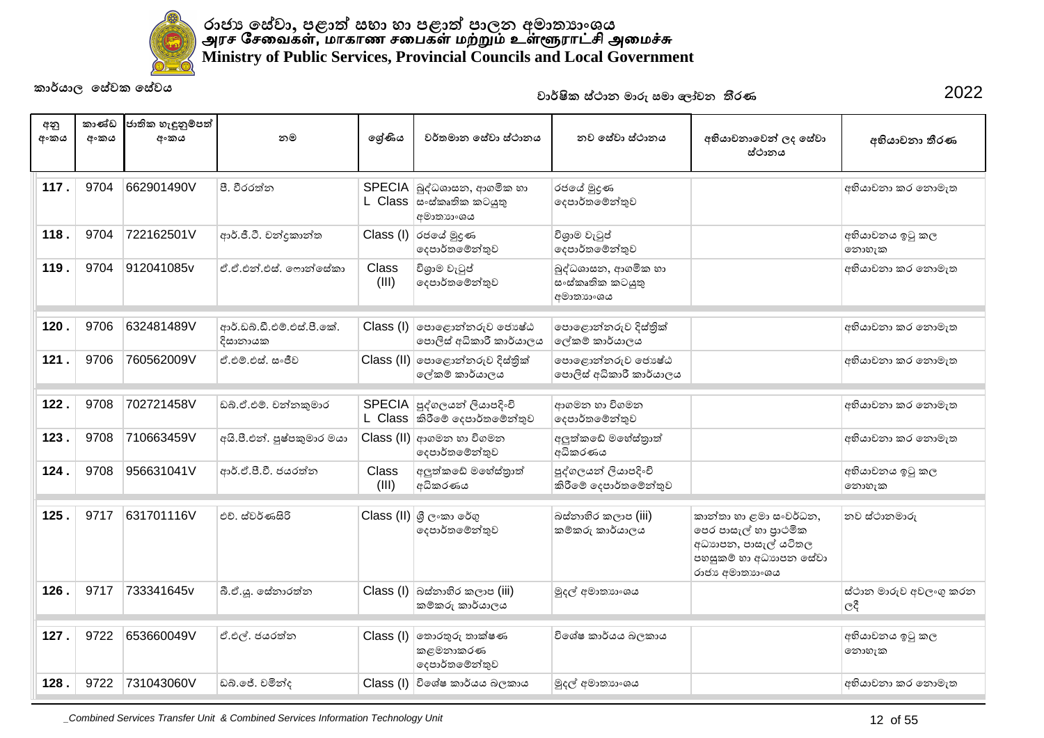# රාජ්‍ය සේවා, පළාත් සභා හා පළාත් පාලන අමාත්‍යාංශය
# அரச சேவைகள், மாகாண சபைகள் மற்றும் உள்ளூராட்சி அமைச்சு
# Ministry of Public Services, Provincial Councils and Local Government

කාර්යාල සේවක සේවය

වාර්ෂික ස්ථාන මාරු සමා ලෝචන තීරණ 2022

| අනු අංකය | කාණ්ඩ අංකය | ජාතික හැඳුනුම්පත් අංකය | නම | ශ්‍රේණිය | වර්තමාන සේවා ස්ථානය | නව සේවා ස්ථානය | අභියාචනාවෙන් ලද සේවා ස්ථානය | අභියාචනා තීරණ |
|---|---|---|---|---|---|---|---|---|
| 117 . | 9704 | 662901490V | පී. වීරරත්න | SPECIAL Class | බුද්ධශාසන, ආගමික හා සංස්කෘතික කටයුතු අමාත්‍යාංශය | රජයේ මුද්‍රණ දෙපාර්තමේන්තුව | | අභියාචනා කර නොමැත |
| 118 . | 9704 | 722162501V | ආර්.ජී.ටී. චන්ද්‍රකාන්ත | Class (I) | රජයේ මුද්‍රණ දෙපාර්තමේන්තුව | විශ්‍රාම වැටුප් දෙපාර්තමේන්තුව | | අභියාචනය ඉටු කල නොහැක |
| 119 . | 9704 | 912041085v | ඒ.ඒ.එන්.එස්. ෆොන්සේකා | Class (III) | විශ්‍රාම වැටුප් දෙපාර්තමේන්තුව | බුද්ධශාසන, ආගමික හා සංස්කෘතික කටයුතු අමාත්‍යාංශය | | අභියාචනා කර නොමැත |
| 120 . | 9706 | 632481489V | ආර්.ඩබ්.ඩී.එම්.එස්.පී.කේ. දිසානායක | Class (I) | පොළොන්නරුව ජ්‍යෙෂ්ඨ පොලිස් අධිකාරි කාර්යාලය | පොළොන්නරුව දිස්ත්‍රික් ලේකම් කාර්යාලය | | අභියාචනා කර නොමැත |
| 121 . | 9706 | 760562009V | ඒ.එම්.එස්. සංජීව | Class (II) | පොළොන්නරුව දිස්ත්‍රික් ලේකම් කාර්යාලය | පොළොන්නරුව ජ්‍යෙෂ්ඨ පොලිස් අධිකාරි කාර්යාලය | | අභියාචනා කර නොමැත |
| 122 . | 9708 | 702721458V | ඩබ්.ඒ.එම්. චන්නකුමාර | SPECIAL Class | පුද්ගලයන් ලියාපදිංචි කිරීමේ දෙපාර්තමේන්තුව | ආගමන හා විගමන දෙපාර්තමේන්තුව | | අභියාචනා කර නොමැත |
| 123 . | 9708 | 710663459V | අයි.පී.එන්. පුෂ්පකුමාර මයා | Class (II) | ආගමන හා විගමන දෙපාර්තමේන්තුව | අලුත්කඩේ මහේස්ත්‍රාත් අධිකරණය | | අභියාචනා කර නොමැත |
| 124 . | 9708 | 956631041V | ආර්.ඒ.පී.වී. ජයරත්න | Class (III) | අලුත්කඩේ මහේස්ත්‍රාත් අධිකරණය | පුද්ගලයන් ලියාපදිංචි කිරීමේ දෙපාර්තමේන්තුව | | අභියාචනය ඉටු කල නොහැක |
| 125 . | 9717 | 631701116V | එච්. ස්වර්ණසිරි | Class (II) | ශ්‍රී ලංකා රේගු දෙපාර්තමේන්තුව | බස්නාහිර කලාප (iii) කම්කරු කාර්යාලය | කාන්තා හා ළමා සංවර්ධන, පෙර පාසැල් හා ප්‍රාථමික අධ්‍යාපන, පාසැල් යටිතල පහසුකම් හා අධ්‍යාපන සේවා රාජ්‍ය අමාත්‍යාංශය | නව ස්ථානමාරු |
| 126 . | 9717 | 733341645v | බී.ඒ.යූ. සේනාරත්න | Class (I) | බස්නාහිර කලාප (iii) කම්කරු කාර්යාලය | මුදල් අමාත්‍යාංශය | | ස්ථාන මාරුව අවලංගු කරන ලදී |
| 127 . | 9722 | 653660049V | ඒ.එල්. ජයරත්න | Class (I) | තොරතුරු තාක්ෂණ කළමනාකරණ දෙපාර්තමේන්තුව | විශේෂ කාර්යය බලකාය | | අභියාචනය ඉටු කල නොහැක |
| 128 . | 9722 | 731043060V | ඩබ්.ජේ. චමින්ද | Class (I) | විශේෂ කාර්යය බලකාය | මුදල් අමාත්‍යාංශය | | අභියාචනා කර නොමැත |

_Combined Services Transfer Unit & Combined Services Information Technology Unit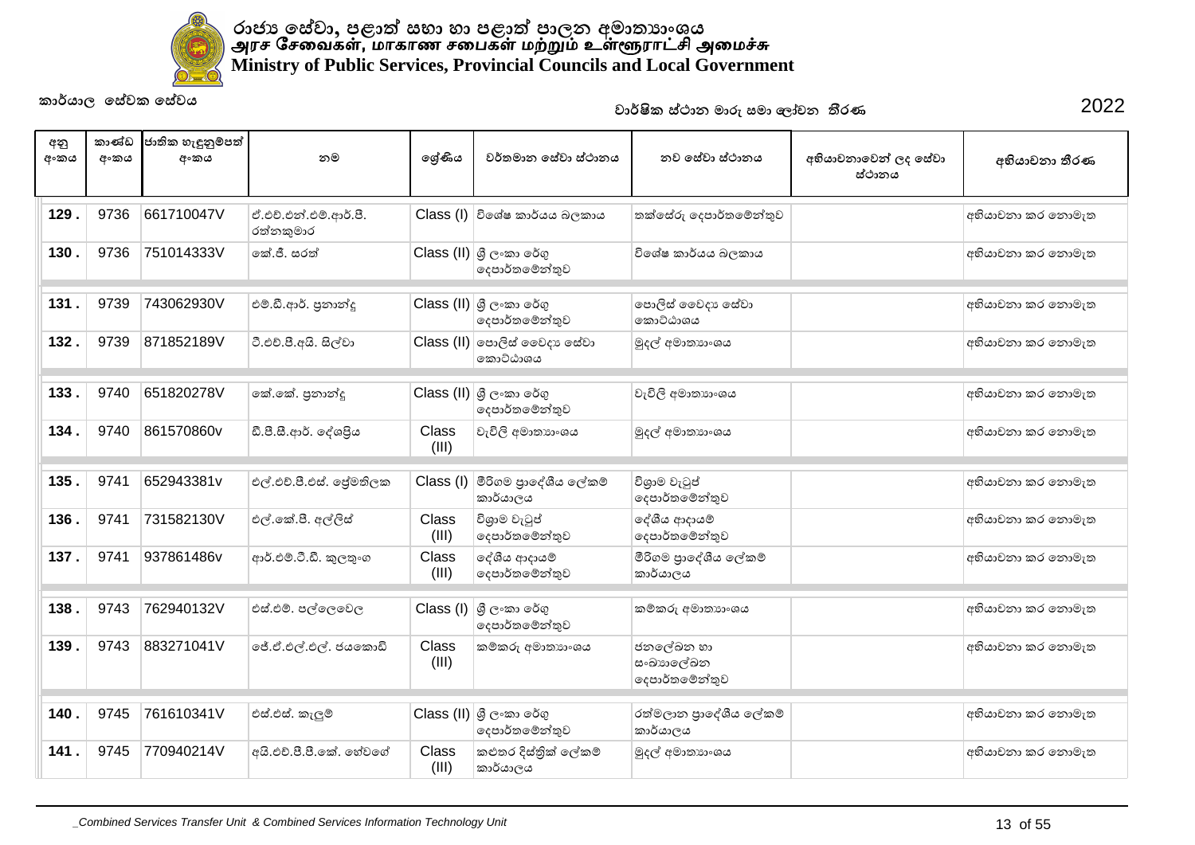# රාජ්‍ය සේවා, පළාත් සභා හා පළාත් පාලන අමාත්‍යාංශය
# அரச சேவைகள், மாகாண சபைகள் மற்றும் உள்ளூராட்சி அமைச்சு
# Ministry of Public Services, Provincial Councils and Local Government

**කාර්යාල සේවක සේවය**

**වාර්ෂික ස්ථාන මාරු සමා ලෝචන තීරණ** 2022

| අනු අංකය | කාණ්ඩ අංකය | ජාතික හැඳුනුම්පත් අංකය | නම | ශ්‍රේණිය | වර්තමාන සේවා ස්ථානය | නව සේවා ස්ථානය | අභියාචනාවෙන් ලද සේවා ස්ථානය | අභියාචනා තීරණ |
|---|---|---|---|---|---|---|---|---|
| **129 .** | 9736 | 661710047V | ඒ.එච්.එන්.එම්.ආර්.පී. රත්නකුමාර | Class (I) | විශේෂ කාර්යය බලකාය | තක්සේරු දෙපාර්තමේන්තුව | | අභියාචනා කර නොමැත |
| **130 .** | 9736 | 751014333V | කේ.ජී. සරත් | Class (II) | ශ්‍රී ලංකා රේගු දෙපාර්තමේන්තුව | විශේෂ කාර්යය බලකාය | | අභියාචනා කර නොමැත |
| **131 .** | 9739 | 743062930V | එම්.ඩී.ආර්. ප්‍රනාන්දු | Class (II) | ශ්‍රී ලංකා රේගු දෙපාර්තමේන්තුව | පොලිස් වෛද්‍ය සේවා කොට්ඨාශය | | අභියාචනා කර නොමැත |
| **132 .** | 9739 | 871852189V | ටී.එච්.පී.අයි. සිල්වා | Class (II) | පොලිස් වෛද්‍ය සේවා කොට්ඨාශය | මුදල් අමාත්‍යාංශය | | අභියාචනා කර නොමැත |
| **133 .** | 9740 | 651820278V | කේ.කේ. ප්‍රනාන්දු | Class (II) | ශ්‍රී ලංකා රේගු දෙපාර්තමේන්තුව | වැවිලි අමාත්‍යාංශය | | අභියාචනා කර නොමැත |
| **134 .** | 9740 | 861570860v | ඩී.පී.සී.ආර්. දේශප්‍රිය | Class (III) | වැවිලි අමාත්‍යාංශය | මුදල් අමාත්‍යාංශය | | අභියාචනා කර නොමැත |
| **135 .** | 9741 | 652943381v | එල්.එච්.පී.එස්. ප්‍රේමතිලක | Class (I) | මීරිගම ප්‍රාදේශීය ලේකම් කාර්යාලය | විශ්‍රාම වැටුප් දෙපාර්තමේන්තුව | | අභියාචනා කර නොමැත |
| **136 .** | 9741 | 731582130V | එල්.කේ.පී. අල්ලිස් | Class (III) | විශ්‍රාම වැටුප් දෙපාර්තමේන්තුව | දේශීය ආදායම් දෙපාර්තමේන්තුව | | අභියාචනා කර නොමැත |
| **137 .** | 9741 | 937861486v | ආර්.එම්.ටී.ඩී. කුලතුංග | Class (III) | දේශීය ආදායම් දෙපාර්තමේන්තුව | මීරිගම ප්‍රාදේශීය ලේකම් කාර්යාලය | | අභියාචනා කර නොමැත |
| **138 .** | 9743 | 762940132V | එස්.එම්. පල්ලෙවෙල | Class (I) | ශ්‍රී ලංකා රේගු දෙපාර්තමේන්තුව | කම්කරු අමාත්‍යාංශය | | අභියාචනා කර නොමැත |
| **139 .** | 9743 | 883271041V | ජේ.ඒ.එල්.එල්. ජයකොඩි | Class (III) | කම්කරු අමාත්‍යාංශය | ජනලේඛන හා සංඛ්‍යාලේඛන දෙපාර්තමේන්තුව | | අභියාචනා කර නොමැත |
| **140 .** | 9745 | 761610341V | එස්.එස්. කැලුම් | Class (II) | ශ්‍රී ලංකා රේගු දෙපාර්තමේන්තුව | රත්මලාන ප්‍රාදේශීය ලේකම් කාර්යාලය | | අභියාචනා කර නොමැත |
| **141 .** | 9745 | 770940214V | අයි.එච්.පී.පී.කේ. හේවගේ | Class (III) | කළුතර දිස්ත්‍රික් ලේකම් කාර්යාලය | මුදල් අමාත්‍යාංශය | | අභියාචනා කර නොමැත |

*_Combined Services Transfer Unit & Combined Services Information Technology Unit*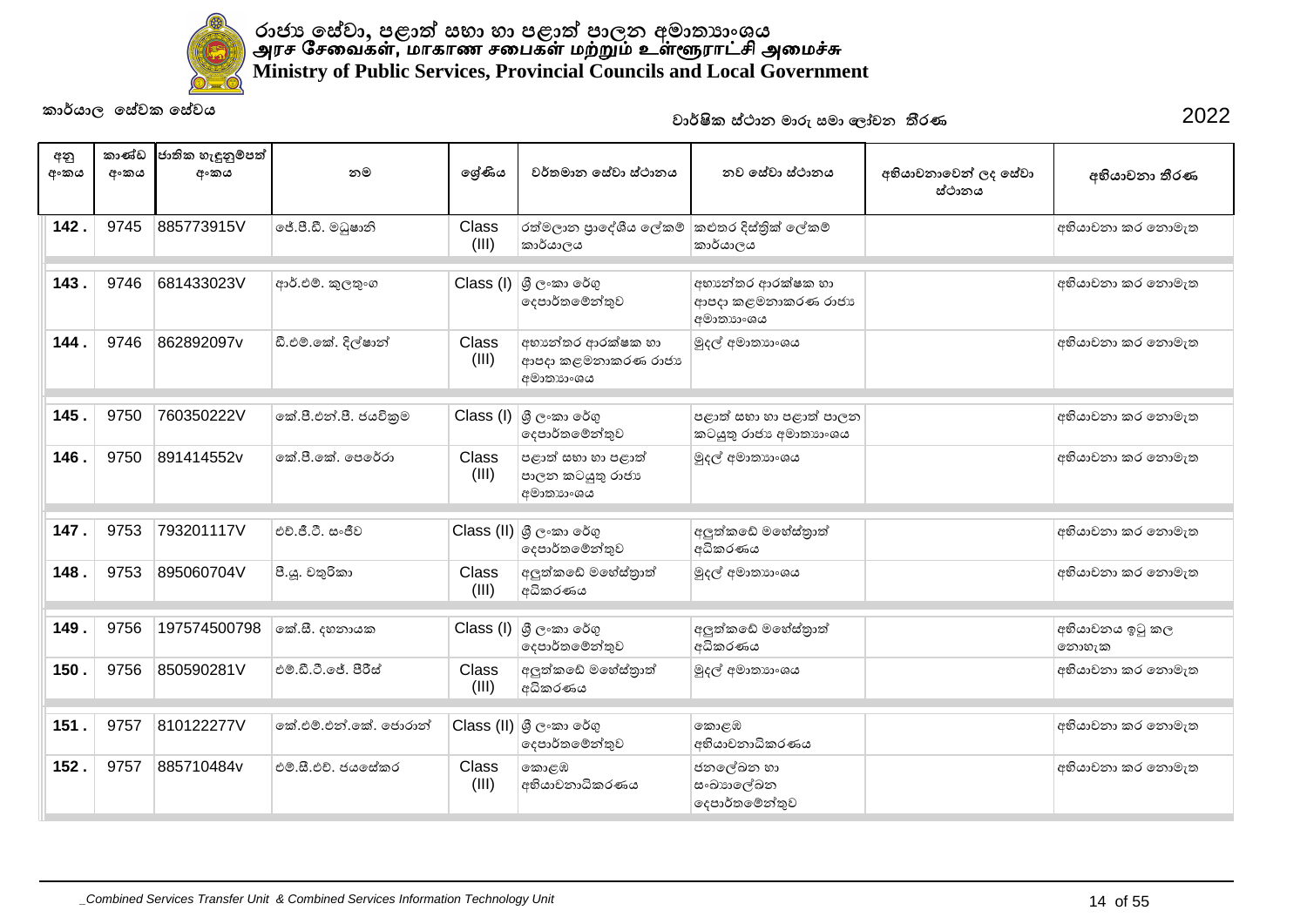රාජ්‍ය සේවා, පළාත් සභා හා පළාත් පාලන අමාත්‍යාංශය
அரச சேவைகள், மாகாண சபைகள் மற்றும் உள்ளூராட்சி அமைச்சு
Ministry of Public Services, Provincial Councils and Local Government

කාර්යාල සේවක සේවය

වාර්ෂික ස්ථාන මාරු සමාලෝචන තීරණ 2022

| අනු අංකය | කාණ්ඩ අංකය | ජාතික හැඳුනුම්පත් අංකය | නම | ශ්‍රේණිය | වර්තමාන සේවා ස්ථානය | නව සේවා ස්ථානය | අභියාචනාවෙන් ලද සේවා ස්ථානය | අභියාචනා තීරණ |
|---|---|---|---|---|---|---|---|---|
| 142 . | 9745 | 885773915V | ජේ.පී.ඩී. මධුෂානි | Class (III) | රත්මලාන ප්‍රාදේශීය ලේකම් කාර්යාලය | කළුතර දිස්ත්‍රික් ලේකම් කාර්යාලය | | අභියාචනා කර නොමැත |
| 143 . | 9746 | 681433023V | ආර්.එම්. කුලතුංග | Class (I) | ශ්‍රී ලංකා රේගු දෙපාර්තමේන්තුව | අභ්‍යන්තර ආරක්ෂක හා ආපදා කළමනාකරණ රාජ්‍ය අමාත්‍යාංශය | | අභියාචනා කර නොමැත |
| 144 . | 9746 | 862892097v | ඩී.එම්.කේ. දිල්ෂාන් | Class (III) | අභ්‍යන්තර ආරක්ෂක හා ආපදා කළමනාකරණ රාජ්‍ය අමාත්‍යාංශය | මුදල් අමාත්‍යාංශය | | අභියාචනා කර නොමැත |
| 145 . | 9750 | 760350222V | කේ.පී.එන්.පී. ජයවික්‍රම | Class (I) | ශ්‍රී ලංකා රේගු දෙපාර්තමේන්තුව | පළාත් සභා හා පළාත් පාලන කටයුතු රාජ්‍ය අමාත්‍යාංශය | | අභියාචනා කර නොමැත |
| 146 . | 9750 | 891414552v | කේ.පී.කේ. පෙරේරා | Class (III) | පළාත් සභා හා පළාත් පාලන කටයුතු රාජ්‍ය අමාත්‍යාංශය | මුදල් අමාත්‍යාංශය | | අභියාචනා කර නොමැත |
| 147 . | 9753 | 793201117V | එච්.ජී.ටී. සංජීව | Class (II) | ශ්‍රී ලංකා රේගු දෙපාර්තමේන්තුව | අලුත්කඩේ මහේස්ත්‍රාත් අධිකරණය | | අභියාචනා කර නොමැත |
| 148 . | 9753 | 895060704V | පී.යූ. චතුරිකා | Class (III) | අලුත්කඩේ මහේස්ත්‍රාත් අධිකරණය | මුදල් අමාත්‍යාංශය | | අභියාචනා කර නොමැත |
| 149 . | 9756 | 197574500798 | කේ.සී. දහනායක | Class (I) | ශ්‍රී ලංකා රේගු දෙපාර්තමේන්තුව | අලුත්කඩේ මහේස්ත්‍රාත් අධිකරණය | | අභියාචනය ඉටු කල නොහැක |
| 150 . | 9756 | 850590281V | එම්.ඩී.ටී.ජේ. පීරිස් | Class (III) | අලුත්කඩේ මහේස්ත්‍රාත් අධිකරණය | මුදල් අමාත්‍යාංශය | | අභියාචනා කර නොමැත |
| 151 . | 9757 | 810122277V | කේ.එම්.එන්.කේ. ජොරාන් | Class (II) | ශ්‍රී ලංකා රේගු දෙපාර්තමේන්තුව | කොළඹ අභියාචනාධිකරණය | | අභියාචනා කර නොමැත |
| 152 . | 9757 | 885710484v | එම්.සී.එච්. ජයසේකර | Class (III) | කොළඹ අභියාචනාධිකරණය | ජනලේඛන හා සංඛ්‍යාලේඛන දෙපාර්තමේන්තුව | | අභියාචනා කර නොමැත |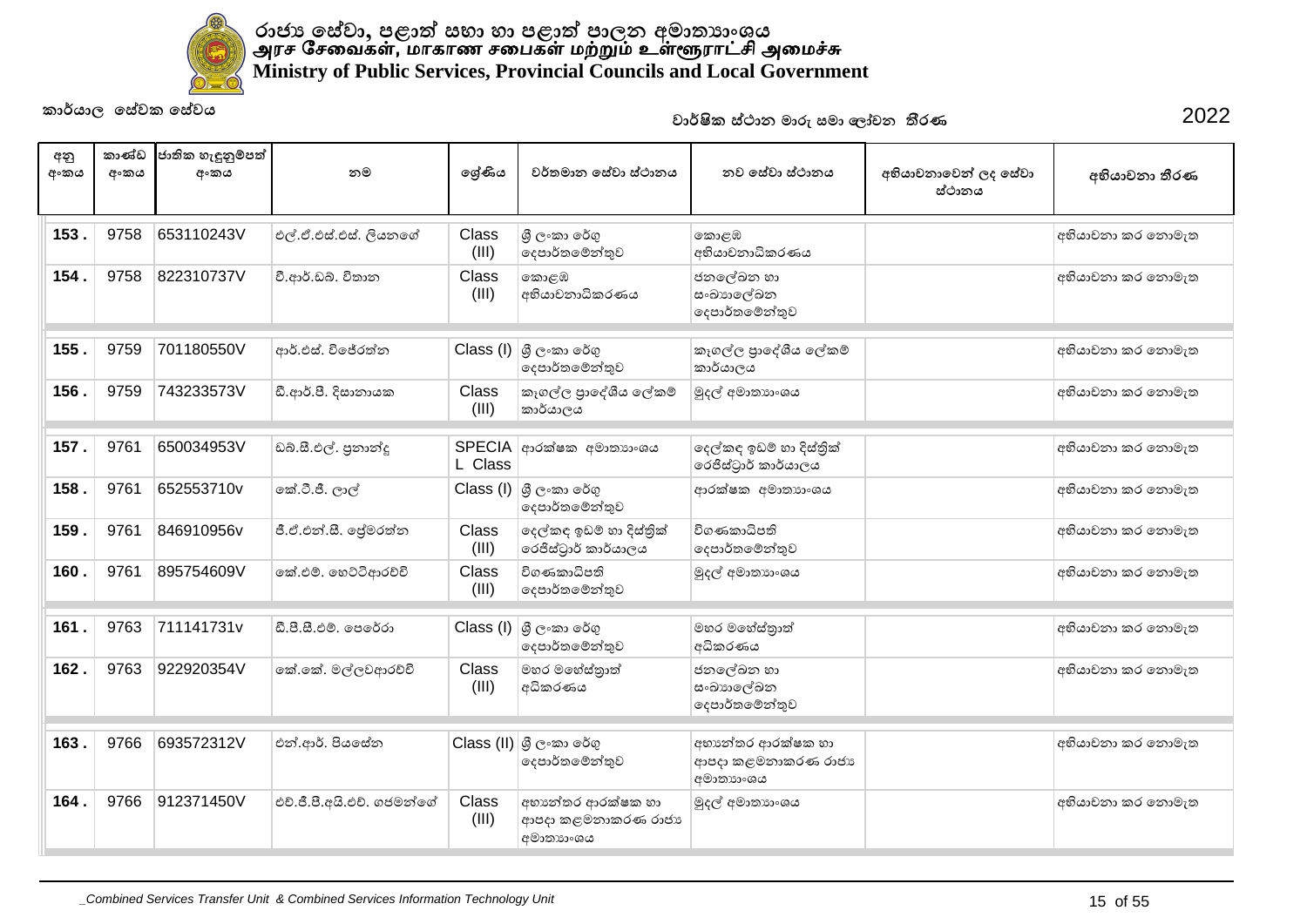# රාජ්‍ය සේවා, පළාත් සභා හා පළාත් පාලන අමාත්‍යාංශය
# அரச சேவைகள், மாகாண சபைகள் மற்றும் உள்ளூராட்சி அமைச்சு
# Ministry of Public Services, Provincial Councils and Local Government

**කාර්යාල සේවක සේවය** **වාර්ෂික ස්ථාන මාරු සමා ලෝචන තීරණ** 2022

| අනු අංකය | කාණ්ඩ අංකය | ජාතික හැඳුනුම්පත් අංකය | නම | ශ්‍රේණිය | වර්තමාන සේවා ස්ථානය | නව සේවා ස්ථානය | අභියාචනාවෙන් ලද සේවා ස්ථානය | අභියාචනා තීරණ |
|---|---|---|---|---|---|---|---|---|
| 153 . | 9758 | 653110243V | එල්.ඒ.එස්.එස්. ලියනගේ | Class (III) | ශ්‍රී ලංකා රේගු දෙපාර්තමේන්තුව | කොළඹ අභියාචනාධිකරණය | | අභියාචනා කර නොමැත |
| 154 . | 9758 | 822310737V | වී.ආර්.ඩබ්. විතාන | Class (III) | කොළඹ අභියාචනාධිකරණය | ජනලේඛන හා සංඛ්‍යාලේඛන දෙපාර්තමේන්තුව | | අභියාචනා කර නොමැත |
| 155 . | 9759 | 701180550V | ආර්.එස්. විජේරත්න | Class (I) | ශ්‍රී ලංකා රේගු දෙපාර්තමේන්තුව | කෑගල්ල ප්‍රාදේශීය ලේකම් කාර්යාලය | | අභියාචනා කර නොමැත |
| 156 . | 9759 | 743233573V | ඩී.ආර්.පී. දිසානායක | Class (III) | කෑගල්ල ප්‍රාදේශීය ලේකම් කාර්යාලය | මුදල් අමාත්‍යාංශය | | අභියාචනා කර නොමැත |
| 157 . | 9761 | 650034953V | ඩබ්.සී.එල්. ප්‍රනාන්දු | SPECIAL Class | ආරක්ෂක අමාත්‍යාංශය | දෙල්කඳ ඉඩම් හා දිස්ත්‍රික් රෙජිස්ට්‍රාර් කාර්යාලය | | අභියාචනා කර නොමැත |
| 158 . | 9761 | 652553710v | කේ.ටී.ජී. ලාල් | Class (I) | ශ්‍රී ලංකා රේගු දෙපාර්තමේන්තුව | ආරක්ෂක අමාත්‍යාංශය | | අභියාචනා කර නොමැත |
| 159 . | 9761 | 846910956v | ජී.ඒ.එන්.සී. ප්‍රේමරත්න | Class (III) | දෙල්කඳ ඉඩම් හා දිස්ත්‍රික් රෙජිස්ට්‍රාර් කාර්යාලය | විගණකාධිපති දෙපාර්තමේන්තුව | | අභියාචනා කර නොමැත |
| 160 . | 9761 | 895754609V | කේ.එම්. හෙට්ටිආරච්චි | Class (III) | විගණකාධිපති දෙපාර්තමේන්තුව | මුදල් අමාත්‍යාංශය | | අභියාචනා කර නොමැත |
| 161 . | 9763 | 711141731v | ඩී.පී.සී.එම්. පෙරේරා | Class (I) | ශ්‍රී ලංකා රේගු දෙපාර්තමේන්තුව | මහර මහේස්ත්‍රාත් අධිකරණය | | අභියාචනා කර නොමැත |
| 162 . | 9763 | 922920354V | කේ.කේ. මල්ලවආරච්චි | Class (III) | මහර මහේස්ත්‍රාත් අධිකරණය | ජනලේඛන හා සංඛ්‍යාලේඛන දෙපාර්තමේන්තුව | | අභියාචනා කර නොමැත |
| 163 . | 9766 | 693572312V | එන්.ආර්. පියසේන | Class (II) | ශ්‍රී ලංකා රේගු දෙපාර්තමේන්තුව | අභ්‍යන්තර ආරක්ෂක හා ආපදා කළමනාකරණ රාජ්‍ය අමාත්‍යාංශය | | අභියාචනා කර නොමැත |
| 164 . | 9766 | 912371450V | එච්.ජී.පී.අයි.එච්. ගජමන්ගේ | Class (III) | අභ්‍යන්තර ආරක්ෂක හා ආපදා කළමනාකරණ රාජ්‍ය අමාත්‍යාංශය | මුදල් අමාත්‍යාංශය | | අභියාචනා කර නොමැත |

_Combined Services Transfer Unit & Combined Services Information Technology Unit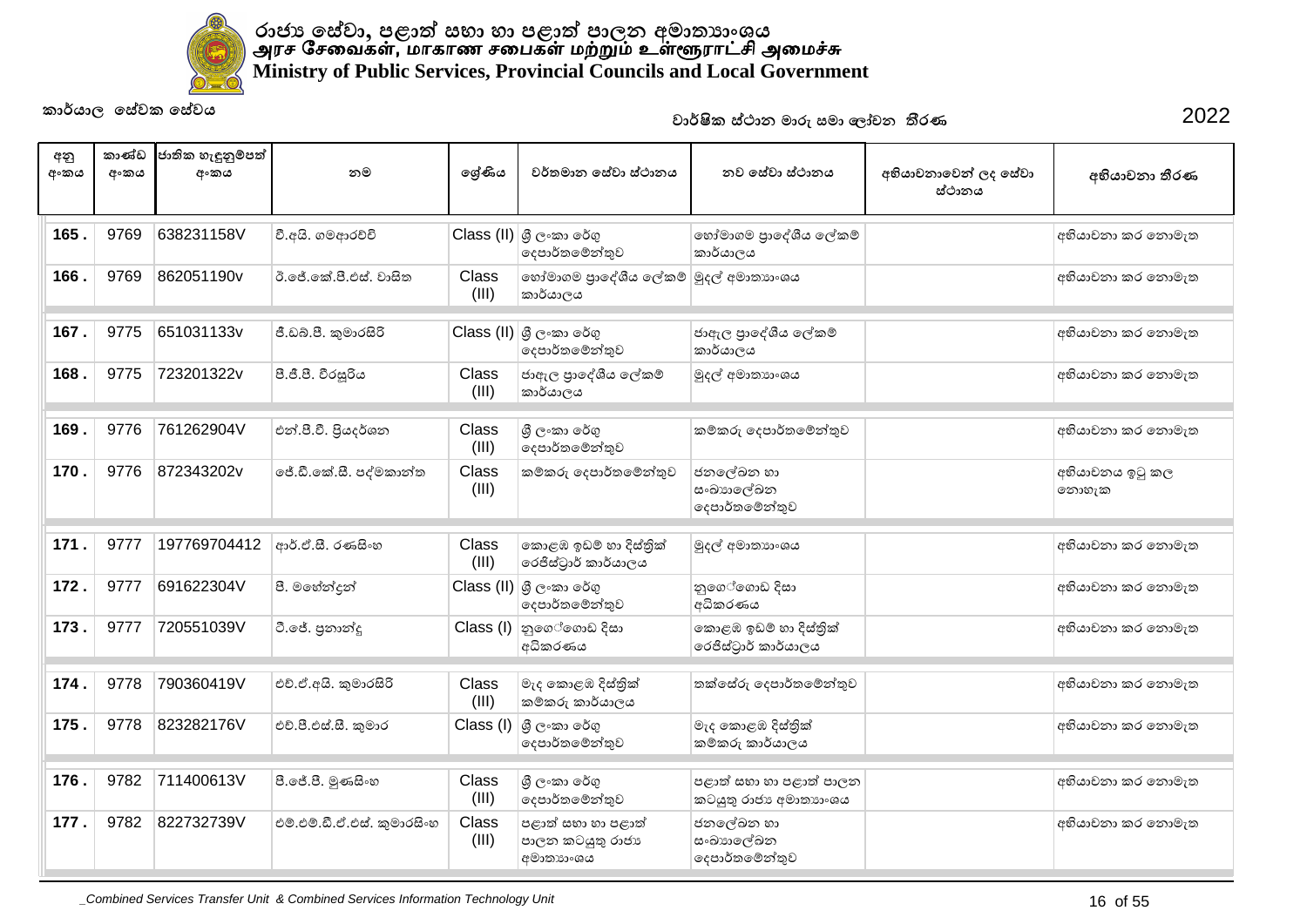# රාජ්‍ය සේවා, පළාත් සභා හා පළාත් පාලන අමාත්‍යාංශය
# அரச சேவைகள், மாகாண சபைகள் மற்றும் உள்ளூராட்சி அமைச்சு
# Ministry of Public Services, Provincial Councils and Local Government

කාර්යාල සේවක සේවය

වාර්ෂික ස්ථාන මාරු සමා ලෝචන තීරණ 2022

| අනු අංකය | කාණ්ඩ අංකය | ජාතික හැඳුනුම්පත් අංකය | නම | ශ්‍රේණිය | වර්තමාන සේවා ස්ථානය | නව සේවා ස්ථානය | අභියාචනාවෙන් ලද සේවා ස්ථානය | අභියාචනා තීරණ |
|---|---|---|---|---|---|---|---|---|
| 165 . | 9769 | 638231158V | වී.අයි. ගමආරච්චි | Class (II) | ශ්‍රී ලංකා රේගු දෙපාර්තමේන්තුව | හෝමාගම ප්‍රාදේශීය ලේකම් කාර්යාලය | | අභියාචනා කර නොමැත |
| 166 . | 9769 | 862051190v | ඊ.ජේ.කේ.පී.එස්. වාසිත | Class (III) | හෝමාගම ප්‍රාදේශීය ලේකම් කාර්යාලය | මුදල් අමාත්‍යාංශය | | අභියාචනා කර නොමැත |
| 167 . | 9775 | 651031133v | ජී.ඩබ්.පී. කුමාරසිරි | Class (II) | ශ්‍රී ලංකා රේගු දෙපාර්තමේන්තුව | ජාඇල ප්‍රාදේශීය ලේකම් කාර්යාලය | | අභියාචනා කර නොමැත |
| 168 . | 9775 | 723201322v | පී.ජී.පී. වීරසූරිය | Class (III) | ජාඇල ප්‍රාදේශීය ලේකම් කාර්යාලය | මුදල් අමාත්‍යාංශය | | අභියාචනා කර නොමැත |
| 169 . | 9776 | 761262904V | එන්.පී.වී. ප්‍රියදර්ශන | Class (III) | ශ්‍රී ලංකා රේගු දෙපාර්තමේන්තුව | කම්කරු දෙපාර්තමේන්තුව | | අභියාචනා කර නොමැත |
| 170 . | 9776 | 872343202v | ජේ.ඩී.කේ.සී. පද්මකාන්ත | Class (III) | කම්කරු දෙපාර්තමේන්තුව | ජනලේඛන හා සංඛ්‍යාලේඛන දෙපාර්තමේන්තුව | | අභියාචනය ඉටු කල නොහැක |
| 171 . | 9777 | 197769704412 | ආර්.ඒ.සී. රණසිංහ | Class (III) | කොළඹ ඉඩම් හා දිස්ත්‍රික් රෙජිස්ට්‍රාර් කාර්යාලය | මුදල් අමාත්‍යාංශය | | අභියාචනා කර නොමැත |
| 172 . | 9777 | 691622304V | පී. මහේන්ද්‍රන් | Class (II) | ශ්‍රී ලංකා රේගු දෙපාර්තමේන්තුව | නුගේගොඩ දිසා අධිකරණය | | අභියාචනා කර නොමැත |
| 173 . | 9777 | 720551039V | වී.ජේ. ප්‍රනාන්දු | Class (I) | නුගේගොඩ දිසා අධිකරණය | කොළඹ ඉඩම් හා දිස්ත්‍රික් රෙජිස්ට්‍රාර් කාර්යාලය | | අභියාචනා කර නොමැත |
| 174 . | 9778 | 790360419V | එච්.ඒ.අයි. කුමාරසිරි | Class (III) | මැද කොළඹ දිස්ත්‍රික් කම්කරු කාර්යාලය | තක්සේරු දෙපාර්තමේන්තුව | | අභියාචනා කර නොමැත |
| 175 . | 9778 | 823282176V | එච්.පී.එස්.සී. කුමාර | Class (I) | ශ්‍රී ලංකා රේගු දෙපාර්තමේන්තුව | මැද කොළඹ දිස්ත්‍රික් කම්කරු කාර්යාලය | | අභියාචනා කර නොමැත |
| 176 . | 9782 | 711400613V | පී.ජේ.පී. මුණසිංහ | Class (III) | ශ්‍රී ලංකා රේගු දෙපාර්තමේන්තුව | පළාත් සභා හා පළාත් පාලන කටයුතු රාජ්‍ය අමාත්‍යාංශය | | අභියාචනා කර නොමැත |
| 177 . | 9782 | 822732739V | එම්.එම්.ඩී.ඒ.එස්. කුමාරසිංහ | Class (III) | පළාත් සභා හා පළාත් පාලන කටයුතු රාජ්‍ය අමාත්‍යාංශය | ජනලේඛන හා සංඛ්‍යාලේඛන දෙපාර්තමේන්තුව | | අභියාචනා කර නොමැත |

_Combined Services Transfer Unit & Combined Services Information Technology Unit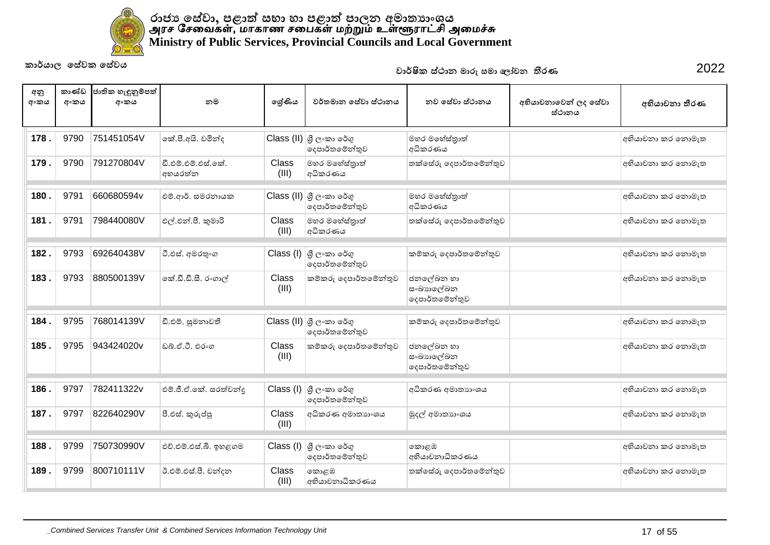# රාජ්‍ය සේවා, පළාත් සභා හා පළාත් පාලන අමාත්‍යාංශය
# அரச சேவைகள், மாகாண சபைகள் மற்றும் உள்ளூராட்சி அமைச்சு
# Ministry of Public Services, Provincial Councils and Local Government

**කාර්යාල සේවක සේවය**

**වාර්ෂික ස්ථාන මාරු සමා ලෝචන තීරණ** 2022

| අනු අංකය | කාණ්ඩ අංකය | ජාතික හැඳුනුම්පත් අංකය | නම | ශ්‍රේණිය | වර්තමාන සේවා ස්ථානය | නව සේවා ස්ථානය | අභියාචනාවෙන් ලද සේවා ස්ථානය | අභියාචනා තීරණ |
|---|---|---|---|---|---|---|---|---|
| 178 . | 9790 | 751451054V | කේ.පී.අයි. චමින්ද | Class (II) | ශ්‍රී ලංකා රේගු දෙපාර්තමේන්තුව | මහර මහේස්ත්‍රාත් අධිකරණය | | අභියාචනා කර නොමැත |
| 179 . | 9790 | 791270804V | ඩී.එම්.එම්.එස්.කේ. අභයරත්න | Class (III) | මහර මහේස්ත්‍රාත් අධිකරණය | තක්සේරු දෙපාර්තමේන්තුව | | අභියාචනා කර නොමැත |
| 180 . | 9791 | 660680594v | එම්.ආර්. සමරනායක | Class (II) | ශ්‍රී ලංකා රේගු දෙපාර්තමේන්තුව | මහර මහේස්ත්‍රාත් අධිකරණය | | අභියාචනා කර නොමැත |
| 181 . | 9791 | 798440080V | එල්.එන්.පී. කුමාරි | Class (III) | මහර මහේස්ත්‍රාත් අධිකරණය | තක්සේරු දෙපාර්තමේන්තුව | | අභියාචනා කර නොමැත |
| 182 . | 9793 | 692640438V | ටී.එස්. අමරතුංග | Class (I) | ශ්‍රී ලංකා රේගු දෙපාර්තමේන්තුව | කම්කරු දෙපාර්තමේන්තුව | | අභියාචනා කර නොමැත |
| 183 . | 9793 | 880500139V | කේ.ඩී.ඩී.සී. රංගාල් | Class (III) | කම්කරු දෙපාර්තමේන්තුව | ජනලේඛන හා සංඛ්‍යාලේඛන දෙපාර්තමේන්තුව | | අභියාචනා කර නොමැත |
| 184 . | 9795 | 768014139V | ඩී.එම්. සුමනාවතී | Class (II) | ශ්‍රී ලංකා රේගු දෙපාර්තමේන්තුව | කම්කරු දෙපාර්තමේන්තුව | | අභියාචනා කර නොමැත |
| 185 . | 9795 | 943424020v | ඩබ්.ඒ.ටී. එරංග | Class (III) | කම්කරු දෙපාර්තමේන්තුව | ජනලේඛන හා සංඛ්‍යාලේඛන දෙපාර්තමේන්තුව | | අභියාචනා කර නොමැත |
| 186 . | 9797 | 782411322v | එම්.ජී.ඒ.කේ. සරත්චන්ද්‍ර | Class (I) | ශ්‍රී ලංකා රේගු දෙපාර්තමේන්තුව | අධිකරණ අමාත්‍යාංශය | | අභියාචනා කර නොමැත |
| 187 . | 9797 | 822640290V | පී.එස්. කුරුප්පු | Class (III) | අධිකරණ අමාත්‍යාංශය | මුදල් අමාත්‍යාංශය | | අභියාචනා කර නොමැත |
| 188 . | 9799 | 750730990V | එච්.එම්.එස්.බී. ඉහළගම | Class (I) | ශ්‍රී ලංකා රේගු දෙපාර්තමේන්තුව | කොළඹ අභියාචනාධිකරණය | | අභියාචනා කර නොමැත |
| 189 . | 9799 | 800710111V | ටී.එම්.එස්.පී. චන්දන | Class (III) | කොළඹ අභියාචනාධිකරණය | තක්සේරු දෙපාර්තමේන්තුව | | අභියාචනා කර නොමැත |

_Combined Services Transfer Unit & Combined Services Information Technology Unit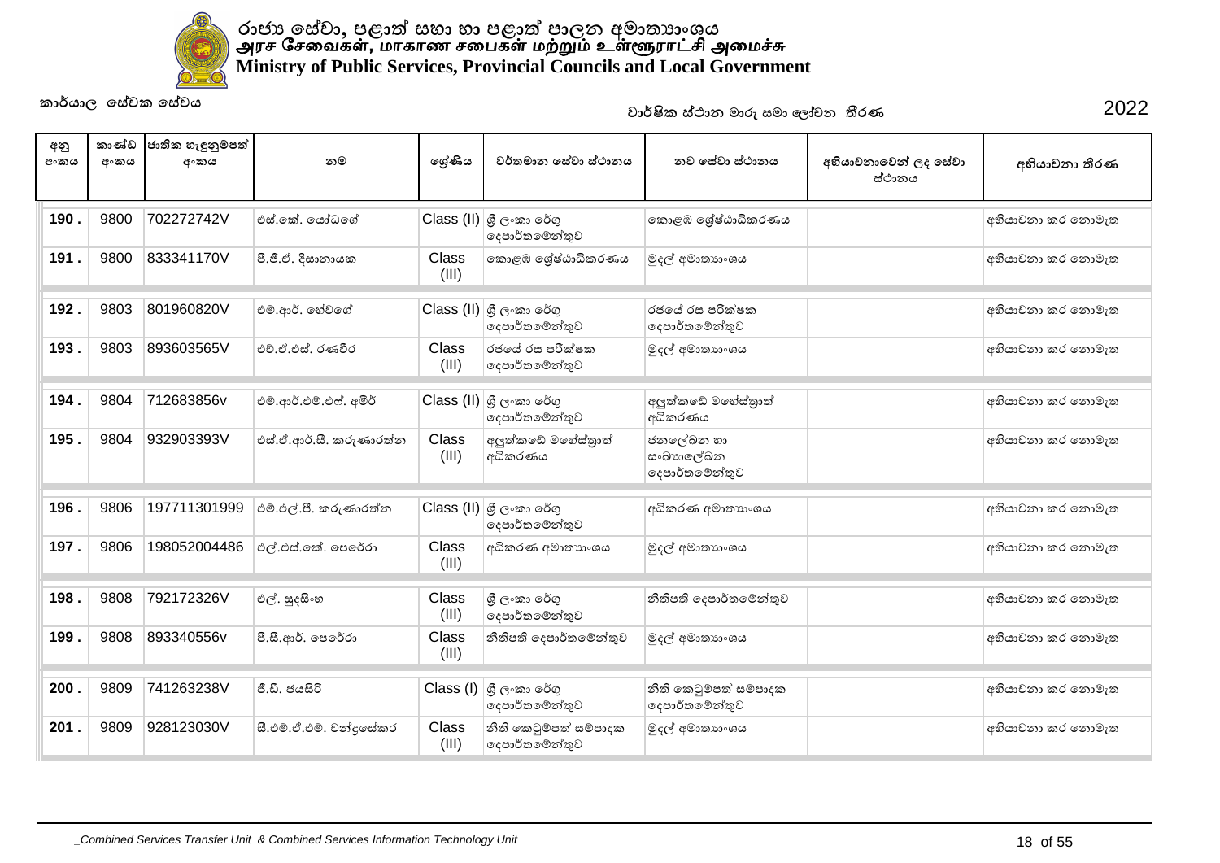# රාජ්‍ය සේවා, පළාත් සභා හා පළාත් පාලන අමාත්‍යාංශය
# அரச சேவைகள், மாகாண சபைகள் மற்றும் உள்ளூராட்சி அமைச்சு
# Ministry of Public Services, Provincial Councils and Local Government

**කාර්යාල සේවක සේවය**

**වාර්ෂික ස්ථාන මාරු සමා ලෝචන තීරණ** 2022

| අනු අංකය | කාණ්ඩ අංකය | ජාතික හැඳුනුම්පත් අංකය | නම | ශ්‍රේණිය | වර්තමාන සේවා ස්ථානය | නව සේවා ස්ථානය | අභියාචනාවෙන් ලද සේවා ස්ථානය | අභියාචනා තීරණ |
|---|---|---|---|---|---|---|---|---|
| 190 . | 9800 | 702272742V | එස්.කේ. යෝධගේ | Class (II) | ශ්‍රී ලංකා රේගු දෙපාර්තමේන්තුව | කොළඹ ශ්‍රේෂ්ඨාධිකරණය | | අභියාචනා කර නොමැත |
| 191 . | 9800 | 833341170V | පී.ජී.ඒ. දිසානායක | Class (III) | කොළඹ ශ්‍රේෂ්ඨාධිකරණය | මුදල් අමාත්‍යාංශය | | අභියාචනා කර නොමැත |
| 192 . | 9803 | 801960820V | එම්.ආර්. හේවගේ | Class (II) | ශ්‍රී ලංකා රේගු දෙපාර්තමේන්තුව | රජයේ රස පරීක්ෂක දෙපාර්තමේන්තුව | | අභියාචනා කර නොමැත |
| 193 . | 9803 | 893603565V | එච්.ඒ.එස්. රණවීර | Class (III) | රජයේ රස පරීක්ෂක දෙපාර්තමේන්තුව | මුදල් අමාත්‍යාංශය | | අභියාචනා කර නොමැත |
| 194 . | 9804 | 712683856v | එම්.ආර්.එම්.එෆ්. අමීර් | Class (II) | ශ්‍රී ලංකා රේගු දෙපාර්තමේන්තුව | අලුත්කඩේ මහේස්ත්‍රාත් අධිකරණය | | අභියාචනා කර නොමැත |
| 195 . | 9804 | 932903393V | එස්.ඒ.ආර්.සී. කරුණාරත්න | Class (III) | අලුත්කඩේ මහේස්ත්‍රාත් අධිකරණය | ජනලේඛන හා සංඛ්‍යාලේඛන දෙපාර්තමේන්තුව | | අභියාචනා කර නොමැත |
| 196 . | 9806 | 197711301999 | එම්.එල්.පී. කරුණාරත්න | Class (II) | ශ්‍රී ලංකා රේගු දෙපාර්තමේන්තුව | අධිකරණ අමාත්‍යාංශය | | අභියාචනා කර නොමැත |
| 197 . | 9806 | 198052004486 | එල්.එස්.කේ. පෙරේරා | Class (III) | අධිකරණ අමාත්‍යාංශය | මුදල් අමාත්‍යාංශය | | අභියාචනා කර නොමැත |
| 198 . | 9808 | 792172326V | එල්. සුදසිංහ | Class (III) | ශ්‍රී ලංකා රේගු දෙපාර්තමේන්තුව | නීතිපති දෙපාර්තමේන්තුව | | අභියාචනා කර නොමැත |
| 199 . | 9808 | 893340556v | පී.සී.ආර්. පෙරේරා | Class (III) | නීතිපති දෙපාර්තමේන්තුව | මුදල් අමාත්‍යාංශය | | අභියාචනා කර නොමැත |
| 200 . | 9809 | 741263238V | ජී.ඩී. ජයසිරි | Class (I) | ශ්‍රී ලංකා රේගු දෙපාර්තමේන්තුව | නීති කෙටුම්පත් සම්පාදක දෙපාර්තමේන්තුව | | අභියාචනා කර නොමැත |
| 201 . | 9809 | 928123030V | සී.එම්.ඒ.එම්. චන්ද්‍රසේකර | Class (III) | නීති කෙටුම්පත් සම්පාදක දෙපාර්තමේන්තුව | මුදල් අමාත්‍යාංශය | | අභියාචනා කර නොමැත |

_Combined Services Transfer Unit & Combined Services Information Technology Unit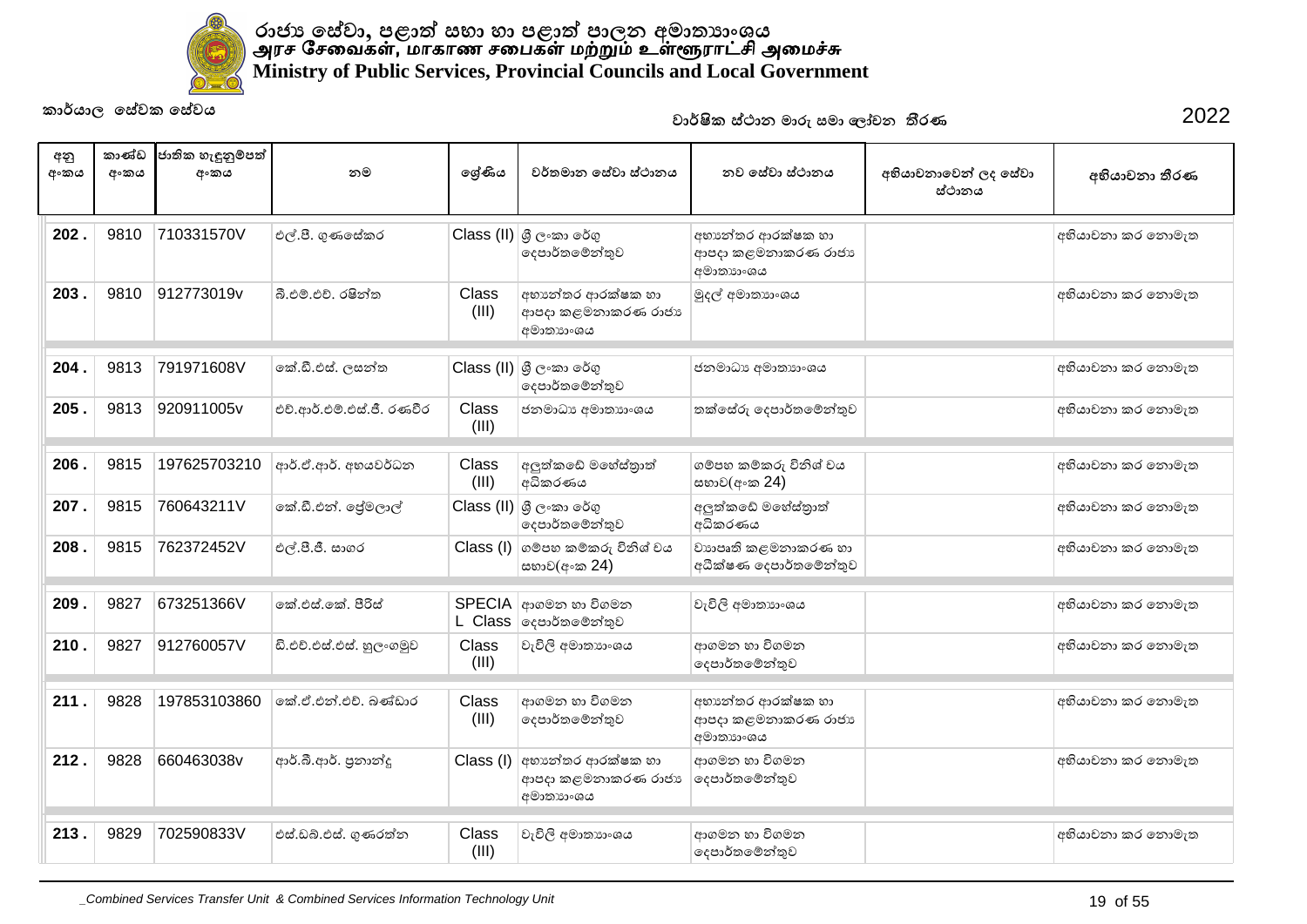රාජ්‍ය සේවා, පළාත් සභා හා පළාත් පාලන අමාත්‍යාංශය
அரச சேவைகள், மாகாண சபைகள் மற்றும் உள்ளூராட்சி அமைச்சு
Ministry of Public Services, Provincial Councils and Local Government

කාර්යාල සේවක සේවය

වාර්ෂික ස්ථාන මාරු සමා ලෝචන තීරණ 2022

| අනු අංකය | කාණ්ඩ අංකය | ජාතික හැඳුනුම්පත් අංකය | නම | ශ්‍රේණිය | වර්තමාන සේවා ස්ථානය | නව සේවා ස්ථානය | අභියාචනාවෙන් ලද සේවා ස්ථානය | අභියාචනා තීරණ |
|---|---|---|---|---|---|---|---|---|
| 202 . | 9810 | 710331570V | එල්.පී. ගුණසේකර | Class (II) | ශ්‍රී ලංකා රේගු දෙපාර්තමේන්තුව | අභ්‍යන්තර ආරක්ෂක හා ආපදා කළමනාකරණ රාජ්‍ය අමාත්‍යාංශය | | අභියාචනා කර නොමැත |
| 203 . | 9810 | 912773019v | බී.එම්.එච්. රෂින්ත | Class (III) | අභ්‍යන්තර ආරක්ෂක හා ආපදා කළමනාකරණ රාජ්‍ය අමාත්‍යාංශය | මුදල් අමාත්‍යාංශය | | අභියාචනා කර නොමැත |
| 204 . | 9813 | 791971608V | කේ.ඩී.එස්. ලසන්ත | Class (II) | ශ්‍රී ලංකා රේගු දෙපාර්තමේන්තුව | ජනමාධ්‍ය අමාත්‍යාංශය | | අභියාචනා කර නොමැත |
| 205 . | 9813 | 920911005v | එච්.ආර්.එම්.එස්.ජී. රණවීර | Class (III) | ජනමාධ්‍ය අමාත්‍යාංශය | තක්සේරු දෙපාර්තමේන්තුව | | අභියාචනා කර නොමැත |
| 206 . | 9815 | 197625703210 | ආර්.ඒ.ආර්. අභයවර්ධන | Class (III) | අලුත්කඩේ මහේස්ත්‍රාත් අධිකරණය | ගම්පහ කම්කරු විනිශ් චය සභාව(අංක 24) | | අභියාචනා කර නොමැත |
| 207 . | 9815 | 760643211V | කේ.ඩී.එන්. ප්‍රේමලාල් | Class (II) | ශ්‍රී ලංකා රේගු දෙපාර්තමේන්තුව | අලුත්කඩේ මහේස්ත්‍රාත් අධිකරණය | | අභියාචනා කර නොමැත |
| 208 . | 9815 | 762372452V | එල්.පී.ජී. සාගර | Class (I) | ගම්පහ කම්කරු විනිශ් චය සභාව(අංක 24) | ව්‍යාපෘති කළමනාකරණ හා අධීක්ෂණ දෙපාර්තමේන්තුව | | අභියාචනා කර නොමැත |
| 209 . | 9827 | 673251366V | කේ.එස්.කේ. පීරිස් | SPECIAL Class | ආගමන හා විගමන දෙපාර්තමේන්තුව | වැවිලි අමාත්‍යාංශය | | අභියාචනා කර නොමැත |
| 210 . | 9827 | 912760057V | ඩී.එච්.එස්.එස්. හුලංගමුව | Class (III) | වැවිලි අමාත්‍යාංශය | ආගමන හා විගමන දෙපාර්තමේන්තුව | | අභියාචනා කර නොමැත |
| 211 . | 9828 | 197853103860 | කේ.ඒ.එන්.එච්. බණ්ඩාර | Class (III) | ආගමන හා විගමන දෙපාර්තමේන්තුව | අභ්‍යන්තර ආරක්ෂක හා ආපදා කළමනාකරණ රාජ්‍ය අමාත්‍යාංශය | | අභියාචනා කර නොමැත |
| 212 . | 9828 | 660463038v | ආර්.බී.ආර්. ප්‍රනාන්දු | Class (I) | අභ්‍යන්තර ආරක්ෂක හා ආපදා කළමනාකරණ රාජ්‍ය අමාත්‍යාංශය | ආගමන හා විගමන දෙපාර්තමේන්තුව | | අභියාචනා කර නොමැත |
| 213 . | 9829 | 702590833V | එස්.ඩබ්.එස්. ගුණරත්න | Class (III) | වැවිලි අමාත්‍යාංශය | ආගමන හා විගමන දෙපාර්තමේන්තුව | | අභියාචනා කර නොමැත |

_Combined Services Transfer Unit & Combined Services Information Technology Unit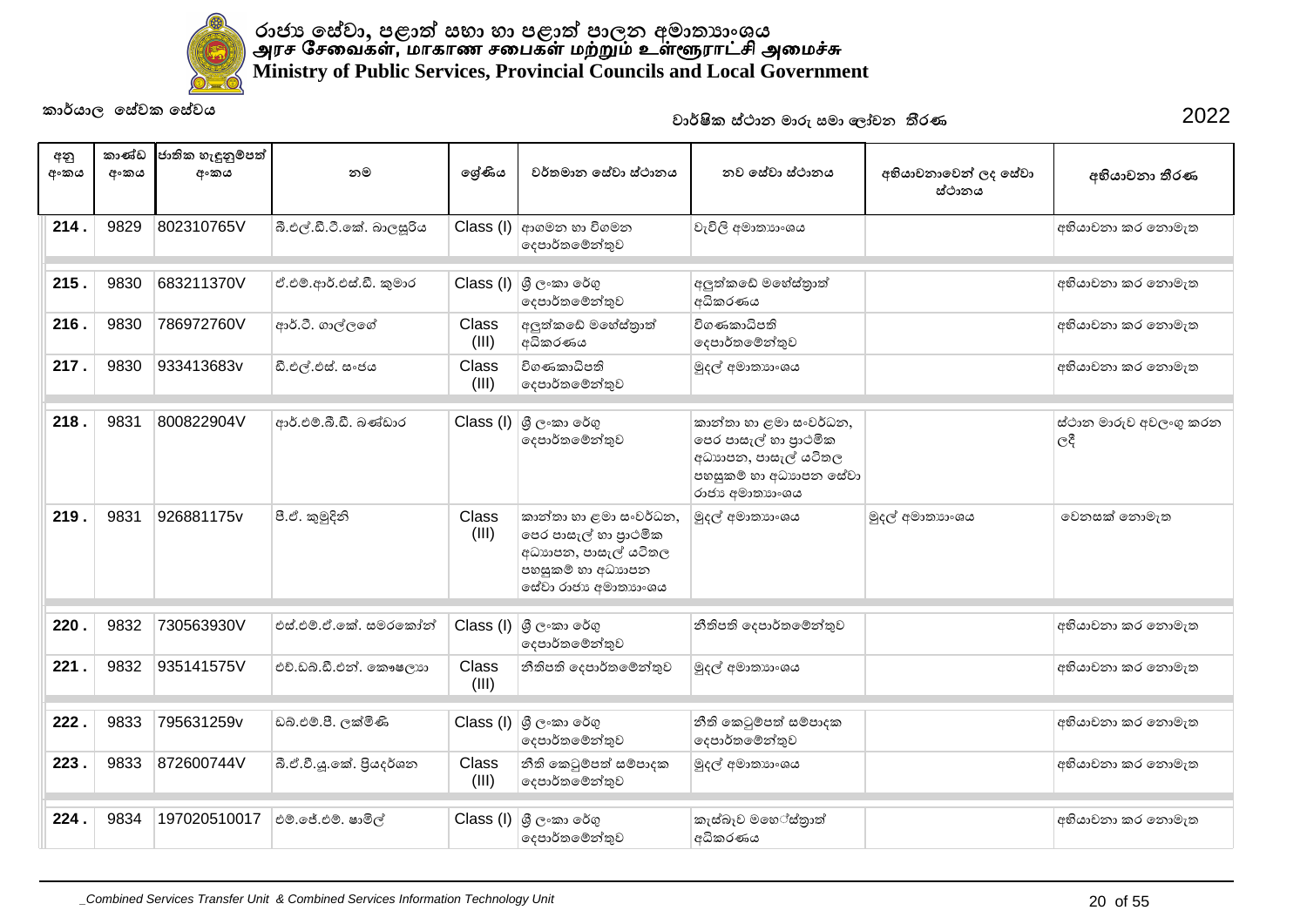# රාජ්‍ය සේවා, පළාත් සභා හා පළාත් පාලන අමාත්‍යාංශය
# அரச சேவைகள், மாகாண சபைகள் மற்றும் உள்ளூராட்சி அமைச்சு
# Ministry of Public Services, Provincial Councils and Local Government

කාර්යාල සේවක සේවය

වාර්ෂික ස්ථාන මාරු සමා ලෝචන තීරණ 2022

| අනු අංකය | කාණ්ඩ අංකය | ජාතික හැඳුනුම්පත් අංකය | නම | ශ්‍රේණිය | වර්තමාන සේවා ස්ථානය | නව සේවා ස්ථානය | අභියාචනාවෙන් ලද සේවා ස්ථානය | අභියාචනා තීරණ |
|---|---|---|---|---|---|---|---|---|
| 214 . | 9829 | 802310765V | බී.එල්.ඩී.වී.කේ. බාලසූරිය | Class (I) | ආගමන හා විගමන දෙපාර්තමේන්තුව | වැවිලි අමාත්‍යාංශය | | අභියාචනා කර නොමැත |
| 215 . | 9830 | 683211370V | ඒ.එම්.ආර්.එස්.ඩී. කුමාර | Class (I) | ශ්‍රී ලංකා රේගු දෙපාර්තමේන්තුව | අලුත්කඩේ මහේස්ත්‍රාත් අධිකරණය | | අභියාචනා කර නොමැත |
| 216 . | 9830 | 786972760V | ආර්.ටී. ගාල්ලගේ | Class (III) | අලුත්කඩේ මහේස්ත්‍රාත් අධිකරණය | විගණකාධිපති දෙපාර්තමේන්තුව | | අභියාචනා කර නොමැත |
| 217 . | 9830 | 933413683v | ඩී.එල්.එස්. සංජය | Class (III) | විගණකාධිපති දෙපාර්තමේන්තුව | මුදල් අමාත්‍යාංශය | | අභියාචනා කර නොමැත |
| 218 . | 9831 | 800822904V | ආර්.එම්.බී.ඩී. බණ්ඩාර | Class (I) | ශ්‍රී ලංකා රේගු දෙපාර්තමේන්තුව | කාන්තා හා ළමා සංවර්ධන, පෙර පාසැල් හා ප්‍රාථමික අධ්‍යාපන, පාසැල් යටිතල පහසුකම් හා අධ්‍යාපන සේවා රාජ්‍ය අමාත්‍යාංශය | | ස්ථාන මාරුව අවලංගු කරන ලදී |
| 219 . | 9831 | 926881175v | පී.ඒ. කුමුදිනි | Class (III) | කාන්තා හා ළමා සංවර්ධන, පෙර පාසැල් හා ප්‍රාථමික අධ්‍යාපන, පාසැල් යටිතල පහසුකම් හා අධ්‍යාපන සේවා රාජ්‍ය අමාත්‍යාංශය | මුදල් අමාත්‍යාංශය | මුදල් අමාත්‍යාංශය | වෙනසක් නොමැත |
| 220 . | 9832 | 730563930V | එස්.එම්.ඒ.කේ. සමරකෝන් | Class (I) | ශ්‍රී ලංකා රේගු දෙපාර්තමේන්තුව | නීතිපති දෙපාර්තමේන්තුව | | අභියාචනා කර නොමැත |
| 221 . | 9832 | 935141575V | එච්.ඩබ්.ඩී.එන්. කෞෂල්‍යා | Class (III) | නීතිපති දෙපාර්තමේන්තුව | මුදල් අමාත්‍යාංශය | | අභියාචනා කර නොමැත |
| 222 . | 9833 | 795631259v | ඩබ්.එම්.පී. ලක්මිණි | Class (I) | ශ්‍රී ලංකා රේගු දෙපාර්තමේන්තුව | නීති කෙටුම්පත් සම්පාදක දෙපාර්තමේන්තුව | | අභියාචනා කර නොමැත |
| 223 . | 9833 | 872600744V | බී.ඒ.වී.යූ.කේ. ප්‍රියදර්ශන | Class (III) | නීති කෙටුම්පත් සම්පාදක දෙපාර්තමේන්තුව | මුදල් අමාත්‍යාංශය | | අභියාචනා කර නොමැත |
| 224 . | 9834 | 197020510017 | එම්.ජේ.එම්. ෂාමිල් | Class (I) | ශ්‍රී ලංකා රේගු දෙපාර්තමේන්තුව | කැස්බෑව මහේස්ත්‍රාත් අධිකරණය | | අභියාචනා කර නොමැත |

_Combined Services Transfer Unit & Combined Services Information Technology Unit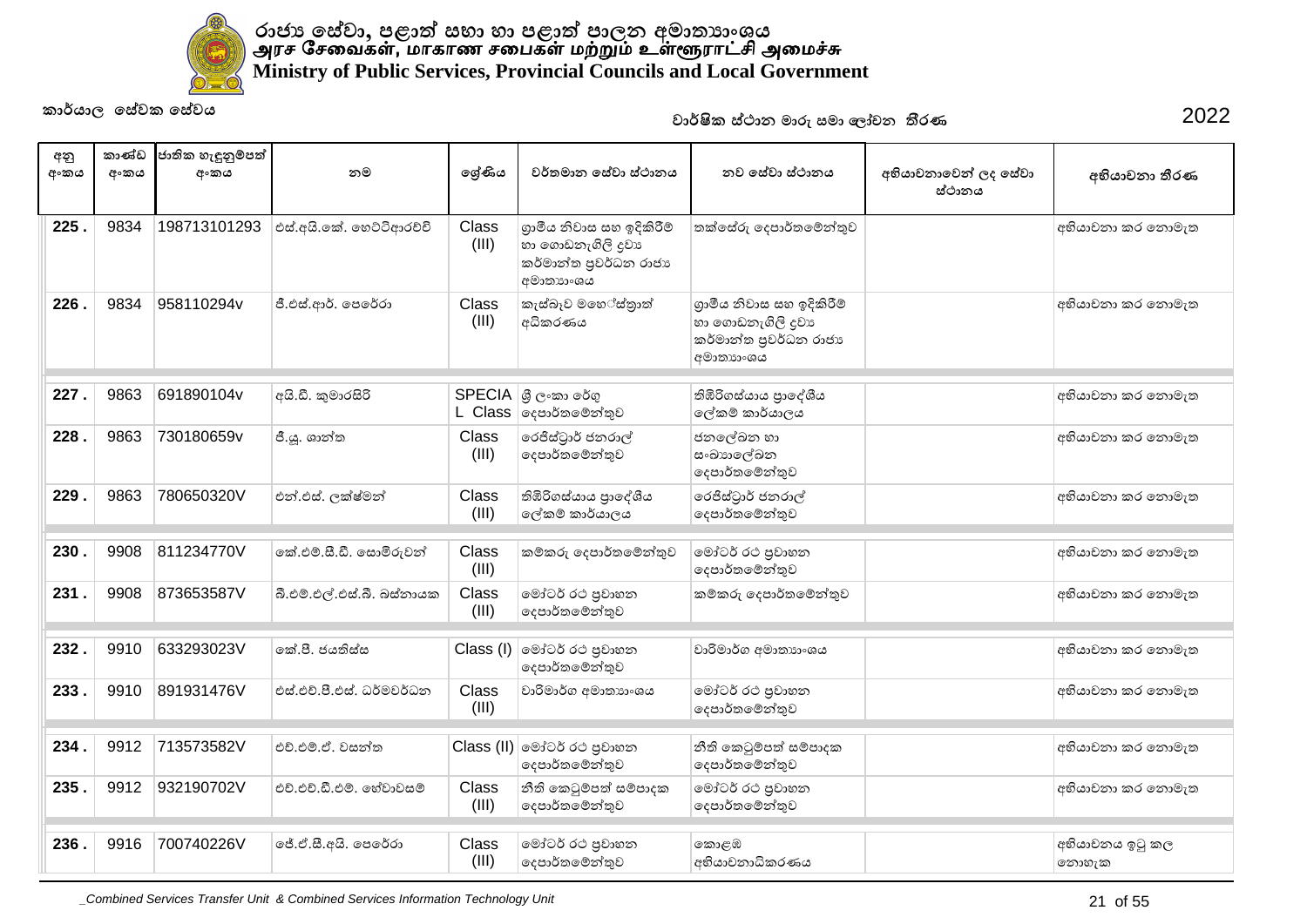# රාජ්‍ය සේවා, පළාත් සභා හා පළාත් පාලන අමාත්‍යාංශය
# அரச சேவைகள், மாகாண சபைகள் மற்றும் உள்ளூராட்சி அமைச்சு
# Ministry of Public Services, Provincial Councils and Local Government

කාර්යාල සේවක සේවය

වාර්ෂික ස්ථාන මාරු සමා ලෝචන තීරණ 2022

| අනු අංකය | කාණ්ඩ අංකය | ජාතික හැඳුනුම්පත් අංකය | නම | ශ්‍රේණිය | වර්තමාන සේවා ස්ථානය | නව සේවා ස්ථානය | අභියාචනාවෙන් ලද සේවා ස්ථානය | අභියාචනා තීරණ |
|---|---|---|---|---|---|---|---|---|
| 225 . | 9834 | 198713101293 | එස්.අයි.කේ. හෙට්ටිආරච්චි | Class (III) | ග්‍රාමීය නිවාස සහ ඉදිකිරීම් හා ගොඩනැගිලි ද්‍රව්‍ය කර්මාන්ත ප්‍රවර්ධන රාජ්‍ය අමාත්‍යාංශය | තක්සේරු දෙපාර්තමේන්තුව | | අභියාචනා කර නොමැත |
| 226 . | 9834 | 958110294v | ජී.එස්.ආර්. පෙරේරා | Class (III) | කැස්බෑව මහේස්ත්‍රාත් අධිකරණය | ග්‍රාමීය නිවාස සහ ඉදිකිරීම් හා ගොඩනැගිලි ද්‍රව්‍ය කර්මාන්ත ප්‍රවර්ධන රාජ්‍ය අමාත්‍යාංශය | | අභියාචනා කර නොමැත |
| 227 . | 9863 | 691890104v | අයි.ඩී. කුමාරසිරි | SPECIAL Class | ශ්‍රී ලංකා රේගු දෙපාර්තමේන්තුව | තිඹිරිගස්යාය ප්‍රාදේශීය ලේකම් කාර්යාලය | | අභියාචනා කර නොමැත |
| 228 . | 9863 | 730180659v | ජී.යූ. ශාන්ත | Class (III) | රෙජිස්ට්‍රාර් ජනරාල් දෙපාර්තමේන්තුව | ජනලේඛන හා සංඛ්‍යාලේඛන දෙපාර්තමේන්තුව | | අභියාචනා කර නොමැත |
| 229 . | 9863 | 780650320V | එන්.එස්. ලක්ෂ්මන් | Class (III) | තිඹිරිගස්යාය ප්‍රාදේශීය ලේකම් කාර්යාලය | රෙජිස්ට්‍රාර් ජනරාල් දෙපාර්තමේන්තුව | | අභියාචනා කර නොමැත |
| 230 . | 9908 | 811234770V | කේ.එම්.සී.ඩී. සොමිරුවන් | Class (III) | කම්කරු දෙපාර්තමේන්තුව | මෝටර් රථ ප්‍රවාහන දෙපාර්තමේන්තුව | | අභියාචනා කර නොමැත |
| 231 . | 9908 | 873653587V | බී.එම්.එල්.එස්.බී. බස්නායක | Class (III) | මෝටර් රථ ප්‍රවාහන දෙපාර්තමේන්තුව | කම්කරු දෙපාර්තමේන්තුව | | අභියාචනා කර නොමැත |
| 232 . | 9910 | 633293023V | කේ.පී. ජයතිස්ස | Class (I) | මෝටර් රථ ප්‍රවාහන දෙපාර්තමේන්තුව | වාරිමාර්ග අමාත්‍යාංශය | | අභියාචනා කර නොමැත |
| 233 . | 9910 | 891931476V | එස්.එච්.පී.එස්. ධර්මවර්ධන | Class (III) | වාරිමාර්ග අමාත්‍යාංශය | මෝටර් රථ ප්‍රවාහන දෙපාර්තමේන්තුව | | අභියාචනා කර නොමැත |
| 234 . | 9912 | 713573582V | එච්.එම්.ඒ. වසන්ත | Class (II) | මෝටර් රථ ප්‍රවාහන දෙපාර්තමේන්තුව | නීති කෙටුම්පත් සම්පාදක දෙපාර්තමේන්තුව | | අභියාචනා කර නොමැත |
| 235 . | 9912 | 932190702V | එච්.එච්.ඩී.එම්. හේවාවසම් | Class (III) | නීති කෙටුම්පත් සම්පාදක දෙපාර්තමේන්තුව | මෝටර් රථ ප්‍රවාහන දෙපාර්තමේන්තුව | | අභියාචනා කර නොමැත |
| 236 . | 9916 | 700740226V | ජේ.ඒ.සී.අයි. පෙරේරා | Class (III) | මෝටර් රථ ප්‍රවාහන දෙපාර්තමේන්තුව | කොළඹ අභියාචනාධිකරණය | | අභියාචනය ඉටු කල නොහැක |

_Combined Services Transfer Unit & Combined Services Information Technology Unit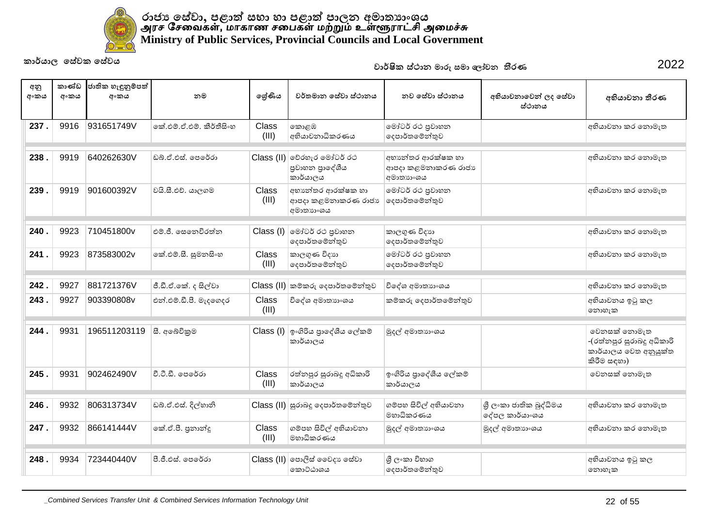# රාජ්‍ය සේවා, පළාත් සභා හා පළාත් පාලන අමාත්‍යාංශය
# அரச சேவைகள், மாகாண சபைகள் மற்றும் உள்ளூராட்சி அமைச்சு
# Ministry of Public Services, Provincial Councils and Local Government

කාර්යාල සේවක සේවය

වාර්ෂික ස්ථාන මාරු සමා ලෝචන තීරණ 2022

| අනු අංකය | කාණ්ඩ අංකය | ජාතික හැඳුනුම්පත් අංකය | නම | ශ්‍රේණිය | වර්තමාන සේවා ස්ථානය | නව සේවා ස්ථානය | අභියාචනාවෙන් ලද සේවා ස්ථානය | අභියාචනා තීරණ |
|---|---|---|---|---|---|---|---|---|
| 237 . | 9916 | 931651749V | කේ.එම්.ඒ.එම්. කීර්තිසිංහ | Class (III) | කොළඹ අභියාචනාධිකරණය | මෝටර් රථ ප්‍රවාහන දෙපාර්තමේන්තුව | | අභියාචනා කර නොමැත |
| 238 . | 9919 | 640262630V | ඩබ්.ඒ.එස්. පෙරේරා | Class (II) | වේරහැර මෝටර් රථ ප්‍රවාහන ප්‍රාදේශීය කාර්යාලය | අභ්‍යන්තර ආරක්ෂක හා ආපදා කළමනාකරණ රාජ්‍ය අමාත්‍යාංශය | | අභියාචනා කර නොමැත |
| 239 . | 9919 | 901600392V | වයි.සී.එච්. යාලගම | Class (III) | අභ්‍යන්තර ආරක්ෂක හා ආපදා කළමනාකරණ රාජ්‍ය අමාත්‍යාංශය | මෝටර් රථ ප්‍රවාහන දෙපාර්තමේන්තුව | | අභියාචනා කර නොමැත |
| 240 . | 9923 | 710451800v | එම්.ජී. සෙනෙවිරත්න | Class (I) | මෝටර් රථ ප්‍රවාහන දෙපාර්තමේන්තුව | කාලගුණ විද්‍යා දෙපාර්තමේන්තුව | | අභියාචනා කර නොමැත |
| 241 . | 9923 | 873583002v | කේ.එම්.සී. සුමනසිංහ | Class (III) | කාලගුණ විද්‍යා දෙපාර්තමේන්තුව | මෝටර් රථ ප්‍රවාහන දෙපාර්තමේන්තුව | | අභියාචනා කර නොමැත |
| 242 . | 9927 | 881721376V | ජී.ඩී.ඒ.කේ. ද සිල්වා | Class (II) | කම්කරු දෙපාර්තමේන්තුව | විදේශ අමාත්‍යාංශය | | අභියාචනා කර නොමැත |
| 243 . | 9927 | 903390808v | එන්.එම්.ඩී.පී. මැදගෙදර | Class (III) | විදේශ අමාත්‍යාංශය | කම්කරු දෙපාර්තමේන්තුව | | අභියාචනය ඉටු කල නොහැක |
| 244 . | 9931 | 196511203119 | සී. අබේවික්‍රම | Class (I) | ඉංගිරිය ප්‍රාදේශීය ලේකම් කාර්යාලය | මුදල් අමාත්‍යාංශය | | වෙනසක් නොමැත -(රත්නපුර සුරාබදු අධිකාරි කාර්යාලය වෙත අනුයුක්ත කිරීම සඳහා) |
| 245 . | 9931 | 902462490V | වී.ටී.ඩී. පෙරේරා | Class (III) | රත්නපුර සුරාබදු අධිකාරි කාර්යාලය | ඉංගිරිය ප්‍රාදේශීය ලේකම් කාර්යාලය | | වෙනසක් නොමැත |
| 246 . | 9932 | 806313734V | ඩබ්.ඒ.එස්. දිල්හානි | Class (II) | සුරාබදු දෙපාර්තමේන්තුව | ගම්පහ සිවිල් අභියාචනා මහාධිකරණය | ශ්‍රී ලංකා ජාතික බුද්ධිමය දේපල කාර්යාංශය | අභියාචනා කර නොමැත |
| 247 . | 9932 | 866141444V | කේ.ඒ.පී. ප්‍රනාන්දු | Class (III) | ගම්පහ සිවිල් අභියාචනා මහාධිකරණය | මුදල් අමාත්‍යාංශය | මුදල් අමාත්‍යාංශය | අභියාචනා කර නොමැත |
| 248 . | 9934 | 723440440V | පී.ජී.එස්. පෙරේරා | Class (II) | පොලිස් වෛද්‍ය සේවා කොට්ඨාශය | ශ්‍රී ලංකා විභාග දෙපාර්තමේන්තුව | | අභියාචනය ඉටු කල නොහැක |

_Combined Services Transfer Unit & Combined Services Information Technology Unit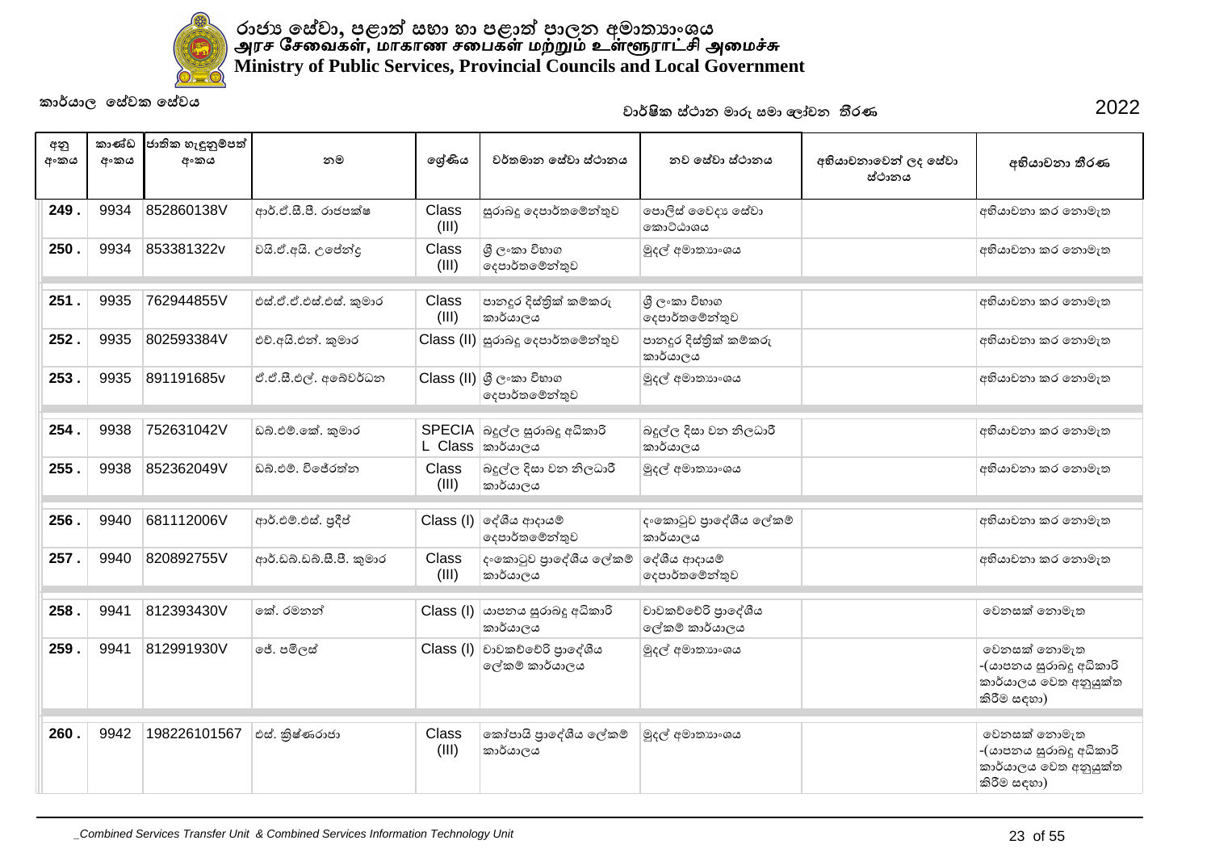# රාජ්‍ය සේවා, පළාත් සභා හා පළාත් පාලන අමාත්‍යාංශය
# அரச சேவைகள், மாகாண சபைகள் மற்றும் உள்ளூராட்சி அமைச்சு
# Ministry of Public Services, Provincial Councils and Local Government

**කාර්යාල සේවක සේවය** — **වාර්ෂික ස්ථාන මාරු සමා ලෝචන තීරණ** 2022

| අනු අංකය | කාණ්ඩ අංකය | ජාතික හැඳුනුම්පත් අංකය | නම | ශ්‍රේණිය | වර්තමාන සේවා ස්ථානය | නව සේවා ස්ථානය | අභියාචනාවෙන් ලද සේවා ස්ථානය | අභියාචනා තීරණ |
|---|---|---|---|---|---|---|---|---|
| 249 . | 9934 | 852860138V | ආර්.ඒ.සී.පී. රාජපක්ෂ | Class (III) | සුරාබදු දෙපාර්තමේන්තුව | පොලිස් වෛද්‍ය සේවා කොට්ඨාශය | | අභියාචනා කර නොමැත |
| 250 . | 9934 | 853381322v | වයි.ඒ.අයි. උපේන්ද්‍ර | Class (III) | ශ්‍රී ලංකා විභාග දෙපාර්තමේන්තුව | මුදල් අමාත්‍යාංශය | | අභියාචනා කර නොමැත |
| 251 . | 9935 | 762944855V | එස්.ඒ.ඒ.එස්.එස්. කුමාර | Class (III) | පානදුර දිස්ත්‍රික් කම්කරු කාර්යාලය | ශ්‍රී ලංකා විභාග දෙපාර්තමේන්තුව | | අභියාචනා කර නොමැත |
| 252 . | 9935 | 802593384V | එච්.අයි.එන්. කුමාර | Class (II) | සුරාබදු දෙපාර්තමේන්තුව | පානදුර දිස්ත්‍රික් කම්කරු කාර්යාලය | | අභියාචනා කර නොමැත |
| 253 . | 9935 | 891191685v | ඒ.ඒ.සී.එල්. අබේවර්ධන | Class (II) | ශ්‍රී ලංකා විභාග දෙපාර්තමේන්තුව | මුදල් අමාත්‍යාංශය | | අභියාචනා කර නොමැත |
| 254 . | 9938 | 752631042V | ඩබ්.එම්.කේ. කුමාර | SPECIAL Class | බදුල්ල සුරාබදු අධිකාරි කාර්යාලය | බදුල්ල දිසා වන නිලධාරී කාර්යාලය | | අභියාචනා කර නොමැත |
| 255 . | 9938 | 852362049V | ඩබ්.එම්. විජේරත්න | Class (III) | බදුල්ල දිසා වන නිලධාරී කාර්යාලය | මුදල් අමාත්‍යාංශය | | අභියාචනා කර නොමැත |
| 256 . | 9940 | 681112006V | ආර්.එම්.එස්. ප්‍රදීප් | Class (I) | දේශීය ආදායම් දෙපාර්තමේන්තුව | දංකොටුව ප්‍රාදේශීය ලේකම් කාර්යාලය | | අභියාචනා කර නොමැත |
| 257 . | 9940 | 820892755V | ආර්.ඩබ්.ඩබ්.සී.පී. කුමාර | Class (III) | දංකොටුව ප්‍රාදේශීය ලේකම් කාර්යාලය | දේශීය ආදායම් දෙපාර්තමේන්තුව | | අභියාචනා කර නොමැත |
| 258 . | 9941 | 812393430V | කේ. රමනන් | Class (I) | යාපනය සුරාබදු අධිකාරි කාර්යාලය | චාවකච්චේරි ප්‍රාදේශීය ලේකම් කාර්යාලය | | වෙනසක් නොමැත |
| 259 . | 9941 | 812991930V | ජේ. පමීලස් | Class (I) | චාවකච්චේරි ප්‍රාදේශීය ලේකම් කාර්යාලය | මුදල් අමාත්‍යාංශය | | වෙනසක් නොමැත -(යාපනය සුරාබදු අධිකාරි කාර්යාලය වෙත අනුයුක්ත කිරීම සඳහා) |
| 260 . | 9942 | 198226101567 | එස්. ක්‍රිෂ්ණරාජා | Class (III) | කෝප්පායි ප්‍රාදේශීය ලේකම් කාර්යාලය | මුදල් අමාත්‍යාංශය | | වෙනසක් නොමැත -(යාපනය සුරාබදු අධිකාරි කාර්යාලය වෙත අනුයුක්ත කිරීම සඳහා) |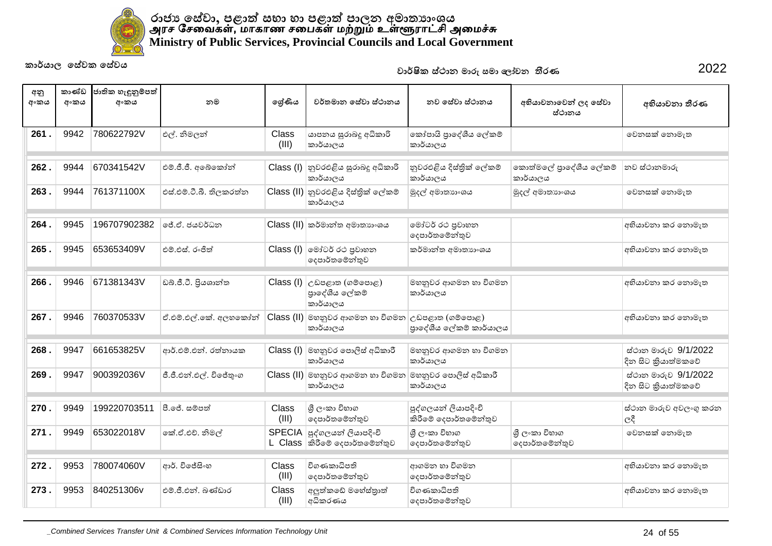# රාජ්‍ය සේවා, පළාත් සභා හා පළාත් පාලන අමාත්‍යාංශය
# அரச சேவைகள், மாகாண சபைகள் மற்றும் உள்ளூராட்சி அமைச்சு
# Ministry of Public Services, Provincial Councils and Local Government

**කාර්යාල සේවක සේවය**

**වාර්ෂික ස්ථාන මාරු සමා ලෝචන තීරණ** 2022

| අනු අංකය | කාණ්ඩ අංකය | ජාතික හැඳුනුම්පත් අංකය | නම | ශ්‍රේණිය | වර්තමාන සේවා ස්ථානය | නව සේවා ස්ථානය | අභියාචනාවෙන් ලද සේවා ස්ථානය | අභියාචනා තීරණ |
|---|---|---|---|---|---|---|---|---|
| 261 . | 9942 | 780622792V | එල්. නිමලන් | Class (III) | යාපනය සුරාබදු අධිකාරි කාර්යාලය | කෝපායි ප්‍රාදේශීය ලේකම් කාර්යාලය | | වෙනසක් නොමැත |
| 262 . | 9944 | 670341542V | එම්.ජී.ජී. අබේකෝන් | Class (I) | නුවරඑළිය සුරාබදු අධිකාරි කාර්යාලය | නුවරඑළිය දිස්ත්‍රික් ලේකම් කාර්යාලය | කොත්මලේ ප්‍රාදේශීය ලේකම් කාර්යාලය | නව ස්ථානමාරු |
| 263 . | 9944 | 761371100X | එස්.එම්.ටී.බී. තිලකරත්න | Class (II) | නුවරඑළිය දිස්ත්‍රික් ලේකම් කාර්යාලය | මුදල් අමාත්‍යාංශය | මුදල් අමාත්‍යාංශය | වෙනසක් නොමැත |
| 264 . | 9945 | 196707902382 | ජේ.ඒ. ජයවර්ධන | Class (II) | කර්මාන්ත අමාත්‍යාංශය | මෝටර් රථ ප්‍රවාහන දෙපාර්තමේන්තුව | | අභියාචනා කර නොමැත |
| 265 . | 9945 | 653653409V | එම්.එස්. රංජිත් | Class (I) | මෝටර් රථ ප්‍රවාහන දෙපාර්තමේන්තුව | කර්මාන්ත අමාත්‍යාංශය | | අභියාචනා කර නොමැත |
| 266 . | 9946 | 671381343V | ඩබ්.ජී.ටී. ප්‍රියශාන්ත | Class (I) | උඩපළාත (ගම්පොළ) ප්‍රාදේශීය ලේකම් කාර්යාලය | මහනුවර ආගමන හා විගමන කාර්යාලය | | අභියාචනා කර නොමැත |
| 267 . | 9946 | 760370533V | ඒ.එම්.එල්.කේ. අලහකෝන් | Class (II) | මහනුවර ආගමන හා විගමන කාර්යාලය | උඩපළාත (ගම්පොළ) ප්‍රාදේශීය ලේකම් කාර්යාලය | | අභියාචනා කර නොමැත |
| 268 . | 9947 | 661653825V | ආර්.එම්.එන්. රත්නායක | Class (I) | මහනුවර පොලිස් අධිකාරී කාර්යාලය | මහනුවර ආගමන හා විගමන කාර්යාලය | | ස්ථාන මාරුව 9/1/2022 දින සිට ක්‍රියාත්මකවේ |
| 269 . | 9947 | 900392036V | ජී.ජී.එන්.එල්. විජේතුංග | Class (II) | මහනුවර ආගමන හා විගමන කාර්යාලය | මහනුවර පොලිස් අධිකාරී කාර්යාලය | | ස්ථාන මාරුව 9/1/2022 දින සිට ක්‍රියාත්මකවේ |
| 270 . | 9949 | 199220703511 | පී.ජේ. සම්පත් | Class (III) | ශ්‍රී ලංකා විභාග දෙපාර්තමේන්තුව | පුද්ගලයන් ලියාපදිංචි කිරීමේ දෙපාර්තමේන්තුව | | ස්ථාන මාරුව අවලංගු කරන ලදී |
| 271 . | 9949 | 653022018V | කේ.ඒ.එච්. නිමල් | SPECIAL Class | පුද්ගලයන් ලියාපදිංචි කිරීමේ දෙපාර්තමේන්තුව | ශ්‍රී ලංකා විභාග දෙපාර්තමේන්තුව | ශ්‍රී ලංකා විභාග දෙපාර්තමේන්තුව | වෙනසක් නොමැත |
| 272 . | 9953 | 780074060V | ආර්. විජේසිංහ | Class (III) | විගණකාධිපති දෙපාර්තමේන්තුව | ආගමන හා විගමන දෙපාර්තමේන්තුව | | අභියාචනා කර නොමැත |
| 273 . | 9953 | 840251306v | එම්.ජී.එන්. බණ්ඩාර | Class (III) | අලුත්කඩේ මහේස්ත්‍රාත් අධිකරණය | විගණකාධිපති දෙපාර්තමේන්තුව | | අභියාචනා කර නොමැත |

_Combined Services Transfer Unit & Combined Services Information Technology Unit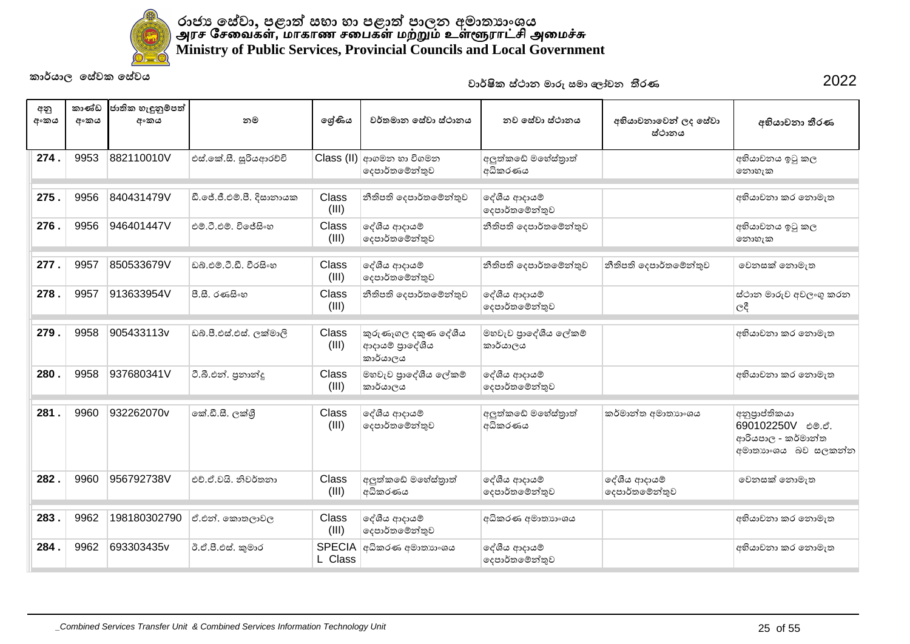# රාජ්‍ය සේවා, පළාත් සභා හා පළාත් පාලන අමාත්‍යාංශය
# அரச சேவைகள், மாகாண சபைகள் மற்றும் உள்ளூராட்சி அமைச்சு
# Ministry of Public Services, Provincial Councils and Local Government

කාර්යාල සේවක සේවය

වාර්ෂික ස්ථාන මාරු සමා ලෝචන තීරණ 2022

| අනු අංකය | කාණ්ඩ අංකය | ජාතික හැඳුනුම්පත් අංකය | නම | ශ්‍රේණිය | වර්තමාන සේවා ස්ථානය | නව සේවා ස්ථානය | අභියාචනාවෙන් ලද සේවා ස්ථානය | අභියාචනා තීරණ |
|---|---|---|---|---|---|---|---|---|
| 274 . | 9953 | 882110010V | එස්.කේ.සී. සූරියආරච්චි | Class (II) | ආගමන හා විගමන දෙපාර්තමේන්තුව | අලුත්කඩේ මහේස්ත්‍රාත් අධිකරණය | | අභියාචනය ඉටු කල නොහැක |
| 275 . | 9956 | 840431479V | ඩී.ජේ.ජී.එම්.පී. දිසානායක | Class (III) | නීතිපති දෙපාර්තමේන්තුව | දේශීය ආදායම් දෙපාර්තමේන්තුව | | අභියාචනා කර නොමැත |
| 276 . | 9956 | 946401447V | එම්.ටී.එම්. විජේසිංහ | Class (III) | දේශීය ආදායම් දෙපාර්තමේන්තුව | නීතිපති දෙපාර්තමේන්තුව | | අභියාචනය ඉටු කල නොහැක |
| 277 . | 9957 | 850533679V | ඩබ්.එම්.ටී.ඩී. වීරසිංහ | Class (III) | දේශීය ආදායම් දෙපාර්තමේන්තුව | නීතිපති දෙපාර්තමේන්තුව | නීතිපති දෙපාර්තමේන්තුව | වෙනසක් නොමැත |
| 278 . | 9957 | 913633954V | පී.සී. රණසිංහ | Class (III) | නීතිපති දෙපාර්තමේන්තුව | දේශීය ආදායම් දෙපාර්තමේන්තුව | | ස්ථාන මාරුව අවලංගු කරන ලදී |
| 279 . | 9958 | 905433113v | ඩබ්.පී.එස්.එස්. ලක්මාලි | Class (III) | කුරුණෑගල දකුණ දේශීය ආදායම් ප්‍රාදේශීය කාර්යාලය | මහවැව ප්‍රාදේශීය ලේකම් කාර්යාලය | | අභියාචනා කර නොමැත |
| 280 . | 9958 | 937680341V | ටී.බී.එන්. ප්‍රනාන්දු | Class (III) | මහවැව ප්‍රාදේශීය ලේකම් කාර්යාලය | දේශීය ආදායම් දෙපාර්තමේන්තුව | | අභියාචනා කර නොමැත |
| 281 . | 9960 | 932262070v | කේ.ඩී.සී. ලක්ශ්‍රී | Class (III) | දේශීය ආදායම් දෙපාර්තමේන්තුව | අලුත්කඩේ මහේස්ත්‍රාත් අධිකරණය | කර්මාන්ත අමාත්‍යාංශය | අනුප්‍රාප්තිකයා 690102250V එම්.ඒ. ආරියපාල - කර්මාන්ත අමාත්‍යාංශය බව සලකන්න |
| 282 . | 9960 | 956792738V | එච්.ඒ.වයි. නිවර්තනා | Class (III) | අලුත්කඩේ මහේස්ත්‍රාත් අධිකරණය | දේශීය ආදායම් දෙපාර්තමේන්තුව | දේශීය ආදායම් දෙපාර්තමේන්තුව | වෙනසක් නොමැත |
| 283 . | 9962 | 198180302790 | ඒ.එන්. කොතලාවල | Class (III) | දේශීය ආදායම් දෙපාර්තමේන්තුව | අධිකරණ අමාත්‍යාංශය | | අභියාචනා කර නොමැත |
| 284 . | 9962 | 693303435v | ටී.ඒ.පී.එස්. කුමාර | SPECIAL Class | අධිකරණ අමාත්‍යාංශය | දේශීය ආදායම් දෙපාර්තමේන්තුව | | අභියාචනා කර නොමැත |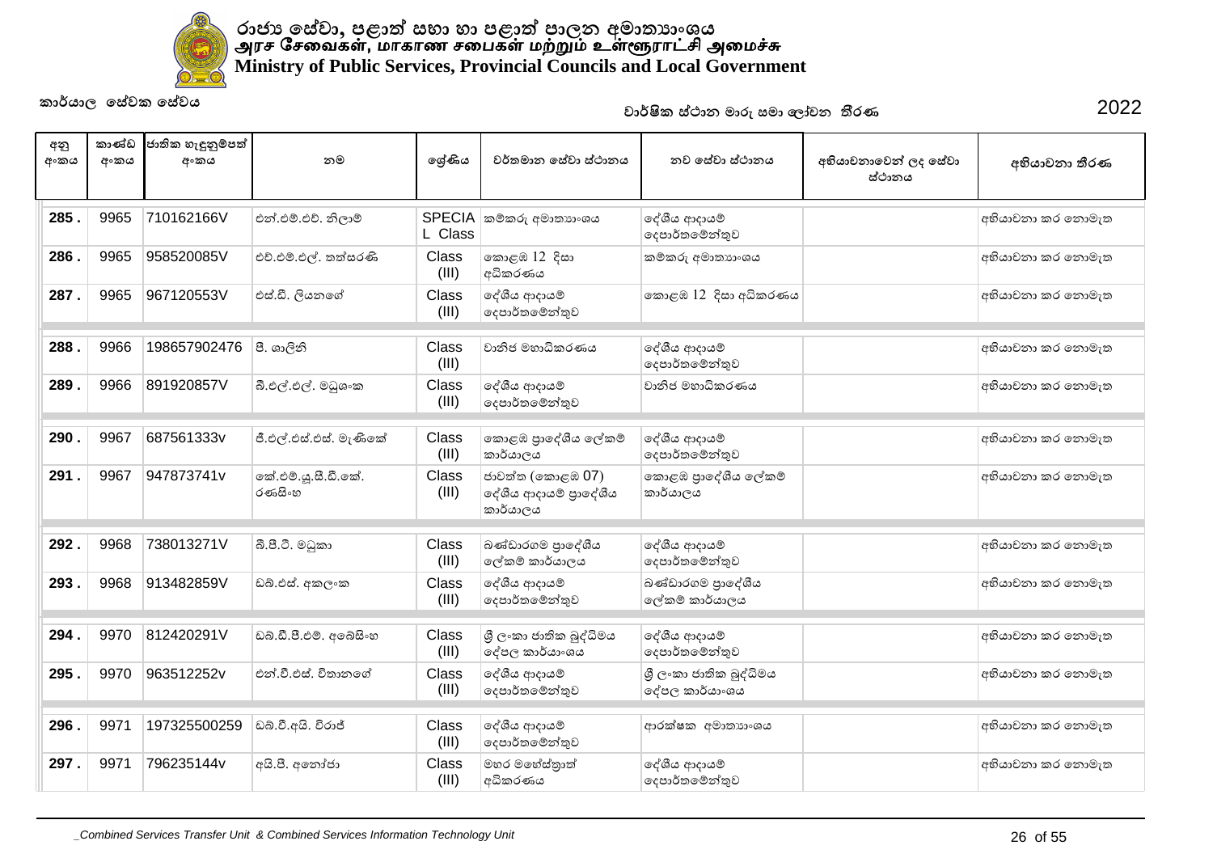# රාජ්‍ය සේවා, පළාත් සභා හා පළාත් පාලන අමාත්‍යාංශය
# அரச சேவைகள், மாகாண சபைகள் மற்றும் உள்ளூராட்சி அமைச்சு
# Ministry of Public Services, Provincial Councils and Local Government

**කාර්යාල සේවක සේවය**

**වාර්ෂික ස්ථාන මාරු සමා ලෝචන තීරණ** 2022

| අනු අංකය | කාණ්ඩ අංකය | ජාතික හැඳුනුම්පත් අංකය | නම | ශ්‍රේණිය | වර්තමාන සේවා ස්ථානය | නව සේවා ස්ථානය | අභියාචනාවෙන් ලද සේවා ස්ථානය | අභියාචනා තීරණ |
|---|---|---|---|---|---|---|---|---|
| 285 . | 9965 | 710162166V | එන්.එම්.එච්. නිලාම් | SPECIAL Class | කම්කරු අමාත්‍යාංශය | දේශීය ආදායම් දෙපාර්තමේන්තුව | | අභියාචනා කර නොමැත |
| 286 . | 9965 | 958520085V | එච්.එම්.එල්. තත්සරණි | Class (III) | කොළඹ 12 දිසා අධිකරණය | කම්කරු අමාත්‍යාංශය | | අභියාචනා කර නොමැත |
| 287 . | 9965 | 967120553V | එස්.ඩී. ලියනගේ | Class (III) | දේශීය ආදායම් දෙපාර්තමේන්තුව | කොළඹ 12 දිසා අධිකරණය | | අභියාචනා කර නොමැත |
| 288 . | 9966 | 198657902476 | පී. ශාලිනි | Class (III) | වානිජ මහාධිකරණය | දේශීය ආදායම් දෙපාර්තමේන්තුව | | අභියාචනා කර නොමැත |
| 289 . | 9966 | 891920857V | බී.එල්.එල්. මධුශංක | Class (III) | දේශීය ආදායම් දෙපාර්තමේන්තුව | වානිජ මහාධිකරණය | | අභියාචනා කර නොමැත |
| 290 . | 9967 | 687561333v | ජී.එල්.එස්.එස්. මැණිකේ | Class (III) | කොළඹ ප්‍රාදේශීය ලේකම් කාර්යාලය | දේශීය ආදායම් දෙපාර්තමේන්තුව | | අභියාචනා කර නොමැත |
| 291 . | 9967 | 947873741v | කේ.එම්.යූ.සී.ඩී.කේ. රණසිංහ | Class (III) | ජාවත්ත (කොළඹ 07) දේශීය ආදායම් ප්‍රාදේශීය කාර්යාලය | කොළඹ ප්‍රාදේශීය ලේකම් කාර්යාලය | | අභියාචනා කර නොමැත |
| 292 . | 9968 | 738013271V | බී.පී.ටී. මධුකා | Class (III) | බණ්ඩාරගම ප්‍රාදේශීය ලේකම් කාර්යාලය | දේශීය ආදායම් දෙපාර්තමේන්තුව | | අභියාචනා කර නොමැත |
| 293 . | 9968 | 913482859V | ඩබ්.එස්. අකලංක | Class (III) | දේශීය ආදායම් දෙපාර්තමේන්තුව | බණ්ඩාරගම ප්‍රාදේශීය ලේකම් කාර්යාලය | | අභියාචනා කර නොමැත |
| 294 . | 9970 | 812420291V | ඩබ්.ඩී.පී.එම්. අබේසිංහ | Class (III) | ශ්‍රී ලංකා ජාතික බුද්ධිමය දේපල කාර්යාංශය | දේශීය ආදායම් දෙපාර්තමේන්තුව | | අභියාචනා කර නොමැත |
| 295 . | 9970 | 963512252v | එන්.වී.එස්. විතානගේ | Class (III) | දේශීය ආදායම් දෙපාර්තමේන්තුව | ශ්‍රී ලංකා ජාතික බුද්ධිමය දේපල කාර්යාංශය | | අභියාචනා කර නොමැත |
| 296 . | 9971 | 197325500259 | ඩබ්.වී.අයි. විරාජ් | Class (III) | දේශීය ආදායම් දෙපාර්තමේන්තුව | ආරක්ෂක අමාත්‍යාංශය | | අභියාචනා කර නොමැත |
| 297 . | 9971 | 796235144v | අයි.පී. අනෝජා | Class (III) | මහර මහේස්ත්‍රාත් අධිකරණය | දේශීය ආදායම් දෙපාර්තමේන්තුව | | අභියාචනා කර නොමැත |

_Combined Services Transfer Unit & Combined Services Information Technology Unit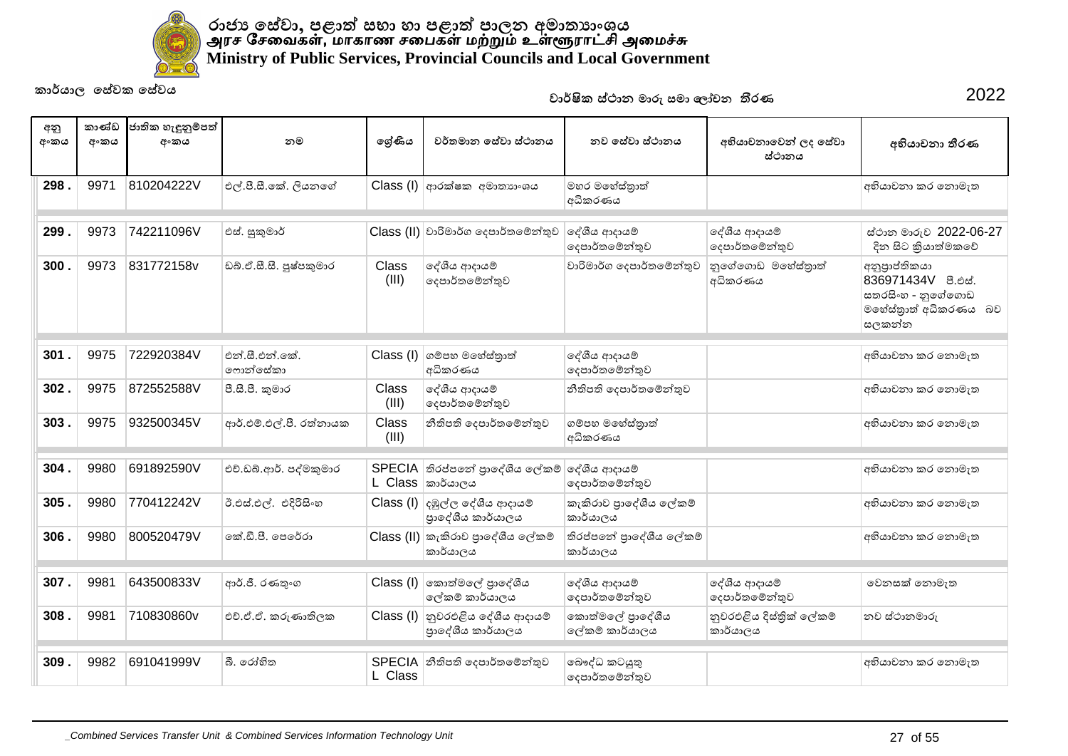# රාජ්‍ය සේවා, පළාත් සභා හා පළාත් පාලන අමාත්‍යාංශය
# அரச சேவைகள், மாகாண சபைகள் மற்றும் உள்ளூராட்சி அமைச்சு
# Ministry of Public Services, Provincial Councils and Local Government

**කාර්යාල සේවක සේවය** — **වාර්ෂික ස්ථාන මාරු සමා ලෝචන තීරණ** — 2022

| අනු අංකය | කාණ්ඩ අංකය | ජාතික හැඳුනුම්පත් අංකය | නම | ශ්‍රේණිය | වර්තමාන සේවා ස්ථානය | නව සේවා ස්ථානය | අභියාචනාවෙන් ලද සේවා ස්ථානය | අභියාචනා තීරණ |
|---|---|---|---|---|---|---|---|---|
| 298 . | 9971 | 810204222V | එල්.පී.සී.කේ. ලියනගේ | Class (I) | ආරක්ෂක අමාත්‍යාංශය | මහර මහේස්ත්‍රාත් අධිකරණය | | අභියාචනා කර නොමැත |
| 299 . | 9973 | 742211096V | එස්. සුකුමාර් | Class (II) | වාරිමාර්ග දෙපාර්තමේන්තුව | දේශීය ආදායම් දෙපාර්තමේන්තුව | දේශීය ආදායම් දෙපාර්තමේන්තුව | ස්ථාන මාරුව 2022-06-27 දින සිට ක්‍රියාත්මකවේ |
| 300 . | 9973 | 831772158v | ඩබ්.ඒ.සී.සී. පුෂ්පකුමාර | Class (III) | දේශීය ආදායම් දෙපාර්තමේන්තුව | වාරිමාර්ග දෙපාර්තමේන්තුව | නුගේගොඩ මහේස්ත්‍රාත් අධිකරණය | අනුප්‍රාප්තිකයා 836971434V පී.එස්. සතරසිංහ - නුගේගොඩ මහේස්ත්‍රාත් අධිකරණය බව සලකන්න |
| 301 . | 9975 | 722920384V | එන්.සී.එන්.කේ. ෆොන්සේකා | Class (I) | ගම්පහ මහේස්ත්‍රාත් අධිකරණය | දේශීය ආදායම් දෙපාර්තමේන්තුව | | අභියාචනා කර නොමැත |
| 302 . | 9975 | 872552588V | පී.සී.පී. කුමාර | Class (III) | දේශීය ආදායම් දෙපාර්තමේන්තුව | නීතිපති දෙපාර්තමේන්තුව | | අභියාචනා කර නොමැත |
| 303 . | 9975 | 932500345V | ආර්.එම්.එල්.පී. රත්නායක | Class (III) | නීතිපති දෙපාර්තමේන්තුව | ගම්පහ මහේස්ත්‍රාත් අධිකරණය | | අභියාචනා කර නොමැත |
| 304 . | 9980 | 691892590V | එච්.ඩබ්.ආර්. පද්මකුමාර | SPECIAL Class | තිරප්පනේ ප්‍රාදේශීය ලේකම් කාර්යාලය | දේශීය ආදායම් දෙපාර්තමේන්තුව | | අභියාචනා කර නොමැත |
| 305 . | 9980 | 770412242V | ඊ.එස්.එල්. එදිරිසිංහ | Class (I) | දඹුල්ල දේශීය ආදායම් ප්‍රාදේශීය කාර්යාලය | කැකිරාව ප්‍රාදේශීය ලේකම් කාර්යාලය | | අභියාචනා කර නොමැත |
| 306 . | 9980 | 800520479V | කේ.ඩී.පී. පෙරේරා | Class (II) | කැකිරාව ප්‍රාදේශීය ලේකම් කාර්යාලය | තිරප්පනේ ප්‍රාදේශීය ලේකම් කාර්යාලය | | අභියාචනා කර නොමැත |
| 307 . | 9981 | 643500833V | ආර්.ජී. රණතුංග | Class (I) | කොත්මලේ ප්‍රාදේශීය ලේකම් කාර්යාලය | දේශීය ආදායම් දෙපාර්තමේන්තුව | දේශීය ආදායම් දෙපාර්තමේන්තුව | වෙනසක් නොමැත |
| 308 . | 9981 | 710830860v | එච්.ඒ.ඒ. කරුණාතිලක | Class (I) | නුවරඑළිය දේශීය ආදායම් ප්‍රාදේශීය කාර්යාලය | කොත්මලේ ප්‍රාදේශීය ලේකම් කාර්යාලය | නුවරඑළිය දිස්ත්‍රික් ලේකම් කාර්යාලය | නව ස්ථානමාරු |
| 309 . | 9982 | 691041999V | බී. රෝහිත | SPECIAL Class | නීතිපති දෙපාර්තමේන්තුව | බෞද්ධ කටයුතු දෙපාර්තමේන්තුව | | අභියාචනා කර නොමැත |

_Combined Services Transfer Unit & Combined Services Information Technology Unit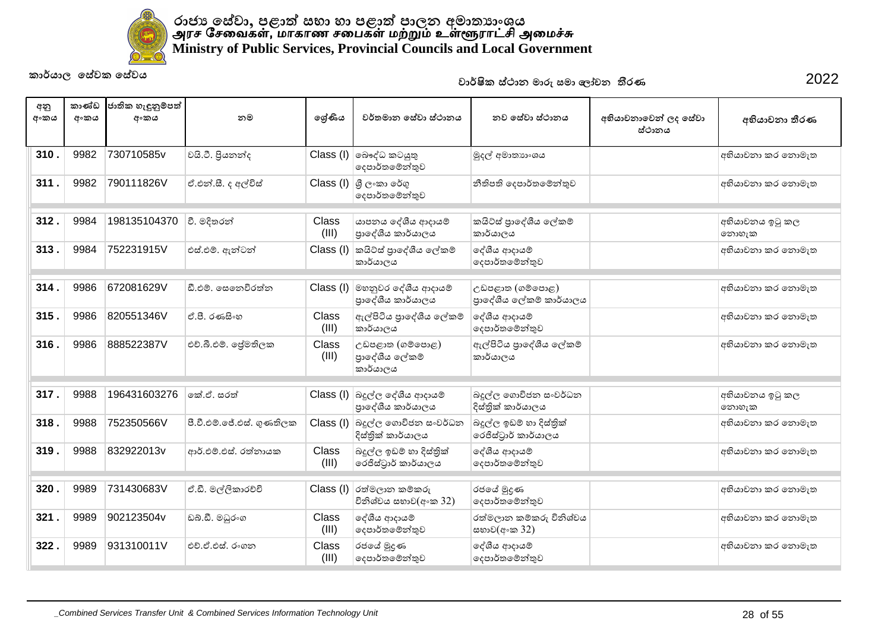රාජ්‍ය සේවා, පළාත් සභා හා පළාත් පාලන අමාත්‍යාංශය
அரச சேவைகள், மாகாண சபைகள் மற்றும் உள்ளூராட்சி அமைச்சு
**Ministry of Public Services, Provincial Councils and Local Government**

කාර්යාල සේවක සේවය

වාර්ෂික ස්ථාන මාරු සමා ලෝචන තීරණ 2022

| අනු අංකය | කාණ්ඩ අංකය | ජාතික හැඳුනුම්පත් අංකය | නම | ශ්‍රේණිය | වර්තමාන සේවා ස්ථානය | නව සේවා ස්ථානය | අභියාචනාවෙන් ලද සේවා ස්ථානය | අභියාචනා තීරණ |
|---|---|---|---|---|---|---|---|---|
| **310 .** | 9982 | 730710585v | වයි.ටී. ප්‍රියනන්ද | Class (I) | බෞද්ධ කටයුතු දෙපාර්තමේන්තුව | මුදල් අමාත්‍යාංශය | | අභියාචනා කර නොමැත |
| **311 .** | 9982 | 790111826V | ඒ.එන්.සී. ද අල්විස් | Class (I) | ශ්‍රී ලංකා රේගු දෙපාර්තමේන්තුව | නීතිපති දෙපාර්තමේන්තුව | | අභියාචනා කර නොමැත |
| **312 .** | 9984 | 198135104370 | වී. මදිතරන් | Class (III) | යාපනය දේශීය ආදායම් ප්‍රාදේශීය කාර්යාලය | කයිට්ස් ප්‍රාදේශීය ලේකම් කාර්යාලය | | අභියාචනය ඉටු කල නොහැක |
| **313 .** | 9984 | 752231915V | එස්.එම්. ඇන්ටන් | Class (I) | කයිට්ස් ප්‍රාදේශීය ලේකම් කාර්යාලය | දේශීය ආදායම් දෙපාර්තමේන්තුව | | අභියාචනා කර නොමැත |
| **314 .** | 9986 | 672081629V | ඩී.එම්. සෙනෙවිරත්න | Class (I) | මහනුවර දේශීය ආදායම් ප්‍රාදේශීය කාර්යාලය | උඩපළාත (ගම්පොළ) ප්‍රාදේශීය ලේකම් කාර්යාලය | | අභියාචනා කර නොමැත |
| **315 .** | 9986 | 820551346V | ඒ.පී. රණසිංහ | Class (III) | ඇල්පිටිය ප්‍රාදේශීය ලේකම් කාර්යාලය | දේශීය ආදායම් දෙපාර්තමේන්තුව | | අභියාචනා කර නොමැත |
| **316 .** | 9986 | 888522387V | එච්.බී.එම්. ප්‍රේමතිලක | Class (III) | උඩපළාත (ගම්පොළ) ප්‍රාදේශීය ලේකම් කාර්යාලය | ඇල්පිටිය ප්‍රාදේශීය ලේකම් කාර්යාලය | | අභියාචනා කර නොමැත |
| **317 .** | 9988 | 196431603276 | කේ.ඒ. සරත් | Class (I) | බදුල්ල දේශීය ආදායම් ප්‍රාදේශීය කාර්යාලය | බදුල්ල ගොවිජන සංවර්ධන දිස්ත්‍රික් කාර්යාලය | | අභියාචනය ඉටු කල නොහැක |
| **318 .** | 9988 | 752350566V | පී.වී.එම්.ජේ.එස්. ගුණතිලක | Class (I) | බදුල්ල ගොවිජන සංවර්ධන දිස්ත්‍රික් කාර්යාලය | බදුල්ල ඉඩම් හා දිස්ත්‍රික් රෙජිස්ට්‍රාර් කාර්යාලය | | අභියාචනා කර නොමැත |
| **319 .** | 9988 | 832922013v | ආර්.එම්.එස්. රත්නායක | Class (III) | බදුල්ල ඉඩම් හා දිස්ත්‍රික් රෙජිස්ට්‍රාර් කාර්යාලය | දේශීය ආදායම් දෙපාර්තමේන්තුව | | අභියාචනා කර නොමැත |
| **320 .** | 9989 | 731430683V | ඒ.ඩී. මල්ලිකාරච්චි | Class (I) | රත්මලාන කම්කරු විනිශ්චය සභාව(අංක 32) | රජයේ මුද්‍රණ දෙපාර්තමේන්තුව | | අභියාචනා කර නොමැත |
| **321 .** | 9989 | 902123504v | ඩබ්.ඩී. මධුරංග | Class (III) | දේශීය ආදායම් දෙපාර්තමේන්තුව | රත්මලාන කම්කරු විනිශ්චය සභාව(අංක 32) | | අභියාචනා කර නොමැත |
| **322 .** | 9989 | 931310011V | එච්.ඒ.එස්. රංගන | Class (III) | රජයේ මුද්‍රණ දෙපාර්තමේන්තුව | දේශීය ආදායම් දෙපාර්තමේන්තුව | | අභියාචනා කර නොමැත |

_Combined Services Transfer Unit & Combined Services Information Technology Unit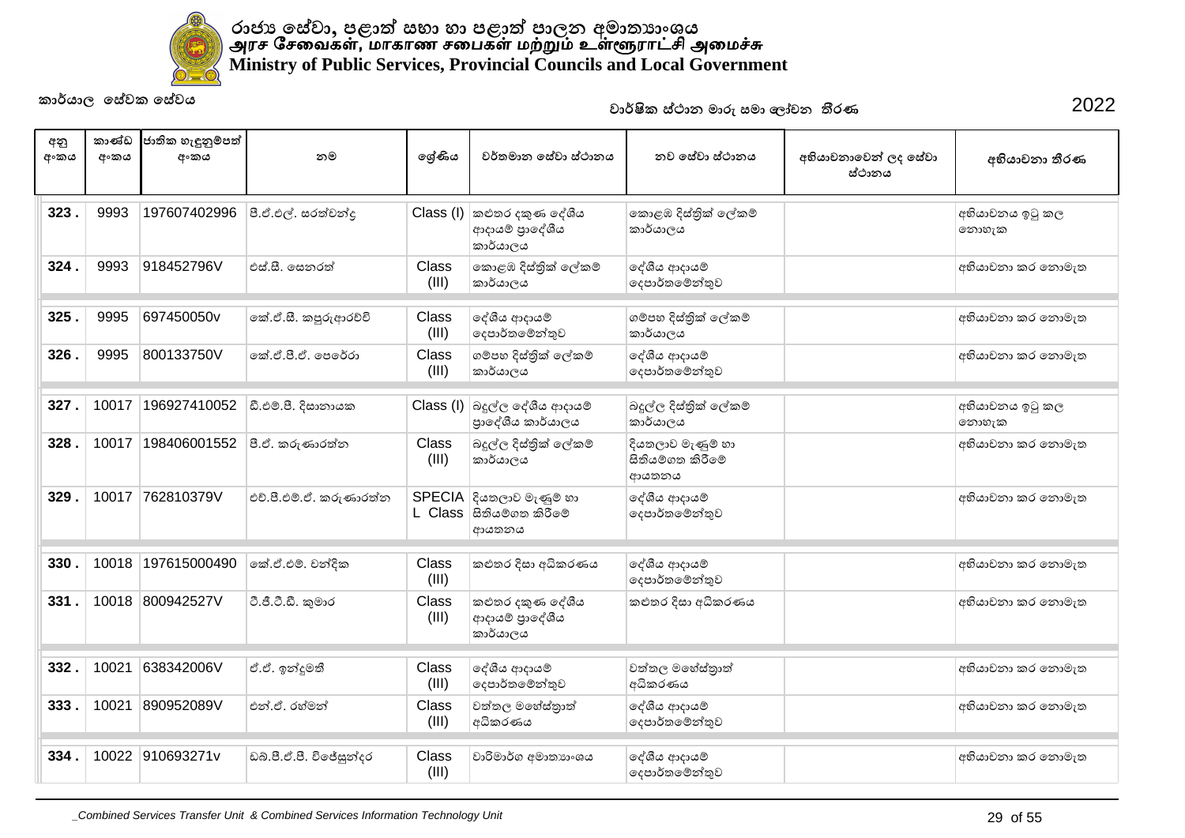# රාජ්‍ය සේවා, පළාත් සභා හා පළාත් පාලන අමාත්‍යාංශය
# அரச சேவைகள், மாகாண சபைகள் மற்றும் உள்ளூராட்சி அமைச்சு
# Ministry of Public Services, Provincial Councils and Local Government

**කාර්යාල සේවක සේවය** **වාර්ෂික ස්ථාන මාරු සමා ලෝචන තීරණ** 2022

| අනු අංකය | කාණ්ඩ අංකය | ජාතික හැඳුනුම්පත් අංකය | නම | ශ්‍රේණිය | වර්තමාන සේවා ස්ථානය | නව සේවා ස්ථානය | අභියාචනාවෙන් ලද සේවා ස්ථානය | අභියාචනා තීරණ |
|---|---|---|---|---|---|---|---|---|
| 323 . | 9993 | 197607402996 | පී.ඒ.එල්. සරත්චන්ද්‍ර | Class (I) | කළුතර දකුණ දේශීය ආදායම් ප්‍රාදේශීය කාර්යාලය | කොළඹ දිස්ත්‍රික් ලේකම් කාර්යාලය | | අභියාචනය ඉටු කල නොහැක |
| 324 . | 9993 | 918452796V | එස්.සී. සෙනරත් | Class (III) | කොළඹ දිස්ත්‍රික් ලේකම් කාර්යාලය | දේශීය ආදායම් දෙපාර්තමේන්තුව | | අභියාචනා කර නොමැත |
| 325 . | 9995 | 697450050v | කේ.ඒ.සී. කපුරුආරච්චි | Class (III) | දේශීය ආදායම් දෙපාර්තමේන්තුව | ගම්පහ දිස්ත්‍රික් ලේකම් කාර්යාලය | | අභියාචනා කර නොමැත |
| 326 . | 9995 | 800133750V | කේ.ඒ.පී.ඒ. පෙරේරා | Class (III) | ගම්පහ දිස්ත්‍රික් ලේකම් කාර්යාලය | දේශීය ආදායම් දෙපාර්තමේන්තුව | | අභියාචනා කර නොමැත |
| 327 . | 10017 | 196927410052 | ඩී.එම්.පී. දිසානායක | Class (I) | බදුල්ල දේශීය ආදායම් ප්‍රාදේශීය කාර්යාලය | බදුල්ල දිස්ත්‍රික් ලේකම් කාර්යාලය | | අභියාචනය ඉටු කල නොහැක |
| 328 . | 10017 | 198406001552 | පී.ඒ. කරුණාරත්න | Class (III) | බදුල්ල දිස්ත්‍රික් ලේකම් කාර්යාලය | දියතලාව මැණුම් හා සිතියම්ගත කිරීමේ ආයතනය | | අභියාචනා කර නොමැත |
| 329 . | 10017 | 762810379V | එච්.පී.එම්.ඒ. කරුණාරත්න | SPECIAL Class | දියතලාව මැණුම් හා සිතියම්ගත කිරීමේ ආයතනය | දේශීය ආදායම් දෙපාර්තමේන්තුව | | අභියාචනා කර නොමැත |
| 330 . | 10018 | 197615000490 | කේ.ඒ.එම්. චන්දික | Class (III) | කළුතර දිසා අධිකරණය | දේශීය ආදායම් දෙපාර්තමේන්තුව | | අභියාචනා කර නොමැත |
| 331 . | 10018 | 800942527V | ටී.ජී.ටී.ඩී. කුමාර | Class (III) | කළුතර දකුණ දේශීය ආදායම් ප්‍රාදේශීය කාර්යාලය | කළුතර දිසා අධිකරණය | | අභියාචනා කර නොමැත |
| 332 . | 10021 | 638342006V | ඒ.ඒ. ඉන්දුමතී | Class (III) | දේශීය ආදායම් දෙපාර්තමේන්තුව | වත්තල මහේස්ත්‍රාත් අධිකරණය | | අභියාචනා කර නොමැත |
| 333 . | 10021 | 890952089V | එන්.ඒ. රහ්මන් | Class (III) | වත්තල මහේස්ත්‍රාත් අධිකරණය | දේශීය ආදායම් දෙපාර්තමේන්තුව | | අභියාචනා කර නොමැත |
| 334 . | 10022 | 910693271v | ඩබ්.පී.ඒ.පී. විජේසුන්දර | Class (III) | වාරිමාර්ග අමාත්‍යාංශය | දේශීය ආදායම් දෙපාර්තමේන්තුව | | අභියාචනා කර නොමැත |

_Combined Services Transfer Unit & Combined Services Information Technology Unit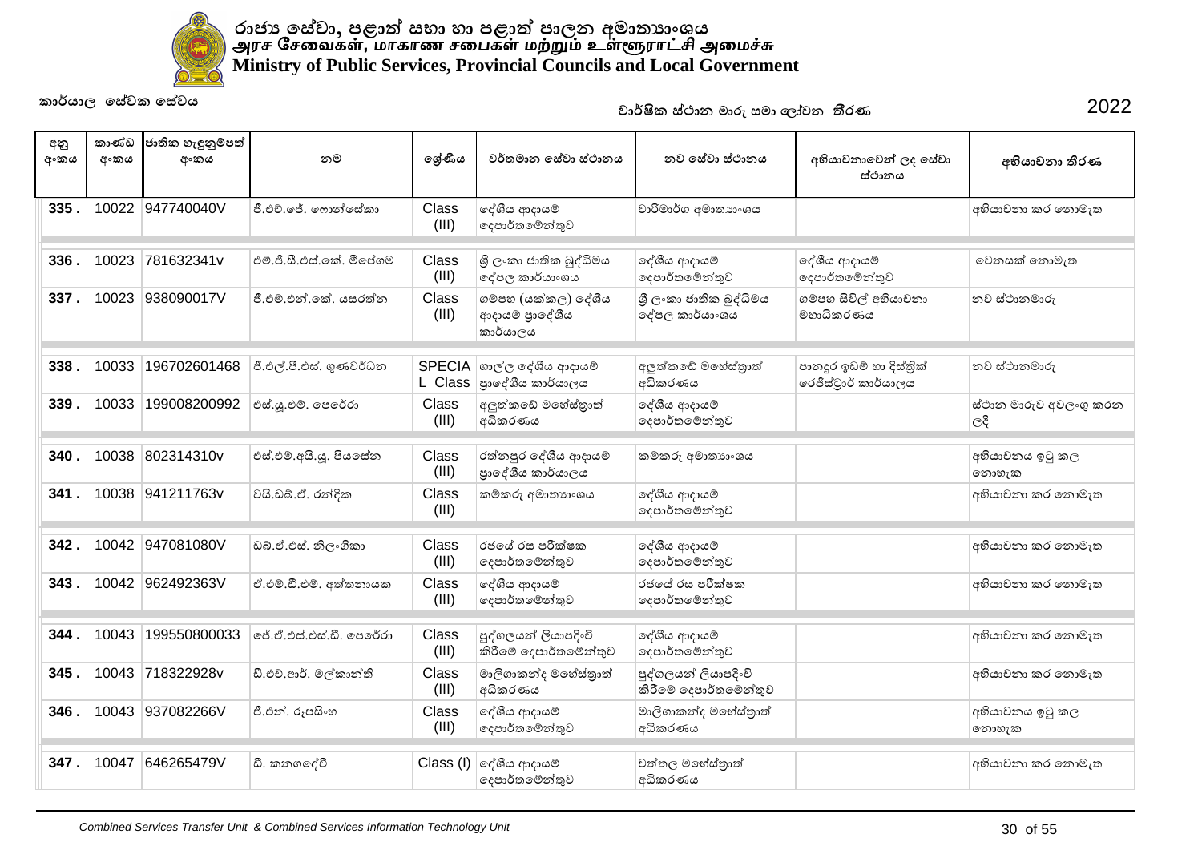# රාජ්‍ය සේවා, පළාත් සභා හා පළාත් පාලන අමාත්‍යාංශය
# அரச சேவைகள், மாகாண சபைகள் மற்றும் உள்ளூராட்சி அமைச்சு
# Ministry of Public Services, Provincial Councils and Local Government

කාර්යාල සේවක සේවය

වාර්ෂික ස්ථාන මාරු සමා ලෝචන තීරණ 2022

| අනු අංකය | කාණ්ඩ අංකය | ජාතික හැඳුනුම්පත් අංකය | නම | ශ්‍රේණිය | වර්තමාන සේවා ස්ථානය | නව සේවා ස්ථානය | අභියාචනාවෙන් ලද සේවා ස්ථානය | අභියාචනා තීරණ |
|---|---|---|---|---|---|---|---|---|
| 335 . | 10022 | 947740040V | ජී.එච්.ජේ. ෆොන්සේකා | Class (III) | දේශීය ආදායම් දෙපාර්තමේන්තුව | වාරිමාර්ග අමාත්‍යාංශය | | අභියාචනා කර නොමැත |
| 336 . | 10023 | 781632341v | එම්.ජී.සී.එස්.කේ. මීපේගම | Class (III) | ශ්‍රී ලංකා ජාතික බුද්ධිමය දේපල කාර්යාංශය | දේශීය ආදායම් දෙපාර්තමේන්තුව | දේශීය ආදායම් දෙපාර්තමේන්තුව | වෙනසක් නොමැත |
| 337 . | 10023 | 938090017V | ජී.එම්.එන්.කේ. යසරත්න | Class (III) | ගම්පහ (යක්කල) දේශීය ආදායම් ප්‍රාදේශීය කාර්යාලය | ශ්‍රී ලංකා ජාතික බුද්ධිමය දේපල කාර්යාංශය | ගම්පහ සිවිල් අභියාචනා මහාධිකරණය | නව ස්ථානමාරු |
| 338 . | 10033 | 196702601468 | ජී.එල්.පී.එස්. ගුණවර්ධන | SPECIAL Class | ගාල්ල දේශීය ආදායම් ප්‍රාදේශීය කාර්යාලය | අලුත්කඩේ මහේස්ත්‍රාත් අධිකරණය | පානදුර ඉඩම් හා දිස්ත්‍රික් රෙජිස්ට්‍රාර් කාර්යාලය | නව ස්ථානමාරු |
| 339 . | 10033 | 199008200992 | එස්.යූ.එම්. පෙරේරා | Class (III) | අලුත්කඩේ මහේස්ත්‍රාත් අධිකරණය | දේශීය ආදායම් දෙපාර්තමේන්තුව | | ස්ථාන මාරුව අවලංගු කරන ලදී |
| 340 . | 10038 | 802314310v | එස්.එම්.අයි.යූ. පියසේන | Class (III) | රත්නපුර දේශීය ආදායම් ප්‍රාදේශීය කාර්යාලය | කම්කරු අමාත්‍යාංශය | | අභියාචනය ඉටු කල නොහැක |
| 341 . | 10038 | 941211763v | වයි.ඩබ්.ඒ. රන්දික | Class (III) | කම්කරු අමාත්‍යාංශය | දේශීය ආදායම් දෙපාර්තමේන්තුව | | අභියාචනා කර නොමැත |
| 342 . | 10042 | 947081080V | ඩබ්.ඒ.එස්. නිලංගිකා | Class (III) | රජයේ රස පරීක්ෂක දෙපාර්තමේන්තුව | දේශීය ආදායම් දෙපාර්තමේන්තුව | | අභියාචනා කර නොමැත |
| 343 . | 10042 | 962492363V | ඒ.එම්.ඩී.එම්. අත්තනායක | Class (III) | දේශීය ආදායම් දෙපාර්තමේන්තුව | රජයේ රස පරීක්ෂක දෙපාර්තමේන්තුව | | අභියාචනා කර නොමැත |
| 344 . | 10043 | 199550800033 | ජේ.ඒ.එස්.එස්.ඩී. පෙරේරා | Class (III) | පුද්ගලයන් ලියාපදිංචි කිරීමේ දෙපාර්තමේන්තුව | දේශීය ආදායම් දෙපාර්තමේන්තුව | | අභියාචනා කර නොමැත |
| 345 . | 10043 | 718322928v | ඩී.එච්.ආර්. මල්කාන්ති | Class (III) | මාලිගාකන්ද මහේස්ත්‍රාත් අධිකරණය | පුද්ගලයන් ලියාපදිංචි කිරීමේ දෙපාර්තමේන්තුව | | අභියාචනා කර නොමැත |
| 346 . | 10043 | 937082266V | ජී.එන්. රූපසිංහ | Class (III) | දේශීය ආදායම් දෙපාර්තමේන්තුව | මාලිගාකන්ද මහේස්ත්‍රාත් අධිකරණය | | අභියාචනය ඉටු කල නොහැක |
| 347 . | 10047 | 646265479V | ඩී. කනගදේවි | Class (I) | දේශීය ආදායම් දෙපාර්තමේන්තුව | වත්තල මහේස්ත්‍රාත් අධිකරණය | | අභියාචනා කර නොමැත |

_Combined Services Transfer Unit & Combined Services Information Technology Unit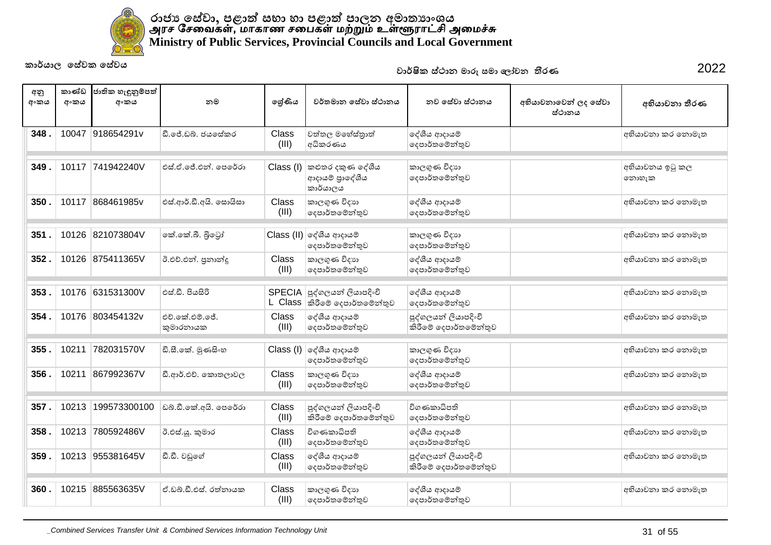# රාජ්‍ය සේවා, පළාත් සභා හා පළාත් පාලන අමාත්‍යාංශය
# அரச சேவைகள், மாகாண சபைகள் மற்றும் உள்ளூராட்சி அமைச்சு
# Ministry of Public Services, Provincial Councils and Local Government

කාර්යාල සේවක සේවය

වාර්ෂික ස්ථාන මාරු සමා ලෝචන තීරණ 2022

| අනු අංකය | කාණ්ඩ අංකය | ජාතික හැඳුනුම්පත් අංකය | නම | ශ්‍රේණිය | වර්තමාන සේවා ස්ථානය | නව සේවා ස්ථානය | අභියාචනාවෙන් ලද සේවා ස්ථානය | අභියාචනා තීරණ |
|---|---|---|---|---|---|---|---|---|
| 348 . | 10047 | 918654291v | ඩී.ජේ.ඩබ්. ජයසේකර | Class (III) | වත්තල මහේස්ත්‍රාත් අධිකරණය | දේශීය ආදායම් දෙපාර්තමේන්තුව | | අභියාචනා කර නොමැත |
| 349 . | 10117 | 741942240V | එස්.ඒ.ජේ.එන්. පෙරේරා | Class (I) | කළුතර දකුණ දේශීය ආදායම් ප්‍රාදේශීය කාර්යාලය | කාලගුණ විද්‍යා දෙපාර්තමේන්තුව | | අභියාචනය ඉටු කල නොහැක |
| 350 . | 10117 | 868461985v | එස්.ආර්.ඩී.අයි. සොයිසා | Class (III) | කාලගුණ විද්‍යා දෙපාර්තමේන්තුව | දේශීය ආදායම් දෙපාර්තමේන්තුව | | අභියාචනා කර නොමැත |
| 351 . | 10126 | 821073804V | කේ.කේ.බී. බ්‍රිටෝ | Class (II) | දේශීය ආදායම් දෙපාර්තමේන්තුව | කාලගුණ විද්‍යා දෙපාර්තමේන්තුව | | අභියාචනා කර නොමැත |
| 352 . | 10126 | 875411365V | ඊ.එච්.එන්. ප්‍රනාන්දු | Class (III) | කාලගුණ විද්‍යා දෙපාර්තමේන්තුව | දේශීය ආදායම් දෙපාර්තමේන්තුව | | අභියාචනා කර නොමැත |
| 353 . | 10176 | 631531300V | එස්.ඩී. පියසිරි | SPECIAL Class | පුද්ගලයන් ලියාපදිංචි කිරීමේ දෙපාර්තමේන්තුව | දේශීය ආදායම් දෙපාර්තමේන්තුව | | අභියාචනා කර නොමැත |
| 354 . | 10176 | 803454132v | එච්.කේ.එම්.ජේ. කුමාරනායක | Class (III) | දේශීය ආදායම් දෙපාර්තමේන්තුව | පුද්ගලයන් ලියාපදිංචි කිරීමේ දෙපාර්තමේන්තුව | | අභියාචනා කර නොමැත |
| 355 . | 10211 | 782031570V | ඩී.සී.කේ. මුණසිංහ | Class (I) | දේශීය ආදායම් දෙපාර්තමේන්තුව | කාලගුණ විද්‍යා දෙපාර්තමේන්තුව | | අභියාචනා කර නොමැත |
| 356 . | 10211 | 867992367V | ඩී.ආර්.එච්. කොතලාවල | Class (III) | කාලගුණ විද්‍යා දෙපාර්තමේන්තුව | දේශීය ආදායම් දෙපාර්තමේන්තුව | | අභියාචනා කර නොමැත |
| 357 . | 10213 | 199573300100 | ඩබ්.ඩී.කේ.අයි. පෙරේරා | Class (III) | පුද්ගලයන් ලියාපදිංචි කිරීමේ දෙපාර්තමේන්තුව | විගණකාධිපති දෙපාර්තමේන්තුව | | අභියාචනා කර නොමැත |
| 358 . | 10213 | 780592486V | ඊ.එස්.යූ. කුමාර | Class (III) | විගණකාධිපති දෙපාර්තමේන්තුව | දේශීය ආදායම් දෙපාර්තමේන්තුව | | අභියාචනා කර නොමැත |
| 359 . | 10213 | 955381645V | ඩී.ඩී. වඩුගේ | Class (III) | දේශීය ආදායම් දෙපාර්තමේන්තුව | පුද්ගලයන් ලියාපදිංචි කිරීමේ දෙපාර්තමේන්තුව | | අභියාචනා කර නොමැත |
| 360 . | 10215 | 885563635V | ඒ.ඩබ්.ඩී.එස්. රත්නායක | Class (III) | කාලගුණ විද්‍යා දෙපාර්තමේන්තුව | දේශීය ආදායම් දෙපාර්තමේන්තුව | | අභියාචනා කර නොමැත |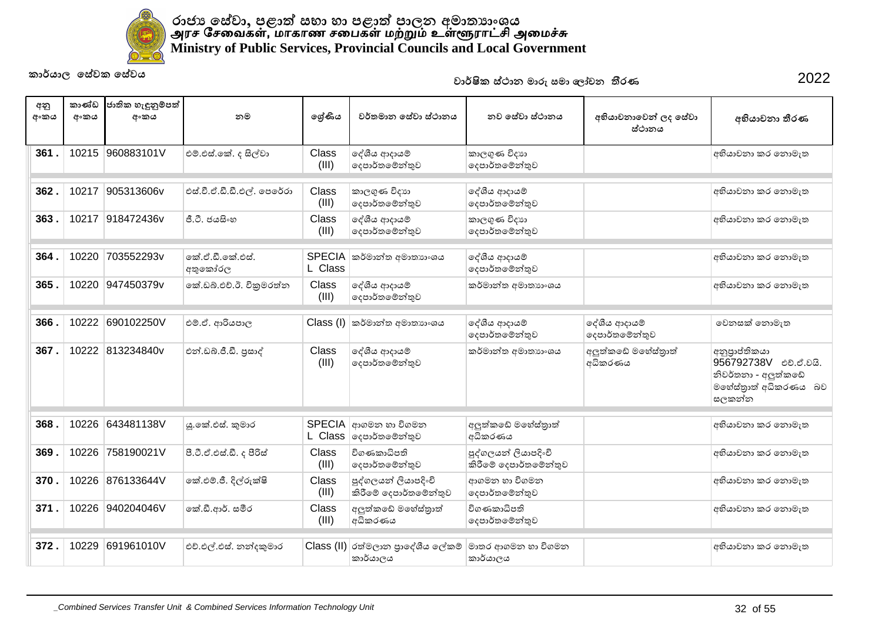# රාජ්‍ය සේවා, පළාත් සභා හා පළාත් පාලන අමාත්‍යාංශය
# அரச சேவைகள், மாகாண சபைகள் மற்றும் உள்ளூராட்சி அமைச்சு
# Ministry of Public Services, Provincial Councils and Local Government

කාර්යාල සේවක සේවය

වාර්ෂික ස්ථාන මාරු සමාලෝචන තීරණ 2022

| අනු අංකය | කාණ්ඩ අංකය | ජාතික හැඳුනුම්පත් අංකය | නම | ශ්‍රේණිය | වර්තමාන සේවා ස්ථානය | නව සේවා ස්ථානය | අභියාචනාවෙන් ලද සේවා ස්ථානය | අභියාචනා තීරණ |
|---|---|---|---|---|---|---|---|---|
| 361 . | 10215 | 960883101V | එම්.එස්.කේ. ද සිල්වා | Class (III) | දේශීය ආදායම් දෙපාර්තමේන්තුව | කාලගුණ විද්‍යා දෙපාර්තමේන්තුව | | අභියාචනා කර නොමැත |
| 362 . | 10217 | 905313606v | එස්.වී.ඒ.ඩී.ඩී.එල්. පෙරේරා | Class (III) | කාලගුණ විද්‍යා දෙපාර්තමේන්තුව | දේශීය ආදායම් දෙපාර්තමේන්තුව | | අභියාචනා කර නොමැත |
| 363 . | 10217 | 918472436v | ජී.ටී. ජයසිංහ | Class (III) | දේශීය ආදායම් දෙපාර්තමේන්තුව | කාලගුණ විද්‍යා දෙපාර්තමේන්තුව | | අභියාචනා කර නොමැත |
| 364 . | 10220 | 703552293v | කේ.ඒ.ඩී.කේ.එස්. අතුකෝරල | SPECIAL Class | කර්මාන්ත අමාත්‍යාංශය | දේශීය ආදායම් දෙපාර්තමේන්තුව | | අභියාචනා කර නොමැත |
| 365 . | 10220 | 947450379v | කේ.ඩබ්.එච්.ඊ. වික්‍රමරත්න | Class (III) | දේශීය ආදායම් දෙපාර්තමේන්තුව | කර්මාන්ත අමාත්‍යාංශය | | අභියාචනා කර නොමැත |
| 366 . | 10222 | 690102250V | එම්.ඒ. ආරියපාල | Class (I) | කර්මාන්ත අමාත්‍යාංශය | දේශීය ආදායම් දෙපාර්තමේන්තුව | දේශීය ආදායම් දෙපාර්තමේන්තුව | වෙනසක් නොමැත |
| 367 . | 10222 | 813234840v | එන්.ඩබ්.ජී.ඩී. ප්‍රසාද් | Class (III) | දේශීය ආදායම් දෙපාර්තමේන්තුව | කර්මාන්ත අමාත්‍යාංශය | අලුත්කඩේ මහේස්ත්‍රාත් අධිකරණය | අනුප්‍රාප්තිකයා 956792738V එච්.ඒ.වයි. නිවර්තනා - අලුත්කඩේ මහේස්ත්‍රාත් අධිකරණය බව සලකන්න |
| 368 . | 10226 | 643481138V | යූ.කේ.එස්. කුමාර | SPECIAL Class | ආගමන හා විගමන දෙපාර්තමේන්තුව | අලුත්කඩේ මහේස්ත්‍රාත් අධිකරණය | | අභියාචනා කර නොමැත |
| 369 . | 10226 | 758190021V | පී.ටී.ඒ.එස්.ඩී. ද පීරිස් | Class (III) | විගණකාධිපති දෙපාර්තමේන්තුව | පුද්ගලයන් ලියාපදිංචි කිරීමේ දෙපාර්තමේන්තුව | | අභියාචනා කර නොමැත |
| 370 . | 10226 | 876133644V | කේ.එම්.ජී. දිල්රුක්ෂි | Class (III) | පුද්ගලයන් ලියාපදිංචි කිරීමේ දෙපාර්තමේන්තුව | ආගමන හා විගමන දෙපාර්තමේන්තුව | | අභියාචනා කර නොමැත |
| 371 . | 10226 | 940204046V | කේ.ඩී.ආර්. සමීර | Class (III) | අලුත්කඩේ මහේස්ත්‍රාත් අධිකරණය | විගණකාධිපති දෙපාර්තමේන්තුව | | අභියාචනා කර නොමැත |
| 372 . | 10229 | 691961010V | එච්.එල්.එස්. නන්දකුමාර | Class (II) | රත්මලාන ප්‍රාදේශීය ලේකම් කාර්යාලය | මාතර ආගමන හා විගමන කාර්යාලය | | අභියාචනා කර නොමැත |

_Combined Services Transfer Unit & Combined Services Information Technology Unit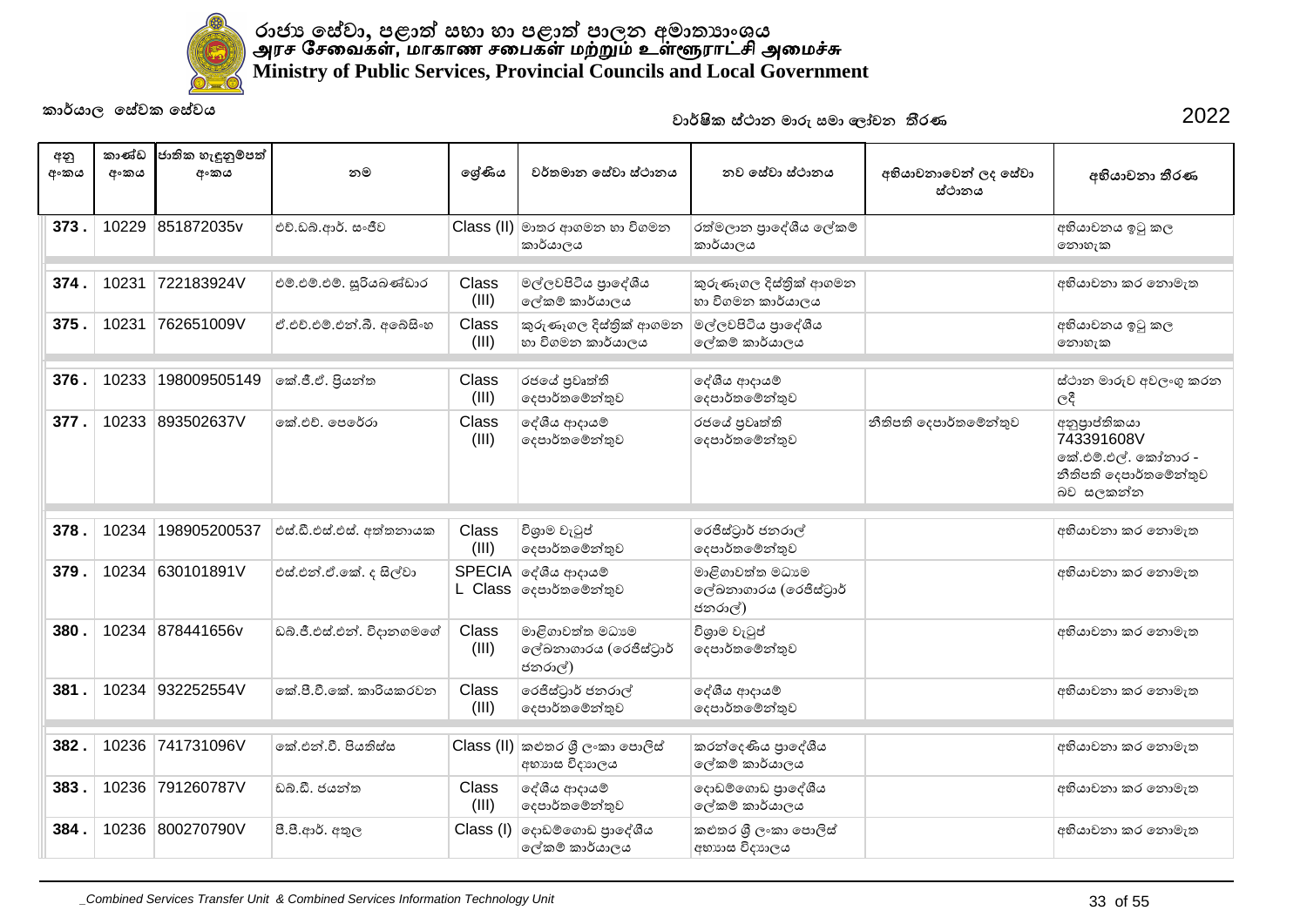# රාජ්‍ය සේවා, පළාත් සභා හා පළාත් පාලන අමාත්‍යාංශය
# அரச சேவைகள், மாகாண சபைகள் மற்றும் உள்ளூராட்சி அமைச்சு
# Ministry of Public Services, Provincial Councils and Local Government

**කාර්යාල සේවක සේවය** **වාර්ෂික ස්ථාන මාරු සමා ලෝචන තීරණ** 2022

| අනු අංකය | කාණ්ඩ අංකය | ජාතික හැඳුනුම්පත් අංකය | නම | ශ්‍රේණිය | වර්තමාන සේවා ස්ථානය | නව සේවා ස්ථානය | අභියාචනාවෙන් ලද සේවා ස්ථානය | අභියාචනා තීරණ |
|---|---|---|---|---|---|---|---|---|
| **373 .** | 10229 | 851872035v | එච්.ඩබ්.ආර්. සංජීව | Class (II) | මාතර ආගමන හා විගමන කාර්යාලය | රත්මලාන ප්‍රාදේශීය ලේකම් කාර්යාලය | | අභියාචනය ඉටු කල නොහැක |
| **374 .** | 10231 | 722183924V | එම්.එම්.එම්. සූරියබණ්ඩාර | Class (III) | මල්ලවපිටිය ප්‍රාදේශීය ලේකම් කාර්යාලය | කුරුණෑගල දිස්ත්‍රික් ආගමන හා විගමන කාර්යාලය | | අභියාචනා කර නොමැත |
| **375 .** | 10231 | 762651009V | ඒ.එච්.එම්.එන්.බී. අබේසිංහ | Class (III) | කුරුණෑගල දිස්ත්‍රික් ආගමන හා විගමන කාර්යාලය | මල්ලවපිටිය ප්‍රාදේශීය ලේකම් කාර්යාලය | | අභියාචනය ඉටු කල නොහැක |
| **376 .** | 10233 | 198009505149 | කේ.ජී.ඒ. ප්‍රියන්ත | Class (III) | රජයේ ප්‍රවෘත්ති දෙපාර්තමේන්තුව | දේශීය ආදායම් දෙපාර්තමේන්තුව | | ස්ථාන මාරුව අවලංගු කරන ලදී |
| **377 .** | 10233 | 893502637V | කේ.එච්. පෙරේරා | Class (III) | දේශීය ආදායම් දෙපාර්තමේන්තුව | රජයේ ප්‍රවෘත්ති දෙපාර්තමේන්තුව | නීතිපති දෙපාර්තමේන්තුව | අනුප්‍රාප්තිකයා 743391608V කේ.එම්.එල්. කෝනාර - නීතිපති දෙපාර්තමේන්තුව බව සලකන්න |
| **378 .** | 10234 | 198905200537 | එස්.ඩී.එස්.එස්. අත්තනායක | Class (III) | විශ්‍රාම වැටුප් දෙපාර්තමේන්තුව | රෙජිස්ට්‍රාර් ජනරාල් දෙපාර්තමේන්තුව | | අභියාචනා කර නොමැත |
| **379 .** | 10234 | 630101891V | එස්.එන්.ඒ.කේ. ද සිල්වා | SPECIAL Class | දේශීය ආදායම් දෙපාර්තමේන්තුව | මාළිගාවත්ත මධ්‍යම ලේඛනාගාරය (රෙජිස්ට්‍රාර් ජනරාල්) | | අභියාචනා කර නොමැත |
| **380 .** | 10234 | 878441656v | ඩබ්.ජී.එස්.එන්. විදානගමගේ | Class (III) | මාළිගාවත්ත මධ්‍යම ලේඛනාගාරය (රෙජිස්ට්‍රාර් ජනරාල්) | විශ්‍රාම වැටුප් දෙපාර්තමේන්තුව | | අභියාචනා කර නොමැත |
| **381 .** | 10234 | 932252554V | කේ.පී.වී.කේ. කාරියකරවන | Class (III) | රෙජිස්ට්‍රාර් ජනරාල් දෙපාර්තමේන්තුව | දේශීය ආදායම් දෙපාර්තමේන්තුව | | අභියාචනා කර නොමැත |
| **382 .** | 10236 | 741731096V | කේ.එන්.වී. පියතිස්ස | Class (II) | කළුතර ශ්‍රී ලංකා පොලිස් අභ්‍යාස විද්‍යාලය | කරන්දෙණිය ප්‍රාදේශීය ලේකම් කාර්යාලය | | අභියාචනා කර නොමැත |
| **383 .** | 10236 | 791260787V | ඩබ්.ඩී. ජයන්ත | Class (III) | දේශීය ආදායම් දෙපාර්තමේන්තුව | දොඩම්ගොඩ ප්‍රාදේශීය ලේකම් කාර්යාලය | | අභියාචනා කර නොමැත |
| **384 .** | 10236 | 800270790V | පී.පී.ආර්. අතුල | Class (I) | දොඩම්ගොඩ ප්‍රාදේශීය ලේකම් කාර්යාලය | කළුතර ශ්‍රී ලංකා පොලිස් අභ්‍යාස විද්‍යාලය | | අභියාචනා කර නොමැත |

_Combined Services Transfer Unit & Combined Services Information Technology Unit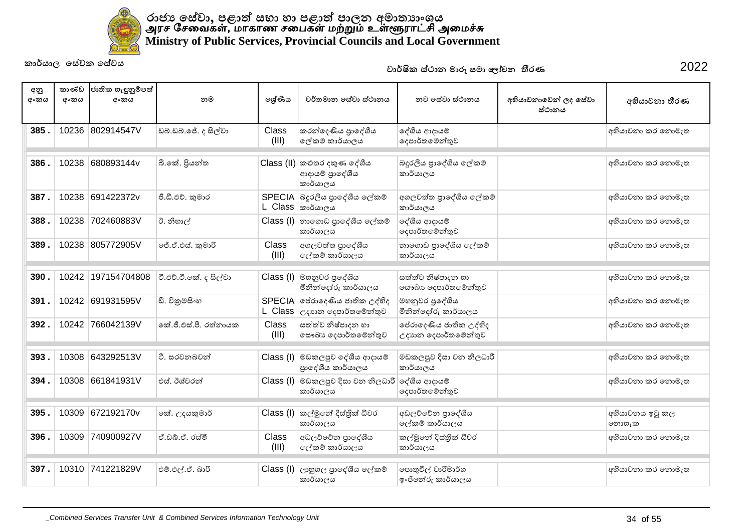# රාජ්‍ය සේවා, පළාත් සභා හා පළාත් පාලන අමාත්‍යාංශය
# அரச சேவைகள், மாகாண சபைகள் மற்றும் உள்ளூராட்சி அமைச்சு
# Ministry of Public Services, Provincial Councils and Local Government

**කාර්යාල සේවක සේවය**

**වාර්ෂික ස්ථාන මාරු සමා ලෝචන තීරණ** 2022

| අනු අංකය | කාණ්ඩ අංකය | ජාතික හැඳුනුම්පත් අංකය | නම | ශ්‍රේණිය | වර්තමාන සේවා ස්ථානය | නව සේවා ස්ථානය | අභියාචනාවෙන් ලද සේවා ස්ථානය | අභියාචනා තීරණ |
|---|---|---|---|---|---|---|---|---|
| 385 . | 10236 | 802914547V | ඩබ්.ඩබ්.ජේ. ද සිල්වා | Class (III) | කරන්දෙණිය ප්‍රාදේශීය ලේකම් කාර්යාලය | දේශීය ආදායම් දෙපාර්තමේන්තුව | | අභියාචනා කර නොමැත |
| 386 . | 10238 | 680893144v | බී.කේ. ප්‍රියන්ත | Class (II) | කළුතර දකුණ දේශීය ආදායම් ප්‍රාදේශීය කාර්යාලය | බදුරලිය ප්‍රාදේශීය ලේකම් කාර්යාලය | | අභියාචනා කර නොමැත |
| 387 . | 10238 | 691422372v | ජී.ඩී.එච්. කුමාර | SPECIAL Class | බදුරලිය ප්‍රාදේශීය ලේකම් කාර්යාලය | අගලවත්ත ප්‍රාදේශීය ලේකම් කාර්යාලය | | අභියාචනා කර නොමැත |
| 388 . | 10238 | 702460883V | ඊ. නිහාල් | Class (I) | නාගොඩ ප්‍රාදේශීය ලේකම් කාර්යාලය | දේශීය ආදායම් දෙපාර්තමේන්තුව | | අභියාචනා කර නොමැත |
| 389 . | 10238 | 805772905V | ජේ.ඒ.එස්. කුමාරි | Class (III) | අගලවත්ත ප්‍රාදේශීය ලේකම් කාර්යාලය | නාගොඩ ප්‍රාදේශීය ලේකම් කාර්යාලය | | අභියාචනා කර නොමැත |
| 390 . | 10242 | 197154704808 | ටී.එච්.ටී.කේ. ද සිල්වා | Class (I) | මහනුවර ප්‍රදේශිය මිනින්දෝරු කාර්යාලය | සත්ත්ව නිෂ්පාදන හා සෞඛ්‍ය දෙපාර්තමේන්තුව | | අභියාචනා කර නොමැත |
| 391 . | 10242 | 691931595V | ඩී. වික්‍රමසිංහ | SPECIAL Class | පේරාදෙණිය ජාතික උද්භිද උද්‍යාන දෙපාර්තමේන්තුව | මහනුවර ප්‍රදේශිය මිනින්දෝරු කාර්යාලය | | අභියාචනා කර නොමැත |
| 392 . | 10242 | 766042139V | කේ.ජී.එස්.පී. රත්නායක | Class (III) | සත්ත්ව නිෂ්පාදන හා සෞඛ්‍ය දෙපාර්තමේන්තුව | පේරාදෙණිය ජාතික උද්භිද උද්‍යාන දෙපාර්තමේන්තුව | | අභියාචනා කර නොමැත |
| 393 . | 10308 | 643292513V | ටී. සරවනබවන් | Class (I) | මඩකලපුව දේශීය ආදායම් ප්‍රාදේශීය කාර්යාලය | මඩකලපුව දිසා වන නිලධාරී කාර්යාලය | | අභියාචනා කර නොමැත |
| 394 . | 10308 | 661841931V | එස්. ඊශ්වරන් | Class (I) | මඩකලපුව දිසා වන නිලධාරී කාර්යාලය | දේශීය ආදායම් දෙපාර්තමේන්තුව | | අභියාචනා කර නොමැත |
| 395 . | 10309 | 672192170v | කේ. උදයකුමාර් | Class (I) | කල්මුනේ දිස්ත්‍රික් ධීවර කාර්යාලය | අඩලච්චේන ප්‍රාදේශීය ලේකම් කාර්යාලය | | අභියාචනය ඉටු කල නොහැක |
| 396 . | 10309 | 740900927V | ඒ.ඩබ්.ඒ. රස්මි | Class (III) | අඩලච්චේන ප්‍රාදේශීය ලේකම් කාර්යාලය | කල්මුනේ දිස්ත්‍රික් ධීවර කාර්යාලය | | අභියාචනා කර නොමැත |
| 397 . | 10310 | 741221829V | එම්.එල්.ඒ. බාරි | Class (I) | ලාහුගල ප්‍රාදේශීය ලේකම් කාර්යාලය | පොතුවිල් වාරිමාර්ග ඉංජිනේරු කාර්යාලය | | අභියාචනා කර නොමැත |

_Combined Services Transfer Unit & Combined Services Information Technology Unit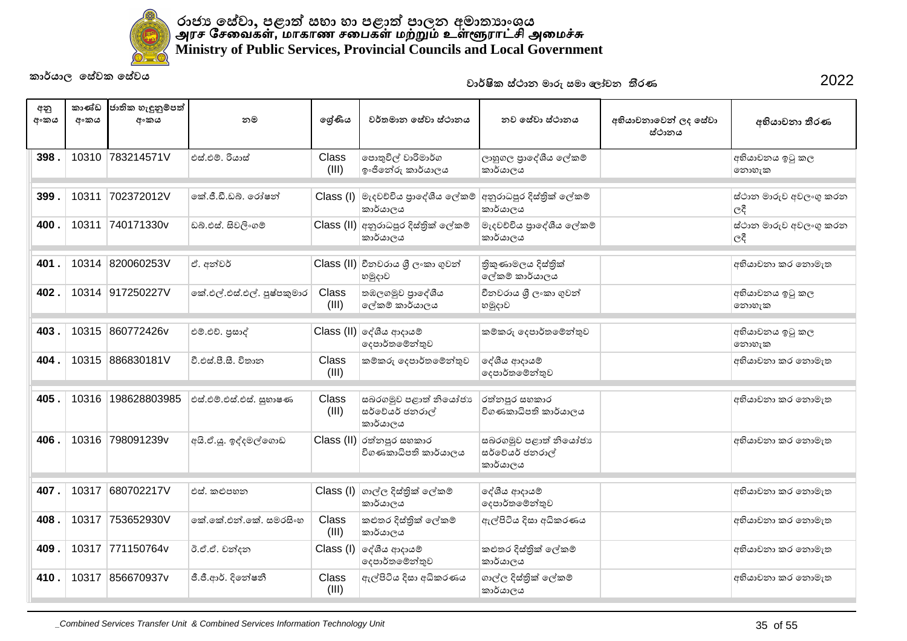# රාජ්‍ය සේවා, පළාත් සභා හා පළාත් පාලන අමාත්‍යාංශය
# அரச சேவைகள், மாகாண சபைகள் மற்றும் உள்ளூராட்சி அமைச்சு
# Ministry of Public Services, Provincial Councils and Local Government

**කාර්යාල සේවක සේවය**

**වාර්ෂික ස්ථාන මාරු සමා ලෝචන තීරණ** 2022

| අනු අංකය | කාණ්ඩ අංකය | ජාතික හැඳුනුම්පත් අංකය | නම | ශ්‍රේණිය | වර්තමාන සේවා ස්ථානය | නව සේවා ස්ථානය | අභියාචනාවෙන් ලද සේවා ස්ථානය | අභියාචනා තීරණ |
|---|---|---|---|---|---|---|---|---|
| 398 . | 10310 | 783214571V | එස්.එම්. රියාස් | Class (III) | පොතුවිල් වාරිමාර්ග ඉංජිනේරු කාර්යාලය | ලාහුගල ප්‍රාදේශීය ලේකම් කාර්යාලය | | අභියාචනය ඉටු කල නොහැක |
| 399 . | 10311 | 702372012V | කේ.ජී.ඩී.ඩබ්. රෝෂන් | Class (I) | මැදවච්චිය ප්‍රාදේශීය ලේකම් කාර්යාලය | අනුරාධපුර දිස්ත්‍රික් ලේකම් කාර්යාලය | | ස්ථාන මාරුව අවලංගු කරන ලදී |
| 400 . | 10311 | 740171330v | ඩබ්.එස්. සිවලිංගම් | Class (II) | අනුරාධපුර දිස්ත්‍රික් ලේකම් කාර්යාලය | මැදවච්චිය ප්‍රාදේශීය ලේකම් කාර්යාලය | | ස්ථාන මාරුව අවලංගු කරන ලදී |
| 401 . | 10314 | 820060253V | ඒ. අන්වර් | Class (II) | චීනවරාය ශ්‍රී ලංකා ගුවන් හමුදාව | ත්‍රිකුණාමලය දිස්ත්‍රික් ලේකම් කාර්යාලය | | අභියාචනා කර නොමැත |
| 402 . | 10314 | 917250227V | කේ.එල්.එස්.එල්. පුෂ්පකුමාර | Class (III) | කඹලගමුව ප්‍රාදේශීය ලේකම් කාර්යාලය | චීනවරාය ශ්‍රී ලංකා ගුවන් හමුදාව | | අභියාචනය ඉටු කල නොහැක |
| 403 . | 10315 | 860772426v | එම්.එච්. ප්‍රසාද් | Class (II) | දේශීය ආදායම් දෙපාර්තමේන්තුව | කම්කරු දෙපාර්තමේන්තුව | | අභියාචනය ඉටු කල නොහැක |
| 404 . | 10315 | 886830181V | වී.එස්.පී.යී. විතාන | Class (III) | කම්කරු දෙපාර්තමේන්තුව | දේශීය ආදායම් දෙපාර්තමේන්තුව | | අභියාචනා කර නොමැත |
| 405 . | 10316 | 198628803985 | එස්.එම්.එස්.එස්. සුභාෂණ | Class (III) | සබරගමුව පළාත් නියෝජ්‍ය සර්වේයර් ජනරාල් කාර්යාලය | රත්නපුර සහකාර විගණකාධිපති කාර්යාලය | | අභියාචනා කර නොමැත |
| 406 . | 10316 | 798091239v | අයි.ඒ.යූ. ඉද්දමල්ගොඩ | Class (II) | රත්නපුර සහකාර විගණකාධිපති කාර්යාලය | සබරගමුව පළාත් නියෝජ්‍ය සර්වේයර් ජනරාල් කාර්යාලය | | අභියාචනා කර නොමැත |
| 407 . | 10317 | 680702217V | එස්. කළුපහන | Class (I) | ගාල්ල දිස්ත්‍රික් ලේකම් කාර්යාලය | දේශීය ආදායම් දෙපාර්තමේන්තුව | | අභියාචනා කර නොමැත |
| 408 . | 10317 | 753652930V | කේ.කේ.එන්.කේ. සමරසිංහ | Class (III) | කළුතර දිස්ත්‍රික් ලේකම් කාර්යාලය | ඇල්පිටිය දිසා අධිකරණය | | අභියාචනා කර නොමැත |
| 409 . | 10317 | 771150764v | ඊ.ඒ.ඒ. චන්දන | Class (I) | දේශීය ආදායම් දෙපාර්තමේන්තුව | කළුතර දිස්ත්‍රික් ලේකම් කාර්යාලය | | අභියාචනා කර නොමැත |
| 410 . | 10317 | 856670937v | ජී.ජී.ආර්. දිනේෂනී | Class (III) | ඇල්පිටිය දිසා අධිකරණය | ගාල්ල දිස්ත්‍රික් ලේකම් කාර්යාලය | | අභියාචනා කර නොමැත |

_Combined Services Transfer Unit & Combined Services Information Technology Unit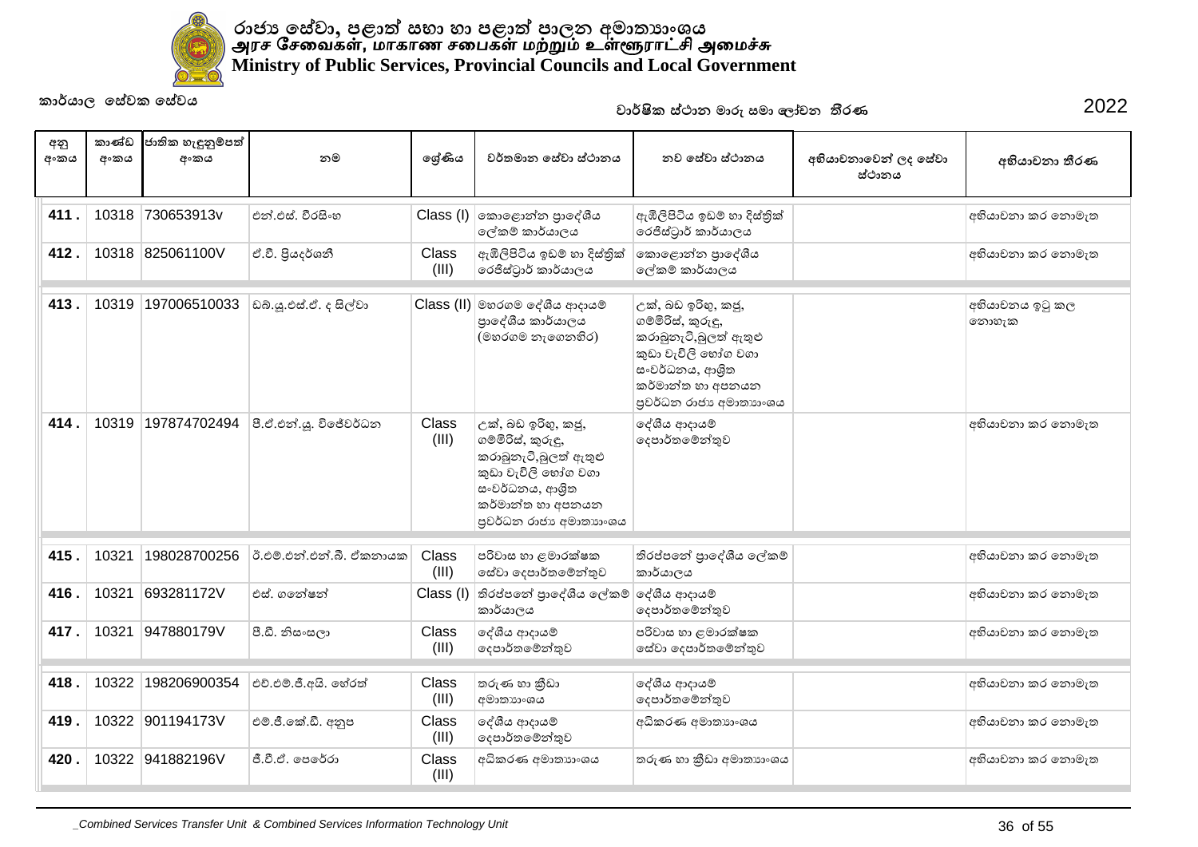# රාජ්‍ය සේවා, පළාත් සභා හා පළාත් පාලන අමාත්‍යාංශය
# அரச சேவைகள், மாகாண சபைகள் மற்றும் உள்ளூராட்சி அமைச்சு
# Ministry of Public Services, Provincial Councils and Local Government

කාර්යාල සේවක සේවය

වාර්ෂික ස්ථාන මාරු සමා ලෝචන තීරණ 2022

| අනු අංකය | කාණ්ඩ අංකය | ජාතික හැඳුනුම්පත් අංකය | නම | ශ්‍රේණිය | වර්තමාන සේවා ස්ථානය | නව සේවා ස්ථානය | අභියාචනාවෙන් ලද සේවා ස්ථානය | අභියාචනා තීරණ |
|---|---|---|---|---|---|---|---|---|
| 411 . | 10318 | 730653913v | එන්.එස්. වීරසිංහ | Class (I) | කොළොන්න ප්‍රාදේශීය ලේකම් කාර්යාලය | ඇඹිලිපිටිය ඉඩම් හා දිස්ත්‍රික් රෙජිස්ට්‍රාර් කාර්යාලය | | අභියාචනා කර නොමැත |
| 412 . | 10318 | 825061100V | ඒ.වී. ප්‍රියදර්ශනී | Class (III) | ඇඹිලිපිටිය ඉඩම් හා දිස්ත්‍රික් රෙජිස්ට්‍රාර් කාර්යාලය | කොළොන්න ප්‍රාදේශීය ලේකම් කාර්යාලය | | අභියාචනා කර නොමැත |
| 413 . | 10319 | 197006510033 | ඩබ්.යූ.එස්.ඒ. ද සිල්වා | Class (II) | මහරගම දේශීය ආදායම් ප්‍රාදේශීය කාර්යාලය (මහරගම නැගෙනහිර) | උක්, බඩ ඉරිඟු, කජු, ගම්මිරිස්, කුරුඳු, කරාබුනැටි,බුලත් ඇතුළු කුඩා වැවිලි භෝග වගා සංවර්ධනය, ආශ්‍රිත කර්මාන්ත හා අපනයන ප්‍රවර්ධන රාජ්‍ය අමාත්‍යාංශය | | අභියාචනය ඉටු කල නොහැක |
| 414 . | 10319 | 197874702494 | පී.ඒ.එන්.යූ. විජේවර්ධන | Class (III) | උක්, බඩ ඉරිඟු, කජු, ගම්මිරිස්, කුරුඳු, කරාබුනැටි,බුලත් ඇතුළු කුඩා වැවිලි භෝග වගා සංවර්ධනය, ආශ්‍රිත කර්මාන්ත හා අපනයන ප්‍රවර්ධන රාජ්‍ය අමාත්‍යාංශය | දේශීය ආදායම් දෙපාර්තමේන්තුව | | අභියාචනා කර නොමැත |
| 415 . | 10321 | 198028700256 | ඊ.එම්.එන්.එන්.බී. ඒකනායක | Class (III) | පරිවාස හා ළමාරක්ෂක සේවා දෙපාර්තමේන්තුව | තිරප්පනේ ප්‍රාදේශීය ලේකම් කාර්යාලය | | අභියාචනා කර නොමැත |
| 416 . | 10321 | 693281172V | එස්. ගනේෂන් | Class (I) | තිරප්පනේ ප්‍රාදේශීය ලේකම් කාර්යාලය | දේශීය ආදායම් දෙපාර්තමේන්තුව | | අභියාචනා කර නොමැත |
| 417 . | 10321 | 947880179V | පී.ඩී. නිසංසලා | Class (III) | දේශීය ආදායම් දෙපාර්තමේන්තුව | පරිවාස හා ළමාරක්ෂක සේවා දෙපාර්තමේන්තුව | | අභියාචනා කර නොමැත |
| 418 . | 10322 | 198206900354 | එච්.එම්.ජී.අයි. හේරත් | Class (III) | තරුණ හා ක්‍රීඩා අමාත්‍යාංශය | දේශීය ආදායම් දෙපාර්තමේන්තුව | | අභියාචනා කර නොමැත |
| 419 . | 10322 | 901194173V | එම්.ජී.කේ.ඩී. අනුප | Class (III) | දේශීය ආදායම් දෙපාර්තමේන්තුව | අධිකරණ අමාත්‍යාංශය | | අභියාචනා කර නොමැත |
| 420 . | 10322 | 941882196V | ජී.වී.ඒ. පෙරේරා | Class (III) | අධිකරණ අමාත්‍යාංශය | තරුණ හා ක්‍රීඩා අමාත්‍යාංශය | | අභියාචනා කර නොමැත |

_Combined Services Transfer Unit & Combined Services Information Technology Unit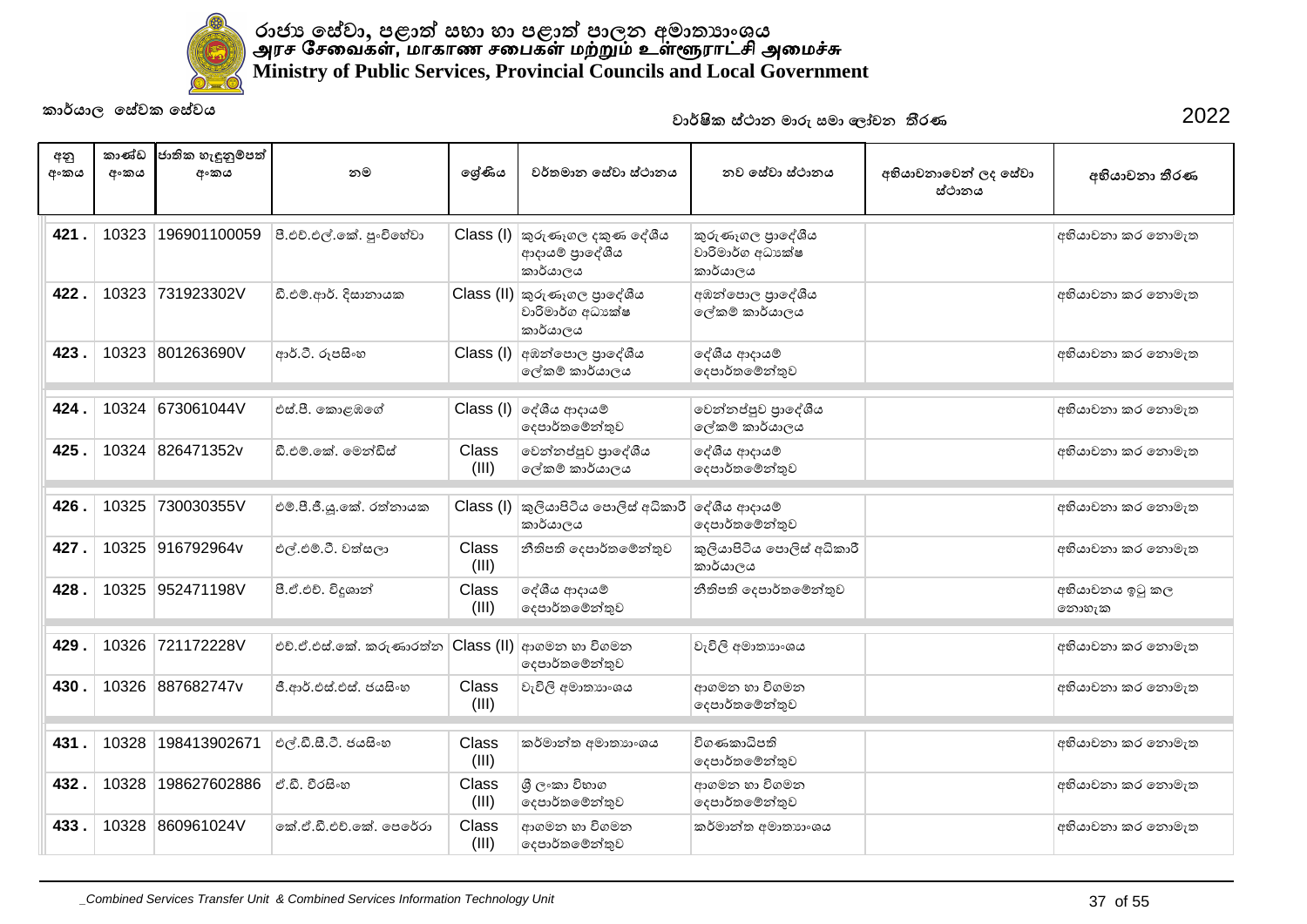# රාජ්‍ය සේවා, පළාත් සභා හා පළාත් පාලන අමාත්‍යාංශය
# அரச சேவைகள், மாகாண சபைகள் மற்றும் உள்ளூராட்சி அமைச்சு
# Ministry of Public Services, Provincial Councils and Local Government

කාර්යාල සේවක සේවය

වාර්ෂික ස්ථාන මාරු සමා ලෝචන තීරණ 2022

| අනු අංකය | කාණ්ඩ අංකය | ජාතික හැඳුනුම්පත් අංකය | නම | ශ්‍රේණිය | වර්තමාන සේවා ස්ථානය | නව සේවා ස්ථානය | අභියාචනාවෙන් ලද සේවා ස්ථානය | අභියාචනා තීරණ |
|---|---|---|---|---|---|---|---|---|
| 421 . | 10323 | 196901100059 | පී.එච්.එල්.කේ. පුංචිහේවා | Class (I) | කුරුණෑගල දකුණ දේශීය ආදායම් ප්‍රාදේශීය කාර්යාලය | කුරුණෑගල ප්‍රාදේශීය වාරිමාර්ග අධ්‍යක්ෂ කාර්යාලය | | අභියාචනා කර නොමැත |
| 422 . | 10323 | 731923302V | ඩී.එම්.ආර්. දිසානායක | Class (II) | කුරුණෑගල ප්‍රාදේශීය වාරිමාර්ග අධ්‍යක්ෂ කාර්යාලය | අඹන්පොල ප්‍රාදේශීය ලේකම් කාර්යාලය | | අභියාචනා කර නොමැත |
| 423 . | 10323 | 801263690V | ආර්.ටී. රූපසිංහ | Class (I) | අඹන්පොල ප්‍රාදේශීය ලේකම් කාර්යාලය | දේශීය ආදායම් දෙපාර්තමේන්තුව | | අභියාචනා කර නොමැත |
| 424 . | 10324 | 673061044V | එස්.පී. කොළඹගේ | Class (I) | දේශීය ආදායම් දෙපාර්තමේන්තුව | වෙන්නප්පුව ප්‍රාදේශීය ලේකම් කාර්යාලය | | අභියාචනා කර නොමැත |
| 425 . | 10324 | 826471352v | ඩී.එම්.කේ. මෙන්ඩිස් | Class (III) | වෙන්නප්පුව ප්‍රාදේශීය ලේකම් කාර්යාලය | දේශීය ආදායම් දෙපාර්තමේන්තුව | | අභියාචනා කර නොමැත |
| 426 . | 10325 | 730030355V | එම්.පී.ජී.යූ.කේ. රත්නායක | Class (I) | කුලියාපිටිය පොලිස් අධිකාරී කාර්යාලය | දේශීය ආදායම් දෙපාර්තමේන්තුව | | අභියාචනා කර නොමැත |
| 427 . | 10325 | 916792964v | එල්.එම්.ටී. වත්සලා | Class (III) | නීතිපති දෙපාර්තමේන්තුව | කුලියාපිටිය පොලිස් අධිකාරී කාර්යාලය | | අභියාචනා කර නොමැත |
| 428 . | 10325 | 952471198V | පී.ඒ.එච්. විදූශාන් | Class (III) | දේශීය ආදායම් දෙපාර්තමේන්තුව | නීතිපති දෙපාර්තමේන්තුව | | අභියාචනය ඉටු කල නොහැක |
| 429 . | 10326 | 721172228V | එච්.ඒ.එස්.කේ. කරුණාරත්න | Class (II) | ආගමන හා විගමන දෙපාර්තමේන්තුව | වැවිලි අමාත්‍යාංශය | | අභියාචනා කර නොමැත |
| 430 . | 10326 | 887682747v | ජී.ආර්.එස්.එස්. ජයසිංහ | Class (III) | වැවිලි අමාත්‍යාංශය | ආගමන හා විගමන දෙපාර්තමේන්තුව | | අභියාචනා කර නොමැත |
| 431 . | 10328 | 198413902671 | එල්.ඩී.සී.ටී. ජයසිංහ | Class (III) | කර්මාන්ත අමාත්‍යාංශය | විගණකාධිපති දෙපාර්තමේන්තුව | | අභියාචනා කර නොමැත |
| 432 . | 10328 | 198627602886 | ඒ.ඩී. විරසිංහ | Class (III) | ශ්‍රී ලංකා විභාග දෙපාර්තමේන්තුව | ආගමන හා විගමන දෙපාර්තමේන්තුව | | අභියාචනා කර නොමැත |
| 433 . | 10328 | 860961024V | කේ.ඒ.ඩී.එච්.කේ. පෙරේරා | Class (III) | ආගමන හා විගමන දෙපාර්තමේන්තුව | කර්මාන්ත අමාත්‍යාංශය | | අභියාචනා කර නොමැත |

_Combined Services Transfer Unit & Combined Services Information Technology Unit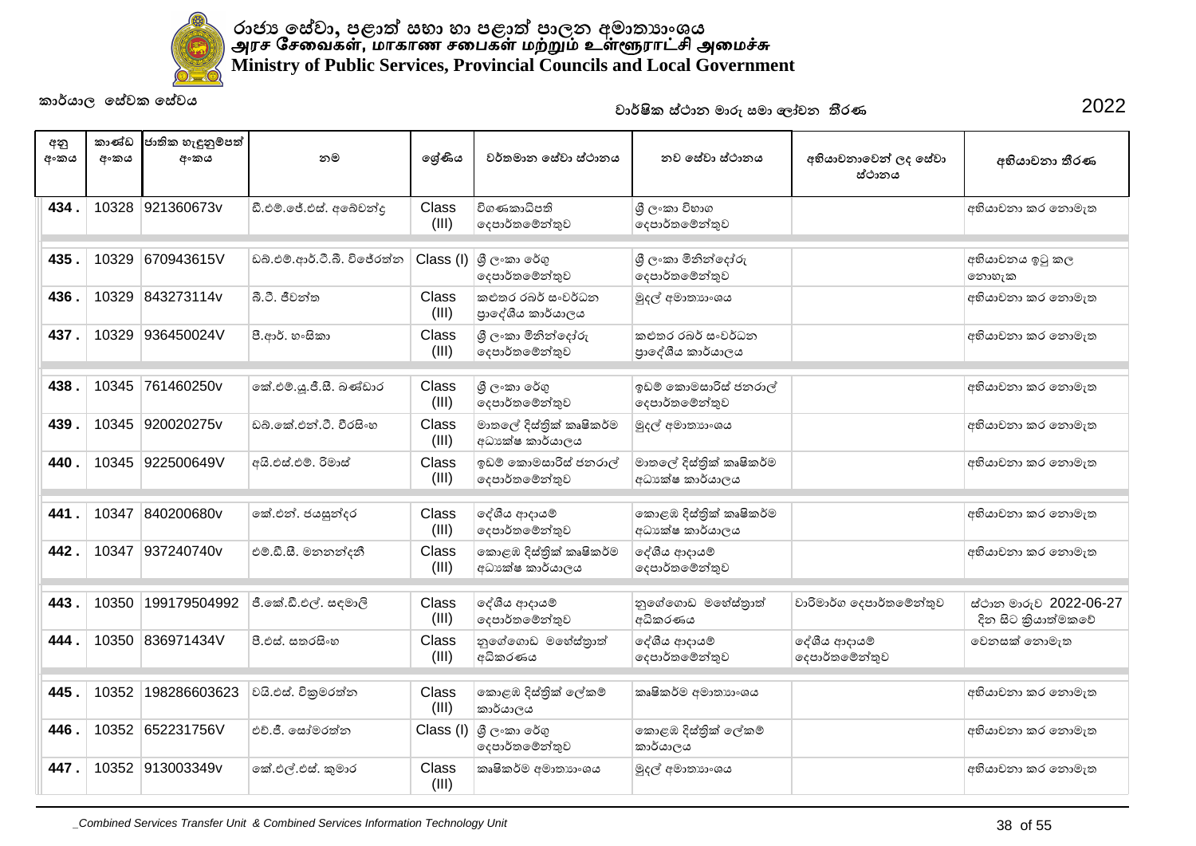රාජ්‍ය සේවා, පළාත් සභා හා පළාත් පාලන අමාත්‍යාංශය
அரச சேவைகள், மாகாண சபைகள் மற்றும் உள்ளூராட்சி அமைச்சு
**Ministry of Public Services, Provincial Councils and Local Government**

**කාර්යාල සේවක සේවය**

**වාර්ෂික ස්ථාන මාරු සමා ලෝචන තීරණ** 2022

| අනු අංකය | කාණ්ඩ අංකය | ජාතික හැඳුනුම්පත් අංකය | නම | ශ්‍රේණිය | වර්තමාන සේවා ස්ථානය | නව සේවා ස්ථානය | අභියාචනාවෙන් ලද සේවා ස්ථානය | අභියාචනා තීරණ |
|---|---|---|---|---|---|---|---|---|
| 434 . | 10328 | 921360673v | ඩී.එම්.ජේ.එස්. අබේචන්ද්‍ර | Class (III) | විගණකාධිපති දෙපාර්තමේන්තුව | ශ්‍රී ලංකා විභාග දෙපාර්තමේන්තුව | | අභියාචනා කර නොමැත |
| 435 . | 10329 | 670943615V | ඩබ්.එම්.ආර්.ටී.බී. විජේරත්න | Class (I) | ශ්‍රී ලංකා රේගු දෙපාර්තමේන්තුව | ශ්‍රී ලංකා මිනින්දෝරු දෙපාර්තමේන්තුව | | අභියාචනය ඉටු කල නොහැක |
| 436 . | 10329 | 843273114v | බී.ටී. ජීවන්ත | Class (III) | කළුතර රබර් සංවර්ධන ප්‍රාදේශීය කාර්යාලය | මුදල් අමාත්‍යාංශය | | අභියාචනා කර නොමැත |
| 437 . | 10329 | 936450024V | පී.ආර්. හංසිකා | Class (III) | ශ්‍රී ලංකා මිනින්දෝරු දෙපාර්තමේන්තුව | කළුතර රබර් සංවර්ධන ප්‍රාදේශීය කාර්යාලය | | අභියාචනා කර නොමැත |
| 438 . | 10345 | 761460250v | කේ.එම්.යූ.ජී.සී. බණ්ඩාර | Class (III) | ශ්‍රී ලංකා රේගු දෙපාර්තමේන්තුව | ඉඩම් කොමසාරිස් ජනරාල් දෙපාර්තමේන්තුව | | අභියාචනා කර නොමැත |
| 439 . | 10345 | 920020275v | ඩබ්.කේ.එන්.ටී. වීරසිංහ | Class (III) | මාතලේ දිස්ත්‍රික් කෘෂිකර්ම අධ්‍යක්ෂ කාර්යාලය | මුදල් අමාත්‍යාංශය | | අභියාචනා කර නොමැත |
| 440 . | 10345 | 922500649V | අයි.එස්.එම්. රිමාස් | Class (III) | ඉඩම් කොමසාරිස් ජනරාල් දෙපාර්තමේන්තුව | මාතලේ දිස්ත්‍රික් කෘෂිකර්ම අධ්‍යක්ෂ කාර්යාලය | | අභියාචනා කර නොමැත |
| 441 . | 10347 | 840200680v | කේ.එන්. ජයසුන්දර | Class (III) | දේශීය ආදායම් දෙපාර්තමේන්තුව | කොළඹ දිස්ත්‍රික් කෘෂිකර්ම අධ්‍යක්ෂ කාර්යාලය | | අභියාචනා කර නොමැත |
| 442 . | 10347 | 937240740v | එම්.ඩී.සී. මනනන්දනී | Class (III) | කොළඹ දිස්ත්‍රික් කෘෂිකර්ම අධ්‍යක්ෂ කාර්යාලය | දේශීය ආදායම් දෙපාර්තමේන්තුව | | අභියාචනා කර නොමැත |
| 443 . | 10350 | 199179504992 | ජී.කේ.ඩී.එල්. සඳමාලි | Class (III) | දේශීය ආදායම් දෙපාර්තමේන්තුව | නුගේගොඩ මහේස්ත්‍රාත් අධිකරණය | වාරිමාර්ග දෙපාර්තමේන්තුව | ස්ථාන මාරුව 2022-06-27 දින සිට ක්‍රියාත්මකවේ |
| 444 . | 10350 | 836971434V | පී.එස්. සතරසිංහ | Class (III) | නුගේගොඩ මහේස්ත්‍රාත් අධිකරණය | දේශීය ආදායම් දෙපාර්තමේන්තුව | දේශීය ආදායම් දෙපාර්තමේන්තුව | වෙනසක් නොමැත |
| 445 . | 10352 | 198286603623 | වයි.එස්. වික්‍රමරත්න | Class (III) | කොළඹ දිස්ත්‍රික් ලේකම් කාර්යාලය | කෘෂිකර්ම අමාත්‍යාංශය | | අභියාචනා කර නොමැත |
| 446 . | 10352 | 652231756V | එච්.ජී. සෝමරත්න | Class (I) | ශ්‍රී ලංකා රේගු දෙපාර්තමේන්තුව | කොළඹ දිස්ත්‍රික් ලේකම් කාර්යාලය | | අභියාචනා කර නොමැත |
| 447 . | 10352 | 913003349v | කේ.එල්.එස්. කුමාර | Class (III) | කෘෂිකර්ම අමාත්‍යාංශය | මුදල් අමාත්‍යාංශය | | අභියාචනා කර නොමැත |

_Combined Services Transfer Unit & Combined Services Information Technology Unit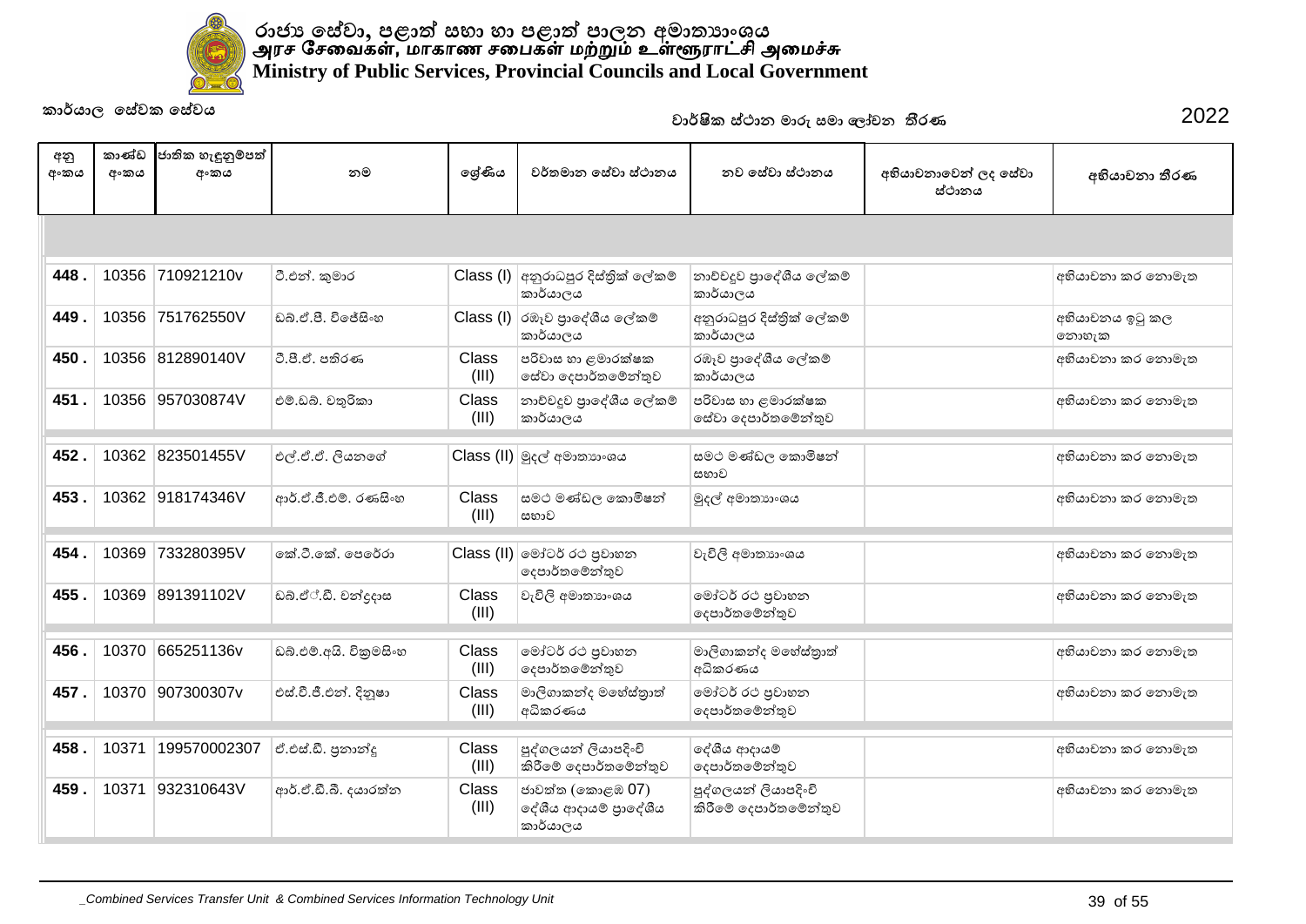# රාජ්‍ය සේවා, පළාත් සභා හා පළාත් පාලන අමාත්‍යාංශය
# அரச சேவைகள், மாகாண சபைகள் மற்றும் உள்ளூராட்சி அமைச்சு
# Ministry of Public Services, Provincial Councils and Local Government

කාර්යාල සේවක සේවය

වාර්ෂික ස්ථාන මාරු සමා ලෝචන තීරණ 2022

| අනු අංකය | කාණ්ඩ අංකය | ජාතික හැඳුනුම්පත් අංකය | නම | ශ්‍රේණිය | වර්තමාන සේවා ස්ථානය | නව සේවා ස්ථානය | අභියාචනාවෙන් ලද සේවා ස්ථානය | අභියාචනා තීරණ |
|---|---|---|---|---|---|---|---|---|
| 448 . | 10356 | 710921210v | ටී.එන්. කුමාර | Class (I) | අනුරාධපුර දිස්ත්‍රික් ලේකම් කාර්යාලය | නාච්චදූව ප්‍රාදේශීය ලේකම් කාර්යාලය | | අභියාචනා කර නොමැත |
| 449 . | 10356 | 751762550V | ඩබ්.ඒ.පී. විජේසිංහ | Class (I) | රඹෑව ප්‍රාදේශීය ලේකම් කාර්යාලය | අනුරාධපුර දිස්ත්‍රික් ලේකම් කාර්යාලය | | අභියාචනය ඉටු කල නොහැක |
| 450 . | 10356 | 812890140V | ටී.පී.ඒ. පතිරණ | Class (III) | පරිවාස හා ළමාරක්ෂක සේවා දෙපාර්තමේන්තුව | රඹෑව ප්‍රාදේශීය ලේකම් කාර්යාලය | | අභියාචනා කර නොමැත |
| 451 . | 10356 | 957030874V | එම්.ඩබ්. චතුරිකා | Class (III) | නාච්චදූව ප්‍රාදේශීය ලේකම් කාර්යාලය | පරිවාස හා ළමාරක්ෂක සේවා දෙපාර්තමේන්තුව | | අභියාචනා කර නොමැත |
| 452 . | 10362 | 823501455V | එල්.ඒ.ඒ. ලියනගේ | Class (II) | මුදල් අමාත්‍යාංශය | සමථ මණ්ඩල කොමිෂන් සභාව | | අභියාචනා කර නොමැත |
| 453 . | 10362 | 918174346V | ආර්.ඒ.ජී.එම්. රණසිංහ | Class (III) | සමථ මණ්ඩල කොමිෂන් සභාව | මුදල් අමාත්‍යාංශය | | අභියාචනා කර නොමැත |
| 454 . | 10369 | 733280395V | කේ.ටී.කේ. පෙරේරා | Class (II) | මෝටර් රථ ප්‍රවාහන දෙපාර්තමේන්තුව | වැවිලි අමාත්‍යාංශය | | අභියාචනා කර නොමැත |
| 455 . | 10369 | 891391102V | ඩබ්.ඒ්.ඩී. චන්ද්‍රදාස | Class (III) | වැවිලි අමාත්‍යාංශය | මෝටර් රථ ප්‍රවාහන දෙපාර්තමේන්තුව | | අභියාචනා කර නොමැත |
| 456 . | 10370 | 665251136v | ඩබ්.එම්.අයි. වික්‍රමසිංහ | Class (III) | මෝටර් රථ ප්‍රවාහන දෙපාර්තමේන්තුව | මාලිගාකන්ද මහේස්ත්‍රාත් අධිකරණය | | අභියාචනා කර නොමැත |
| 457 . | 10370 | 907300307v | එස්.වී.ජී.එන්. දිනූෂා | Class (III) | මාලිගාකන්ද මහේස්ත්‍රාත් අධිකරණය | මෝටර් රථ ප්‍රවාහන දෙපාර්තමේන්තුව | | අභියාචනා කර නොමැත |
| 458 . | 10371 | 199570002307 | ඒ.එස්.ඩී. ප්‍රනාන්දු | Class (III) | පුද්ගලයන් ලියාපදිංචි කිරීමේ දෙපාර්තමේන්තුව | දේශීය ආදායම් දෙපාර්තමේන්තුව | | අභියාචනා කර නොමැත |
| 459 . | 10371 | 932310643V | ආර්.ඒ.ඩී.බී. දයාරත්න | Class (III) | ජාවත්ත (කොළඹ 07) දේශීය ආදායම් ප්‍රාදේශීය කාර්යාලය | පුද්ගලයන් ලියාපදිංචි කිරීමේ දෙපාර්තමේන්තුව | | අභියාචනා කර නොමැත |

_Combined Services Transfer Unit & Combined Services Information Technology Unit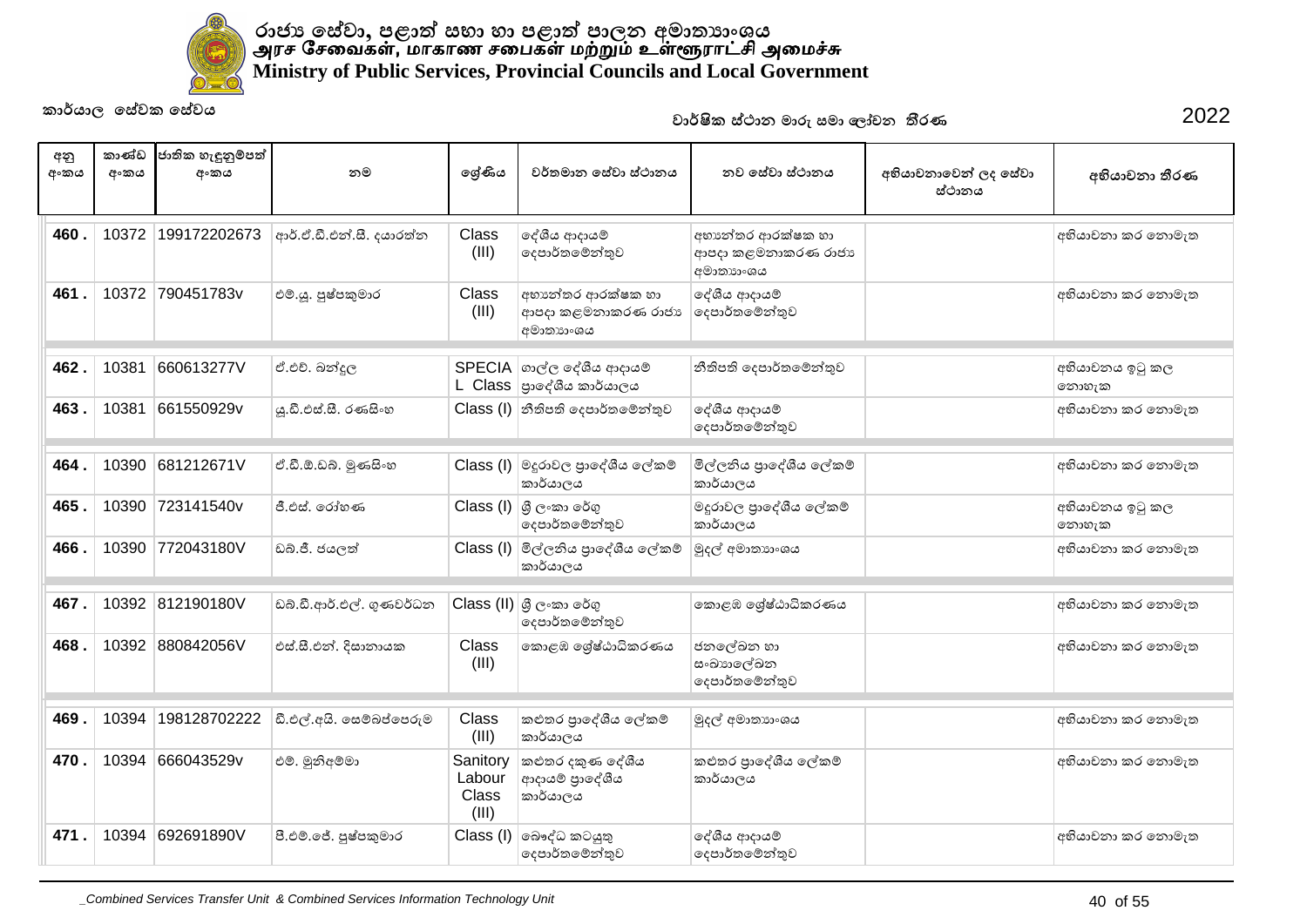# රාජ්‍ය සේවා, පළාත් සභා හා පළාත් පාලන අමාත්‍යාංශය
# அரச சேவைகள், மாகாண சபைகள் மற்றும் உள்ளூராட்சி அமைச்சு
# Ministry of Public Services, Provincial Councils and Local Government

කාර්යාල සේවක සේවය

වාර්ෂික ස්ථාන මාරු සමා ලෝචන තීරණ 2022

| අනු අංකය | කාණ්ඩ අංකය | ජාතික හැඳුනුම්පත් අංකය | නම | ශ්‍රේණිය | වර්තමාන සේවා ස්ථානය | නව සේවා ස්ථානය | අභියාචනාවෙන් ලද සේවා ස්ථානය | අභියාචනා තීරණ |
|---|---|---|---|---|---|---|---|---|
| 460 . | 10372 | 199172202673 | ආර්.ඒ.ඩී.එන්.සී. දයාරත්න | Class (III) | දේශීය ආදායම් දෙපාර්තමේන්තුව | අභ්‍යන්තර ආරක්ෂක හා ආපදා කළමනාකරණ රාජ්‍ය අමාත්‍යාංශය | | අභියාචනා කර නොමැත |
| 461 . | 10372 | 790451783v | එම්.යූ. පුෂ්පකුමාර | Class (III) | අභ්‍යන්තර ආරක්ෂක හා ආපදා කළමනාකරණ රාජ්‍ය අමාත්‍යාංශය | දේශීය ආදායම් දෙපාර්තමේන්තුව | | අභියාචනා කර නොමැත |
| 462 . | 10381 | 660613277V | ඒ.එච්. බන්දුල | SPECIAL Class | ගාල්ල දේශීය ආදායම් ප්‍රාදේශීය කාර්යාලය | නීතිපති දෙපාර්තමේන්තුව | | අභියාචනය ඉටු කල නොහැක |
| 463 . | 10381 | 661550929v | යූ.ඩී.එස්.සී. රණසිංහ | Class (I) | නීතිපති දෙපාර්තමේන්තුව | දේශීය ආදායම් දෙපාර්තමේන්තුව | | අභියාචනා කර නොමැත |
| 464 . | 10390 | 681212671V | ඒ.ඩී.ඕ.ඩබ්. මුණසිංහ | Class (I) | මදුරාවල ප්‍රාදේශීය ලේකම් කාර්යාලය | මිල්ලනිය ප්‍රාදේශීය ලේකම් කාර්යාලය | | අභියාචනා කර නොමැත |
| 465 . | 10390 | 723141540v | ජී.එස්. රෝහණ | Class (I) | ශ්‍රී ලංකා රේගු දෙපාර්තමේන්තුව | මදුරාවල ප්‍රාදේශීය ලේකම් කාර්යාලය | | අභියාචනය ඉටු කල නොහැක |
| 466 . | 10390 | 772043180V | ඩබ්.ජී. ජයලත් | Class (I) | මිල්ලනිය ප්‍රාදේශීය ලේකම් කාර්යාලය | මුදල් අමාත්‍යාංශය | | අභියාචනා කර නොමැත |
| 467 . | 10392 | 812190180V | ඩබ්.ඩී.ආර්.එල්. ගුණවර්ධන | Class (II) | ශ්‍රී ලංකා රේගු දෙපාර්තමේන්තුව | කොළඹ ශ්‍රේෂ්ඨාධිකරණය | | අභියාචනා කර නොමැත |
| 468 . | 10392 | 880842056V | එස්.සී.එන්. දිසානායක | Class (III) | කොළඹ ශ්‍රේෂ්ඨාධිකරණය | ජනලේඛන හා සංඛ්‍යාලේඛන දෙපාර්තමේන්තුව | | අභියාචනා කර නොමැත |
| 469 . | 10394 | 198128702222 | ඩී.එල්.අයි. සෙම්බප්පෙරුම | Class (III) | කළුතර ප්‍රාදේශීය ලේකම් කාර්යාලය | මුදල් අමාත්‍යාංශය | | අභියාචනා කර නොමැත |
| 470 . | 10394 | 666043529v | එම්. මුනිඅම්මා | Sanitory Labour Class (III) | කළුතර දකුණ දේශීය ආදායම් ප්‍රාදේශීය කාර්යාලය | කළුතර ප්‍රාදේශීය ලේකම් කාර්යාලය | | අභියාචනා කර නොමැත |
| 471 . | 10394 | 692691890V | පී.එම්.ජේ. පුෂ්පකුමාර | Class (I) | බෞද්ධ කටයුතු දෙපාර්තමේන්තුව | දේශීය ආදායම් දෙපාර්තමේන්තුව | | අභියාචනා කර නොමැත |

_Combined Services Transfer Unit & Combined Services Information Technology Unit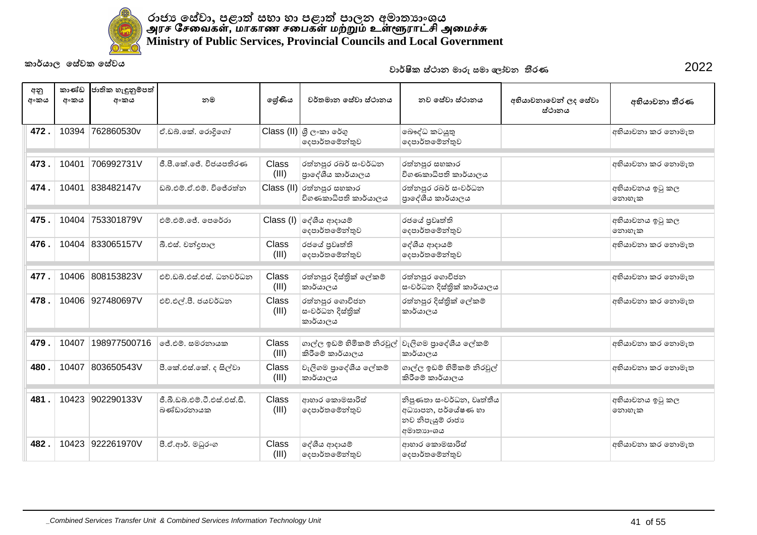# රාජ්‍ය සේවා, පළාත් සභා හා පළාත් පාලන අමාත්‍යාංශය
# அரச சேவைகள், மாகாண சபைகள் மற்றும் உள்ளூராட்சி அமைச்சு
# Ministry of Public Services, Provincial Councils and Local Government

කාර්යාල සේවක සේවය

වාර්ෂික ස්ථාන මාරු සමාලෝචන තීරණ 2022

| අනු අංකය | කාණ්ඩ අංකය | ජාතික හැඳුනුම්පත් අංකය | නම | ශ්‍රේණිය | වර්තමාන සේවා ස්ථානය | නව සේවා ස්ථානය | අභියාචනාවෙන් ලද සේවා ස්ථානය | අභියාචනා තීරණ |
|---|---|---|---|---|---|---|---|---|
| 472 . | 10394 | 762860530v | ඒ.ඩබ්.කේ. රොද්‍රිගෝ | Class (II) | ශ්‍රී ලංකා රේගු දෙපාර්තමේන්තුව | බෞද්ධ කටයුතු දෙපාර්තමේන්තුව | | අභියාචනා කර නොමැත |
| 473 . | 10401 | 706992731V | ජී.පී.කේ.ජේ. විජයපතිරණ | Class (III) | රත්නපුර රබර් සංවර්ධන ප්‍රාදේශීය කාර්යාලය | රත්නපුර සහකාර විගණකාධිපති කාර්යාලය | | අභියාචනා කර නොමැත |
| 474 . | 10401 | 838482147v | ඩබ්.එම්.ඒ.එම්. විජේරත්න | Class (II) | රත්නපුර සහකාර විගණකාධිපති කාර්යාලය | රත්නපුර රබර් සංවර්ධන ප්‍රාදේශීය කාර්යාලය | | අභියාචනය ඉටු කල නොහැක |
| 475 . | 10404 | 753301879V | එම්.එම්.ජේ. පෙරේරා | Class (I) | දේශීය ආදායම් දෙපාර්තමේන්තුව | රජයේ ප්‍රවෘත්ති දෙපාර්තමේන්තුව | | අභියාචනය ඉටු කල නොහැක |
| 476 . | 10404 | 833065157V | බී.එස්. චන්ද්‍රපාල | Class (III) | රජයේ ප්‍රවෘත්ති දෙපාර්තමේන්තුව | දේශීය ආදායම් දෙපාර්තමේන්තුව | | අභියාචනා කර නොමැත |
| 477 . | 10406 | 808153823V | එච්.ඩබ්.එස්.එස්. ධනවර්ධන | Class (III) | රත්නපුර දිස්ත්‍රික් ලේකම් කාර්යාලය | රත්නපුර ගොවිජන සංවර්ධන දිස්ත්‍රික් කාර්යාලය | | අභියාචනා කර නොමැත |
| 478 . | 10406 | 927480697V | එච්.එල්.පී. ජයවර්ධන | Class (III) | රත්නපුර ගොවිජන සංවර්ධන දිස්ත්‍රික් කාර්යාලය | රත්නපුර දිස්ත්‍රික් ලේකම් කාර්යාලය | | අභියාචනා කර නොමැත |
| 479 . | 10407 | 198977500716 | ජේ.එම්. සමරනායක | Class (III) | ගාල්ල ඉඩම් හිමිකම් නිරවුල් කිරීමේ කාර්යාලය | වැලිගම ප්‍රාදේශීය ලේකම් කාර්යාලය | | අභියාචනා කර නොමැත |
| 480 . | 10407 | 803650543V | පී.කේ.එස්.කේ. ද සිල්වා | Class (III) | වැලිගම ප්‍රාදේශීය ලේකම් කාර්යාලය | ගාල්ල ඉඩම් හිමිකම් නිරවුල් කිරීමේ කාර්යාලය | | අභියාචනා කර නොමැත |
| 481 . | 10423 | 902290133V | ජී.බී.ඩබ්.එම්.ටී.එස්.එස්.ඩී. බණ්ඩාරනායක | Class (III) | ආහාර කොමසාරිස් දෙපාර්තමේන්තුව | නිපුණතා සංවර්ධන, වෘත්තීය අධ්‍යාපන, පර්යේෂණ හා නව නිපැයුම් රාජ්‍ය අමාත්‍යාංශය | | අභියාචනය ඉටු කල නොහැක |
| 482 . | 10423 | 922261970V | පී.ඒ.ආර්. මධුරංග | Class (III) | දේශීය ආදායම් දෙපාර්තමේන්තුව | ආහාර කොමසාරිස් දෙපාර්තමේන්තුව | | අභියාචනා කර නොමැත |

_Combined Services Transfer Unit & Combined Services Information Technology Unit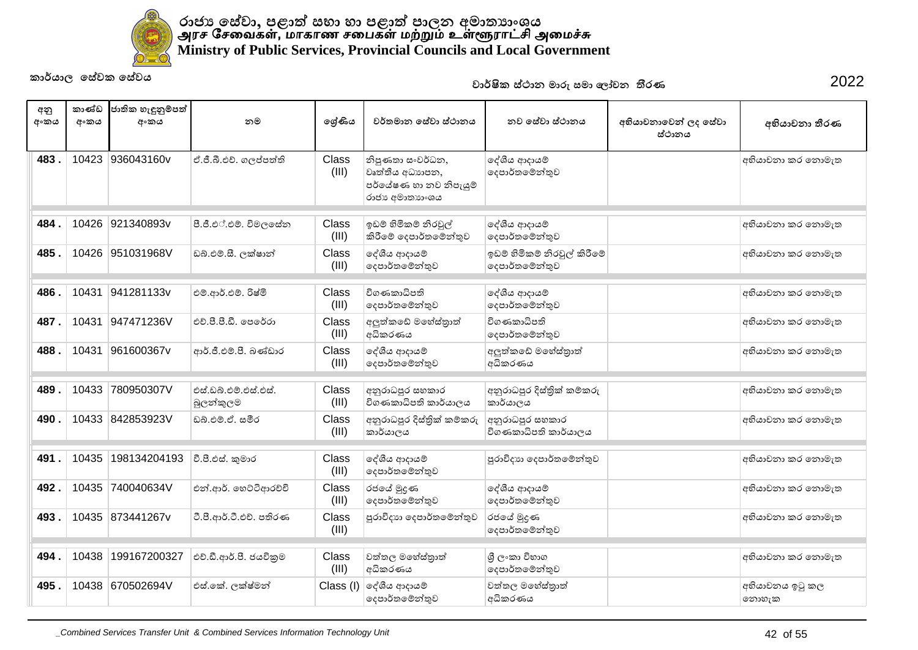# රාජ්‍ය සේවා, පළාත් සභා හා පළාත් පාලන අමාත්‍යාංශය
# அரச சேவைகள், மாகாண சபைகள் மற்றும் உள்ளூராட்சி அமைச்சு
# Ministry of Public Services, Provincial Councils and Local Government

කාර්යාල සේවක සේවය

වාර්ෂික ස්ථාන මාරු සමාලෝචන තීරණ 2022

| අනු අංකය | කාණ්ඩ අංකය | ජාතික හැඳුනුම්පත් අංකය | නම | ශ්‍රේණිය | වර්තමාන සේවා ස්ථානය | නව සේවා ස්ථානය | අභියාචනාවෙන් ලද සේවා ස්ථානය | අභියාචනා තීරණ |
|---|---|---|---|---|---|---|---|---|
| 483 . | 10423 | 936043160v | ඒ.ජී.බී.එච්. ගලප්පත්ති | Class (III) | නිපුණතා සංවර්ධන, වෘත්තීය අධ්‍යාපන, පර්යේෂණ හා නව නිපැයුම් රාජ්‍ය අමාත්‍යාංශය | දේශීය ආදායම් දෙපාර්තමේන්තුව | | අභියාචනා කර නොමැත |
| 484 . | 10426 | 921340893v | පී.ජී.එෆ්.එම්. විමලසේන | Class (III) | ඉඩම් හිමිකම් නිරවුල් කිරීමේ දෙපාර්තමේන්තුව | දේශීය ආදායම් දෙපාර්තමේන්තුව | | අභියාචනා කර නොමැත |
| 485 . | 10426 | 951031968V | ඩබ්.එම්.සී. ලක්ෂාන් | Class (III) | දේශීය ආදායම් දෙපාර්තමේන්තුව | ඉඩම් හිමිකම් නිරවුල් කිරීමේ දෙපාර්තමේන්තුව | | අභියාචනා කර නොමැත |
| 486 . | 10431 | 941281133v | එම්.ආර්.එම්. රිෂ්මි | Class (III) | විගණකාධිපති දෙපාර්තමේන්තුව | දේශීය ආදායම් දෙපාර්තමේන්තුව | | අභියාචනා කර නොමැත |
| 487 . | 10431 | 947471236V | එච්.පී.පී.ඩී. පෙරේරා | Class (III) | අලුත්කඩේ මහේස්ත්‍රාත් අධිකරණය | විගණකාධිපති දෙපාර්තමේන්තුව | | අභියාචනා කර නොමැත |
| 488 . | 10431 | 961600367v | ආර්.ජී.එම්.පී. බණ්ඩාර | Class (III) | දේශීය ආදායම් දෙපාර්තමේන්තුව | අලුත්කඩේ මහේස්ත්‍රාත් අධිකරණය | | අභියාචනා කර නොමැත |
| 489 . | 10433 | 780950307V | එස්.ඩබ්.එම්.එස්.එස්. බුලන්කුලම | Class (III) | අනුරාධපුර සහකාර විගණකාධිපති කාර්යාලය | අනුරාධපුර දිස්ත්‍රික් කම්කරු කාර්යාලය | | අභියාචනා කර නොමැත |
| 490 . | 10433 | 842853923V | ඩබ්.එම්.ඒ. සමීර | Class (III) | අනුරාධපුර දිස්ත්‍රික් කම්කරු කාර්යාලය | අනුරාධපුර සහකාර විගණකාධිපති කාර්යාලය | | අභියාචනා කර නොමැත |
| 491 . | 10435 | 198134204193 | වී.පී.එස්. කුමාර | Class (III) | දේශීය ආදායම් දෙපාර්තමේන්තුව | පුරාවිද්‍යා දෙපාර්තමේන්තුව | | අභියාචනා කර නොමැත |
| 492 . | 10435 | 740040634V | එන්.ආර්. හෙට්ටිආරච්චි | Class (III) | රජයේ මුද්‍රණ දෙපාර්තමේන්තුව | දේශීය ආදායම් දෙපාර්තමේන්තුව | | අභියාචනා කර නොමැත |
| 493 . | 10435 | 873441267v | ටී.පී.ආර්.ටී.එච්. පතිරණ | Class (III) | පුරාවිද්‍යා දෙපාර්තමේන්තුව | රජයේ මුද්‍රණ දෙපාර්තමේන්තුව | | අභියාචනා කර නොමැත |
| 494 . | 10438 | 199167200327 | එච්.ඩී.ආර්.පී. ජයවික්‍රම | Class (III) | වත්තල මහේස්ත්‍රාත් අධිකරණය | ශ්‍රී ලංකා විභාග දෙපාර්තමේන්තුව | | අභියාචනා කර නොමැත |
| 495 . | 10438 | 670502694V | එස්.කේ. ලක්ෂ්මන් | Class (I) | දේශීය ආදායම් දෙපාර්තමේන්තුව | වත්තල මහේස්ත්‍රාත් අධිකරණය | | අභියාචනය ඉටු කල නොහැක |

_Combined Services Transfer Unit & Combined Services Information Technology Unit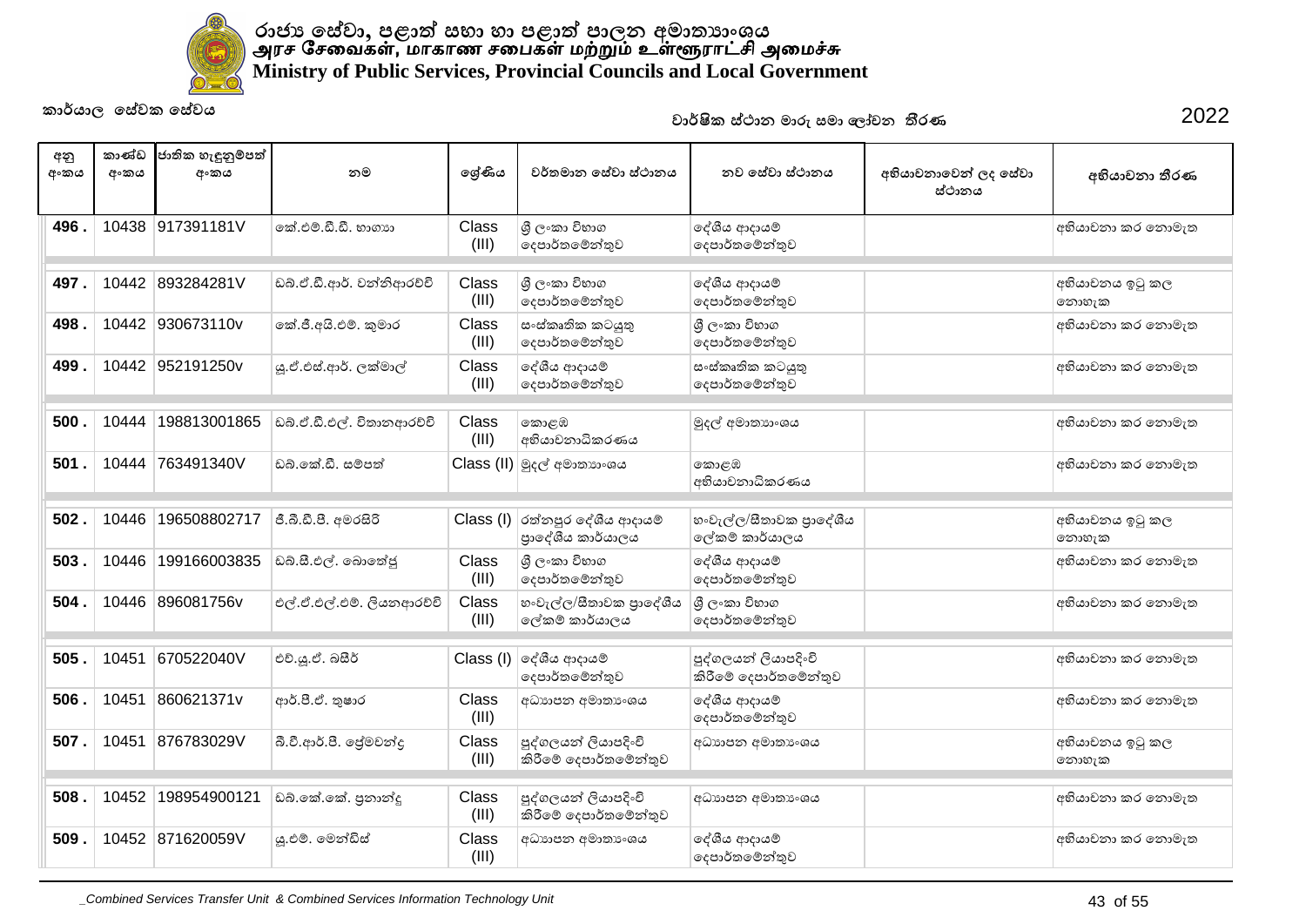# රාජ්‍ය සේවා, පළාත් සභා හා පළාත් පාලන අමාත්‍යාංශය
# அரச சேவைகள், மாகாண சபைகள் மற்றும் உள்ளூராட்சி அமைச்சு
# Ministry of Public Services, Provincial Councils and Local Government

**කාර්යාල සේවක සේවය**

**වාර්ෂික ස්ථාන මාරු සමා ලෝචන තීරණ** 2022

| අනු අංකය | කාණ්ඩ අංකය | ජාතික හැඳුනුම්පත් අංකය | නම | ශ්‍රේණිය | වර්තමාන සේවා ස්ථානය | නව සේවා ස්ථානය | අභියාචනාවෙන් ලද සේවා ස්ථානය | අභියාචනා තීරණ |
|---|---|---|---|---|---|---|---|---|
| 496 . | 10438 | 917391181V | කේ.එම්.ඩී.ඩී. භාග්‍යා | Class (III) | ශ්‍රී ලංකා විභාග දෙපාර්තමේන්තුව | දේශීය ආදායම් දෙපාර්තමේන්තුව | | අභියාචනා කර නොමැත |
| 497 . | 10442 | 893284281V | ඩබ්.ඒ.ඩී.ආර්. වන්නිආරච්චි | Class (III) | ශ්‍රී ලංකා විභාග දෙපාර්තමේන්තුව | දේශීය ආදායම් දෙපාර්තමේන්තුව | | අභියාචනය ඉටු කල නොහැක |
| 498 . | 10442 | 930673110v | කේ.ජී.අයි.එම්. කුමාර | Class (III) | සංස්කෘතික කටයුතු දෙපාර්තමේන්තුව | ශ්‍රී ලංකා විභාග දෙපාර්තමේන්තුව | | අභියාචනා කර නොමැත |
| 499 . | 10442 | 952191250v | යූ.ඒ.එස්.ආර්. ලක්මාල් | Class (III) | දේශීය ආදායම් දෙපාර්තමේන්තුව | සංස්කෘතික කටයුතු දෙපාර්තමේන්තුව | | අභියාචනා කර නොමැත |
| 500 . | 10444 | 198813001865 | ඩබ්.ඒ.ඩී.එල්. විතානආරච්චි | Class (III) | කොළඹ අභියාචනාධිකරණය | මුදල් අමාත්‍යාංශය | | අභියාචනා කර නොමැත |
| 501 . | 10444 | 763491340V | ඩබ්.කේ.ඩී. සම්පත් | Class (II) | මුදල් අමාත්‍යාංශය | කොළඹ අභියාචනාධිකරණය | | අභියාචනා කර නොමැත |
| 502 . | 10446 | 196508802717 | ජී.බී.ඩී.පී. අමරසිරි | Class (I) | රත්නපුර දේශීය ආදායම් ප්‍රාදේශීය කාර්යාලය | හංවැල්ල/සීතාවක ප්‍රාදේශීය ලේකම් කාර්යාලය | | අභියාචනය ඉටු කල නොහැක |
| 503 . | 10446 | 199166003835 | ඩබ්.සී.එල්. බොතේජු | Class (III) | ශ්‍රී ලංකා විභාග දෙපාර්තමේන්තුව | දේශීය ආදායම් දෙපාර්තමේන්තුව | | අභියාචනා කර නොමැත |
| 504 . | 10446 | 896081756v | එල්.ඒ.එල්.එම්. ලියනආරච්චි | Class (III) | හංවැල්ල/සීතාවක ප්‍රාදේශීය ලේකම් කාර්යාලය | ශ්‍රී ලංකා විභාග දෙපාර්තමේන්තුව | | අභියාචනා කර නොමැත |
| 505 . | 10451 | 670522040V | එච්.යූ.ඒ. බසීර් | Class (I) | දේශීය ආදායම් දෙපාර්තමේන්තුව | පුද්ගලයන් ලියාපදිංචි කිරීමේ දෙපාර්තමේන්තුව | | අභියාචනා කර නොමැත |
| 506 . | 10451 | 860621371v | ආර්.පී.ඒ. තුෂාර | Class (III) | අධ්‍යාපන අමාත්‍යාංශය | දේශීය ආදායම් දෙපාර්තමේන්තුව | | අභියාචනා කර නොමැත |
| 507 . | 10451 | 876783029V | බී.වී.ආර්.පී. ප්‍රේමචන්ද්‍ර | Class (III) | පුද්ගලයන් ලියාපදිංචි කිරීමේ දෙපාර්තමේන්තුව | අධ්‍යාපන අමාත්‍යාංශය | | අභියාචනය ඉටු කල නොහැක |
| 508 . | 10452 | 198954900121 | ඩබ්.කේ.කේ. ප්‍රනාන්දු | Class (III) | පුද්ගලයන් ලියාපදිංචි කිරීමේ දෙපාර්තමේන්තුව | අධ්‍යාපන අමාත්‍යාංශය | | අභියාචනා කර නොමැත |
| 509 . | 10452 | 871620059V | යූ.එම්. මෙන්ඩිස් | Class (III) | අධ්‍යාපන අමාත්‍යාංශය | දේශීය ආදායම් දෙපාර්තමේන්තුව | | අභියාචනා කර නොමැත |

_Combined Services Transfer Unit & Combined Services Information Technology Unit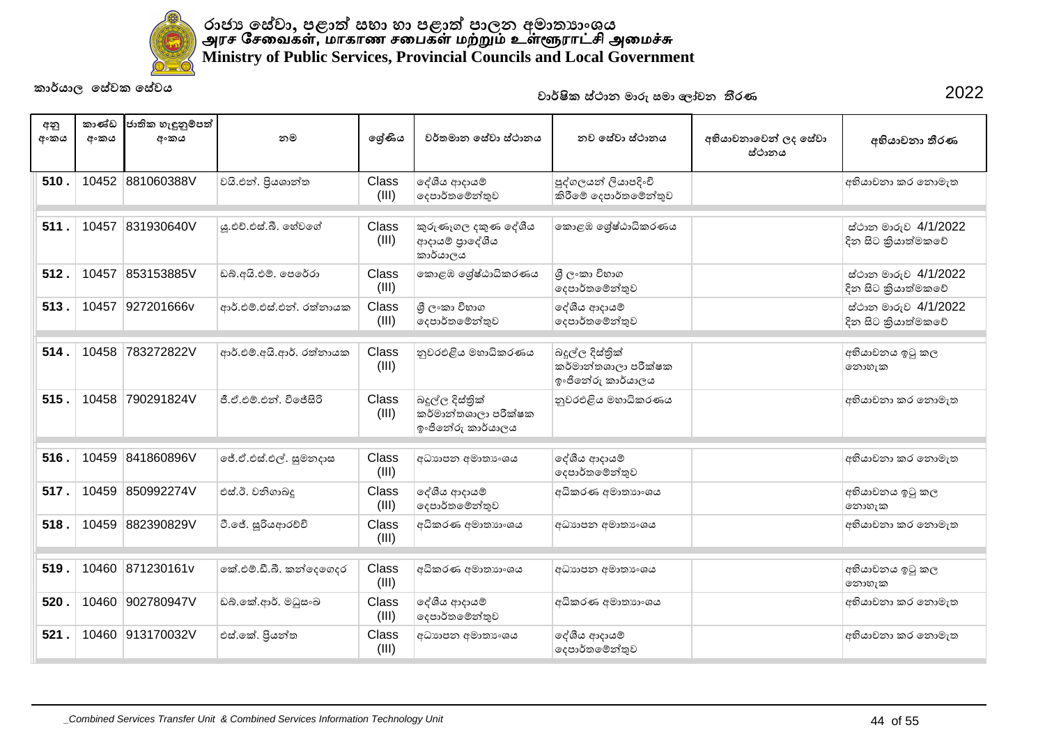# රාජ්‍ය සේවා, පළාත් සභා හා පළාත් පාලන අමාත්‍යාංශය
# அரச சேவைகள், மாகாண சபைகள் மற்றும் உள்ளூராட்சி அமைச்சு
# Ministry of Public Services, Provincial Councils and Local Government

**කාර්යාල සේවක සේවය**

**වාර්ෂික ස්ථාන මාරු සමා ලෝචන තීරණ** 2022

| අනු අංකය | කාණ්ඩ අංකය | ජාතික හැඳුනුම්පත් අංකය | නම | ශ්‍රේණිය | වර්තමාන සේවා ස්ථානය | නව සේවා ස්ථානය | අභියාචනාවෙන් ලද සේවා ස්ථානය | අභියාචනා තීරණ |
|---|---|---|---|---|---|---|---|---|
| 510 . | 10452 | 881060388V | වයි.එන්. ප්‍රියශාන්ත | Class (III) | දේශීය ආදායම් දෙපාර්තමේන්තුව | පුද්ගලයන් ලියාපදිංචි කිරීමේ දෙපාර්තමේන්තුව | | අභියාචනා කර නොමැත |
| 511 . | 10457 | 831930640V | යූ.එච්.එස්.බී. හේවගේ | Class (III) | කුරුණෑගල දකුණ දේශීය ආදායම් ප්‍රාදේශීය කාර්යාලය | කොළඹ ශ්‍රේෂ්ඨාධිකරණය | | ස්ථාන මාරුව 4/1/2022 දින සිට ක්‍රියාත්මකවේ |
| 512 . | 10457 | 853153885V | ඩබ්.අයි.එම්. පෙරේරා | Class (III) | කොළඹ ශ්‍රේෂ්ඨාධිකරණය | ශ්‍රී ලංකා විභාග දෙපාර්තමේන්තුව | | ස්ථාන මාරුව 4/1/2022 දින සිට ක්‍රියාත්මකවේ |
| 513 . | 10457 | 927201666v | ආර්.එම්.එස්.එන්. රත්නායක | Class (III) | ශ්‍රී ලංකා විභාග දෙපාර්තමේන්තුව | දේශීය ආදායම් දෙපාර්තමේන්තුව | | ස්ථාන මාරුව 4/1/2022 දින සිට ක්‍රියාත්මකවේ |
| 514 . | 10458 | 783272822V | ආර්.එම්.අයි.ආර්. රත්නායක | Class (III) | නුවරඑළිය මහාධිකරණය | බදුල්ල දිස්ත්‍රික් කර්මාන්තශාලා පරීක්ෂක ඉංජිනේරු කාර්යාලය | | අභියාචනය ඉටු කල නොහැක |
| 515 . | 10458 | 790291824V | ජී.ඒ.එම්.එන්. විජේසිරි | Class (III) | බදුල්ල දිස්ත්‍රික් කර්මාන්තශාලා පරීක්ෂක ඉංජිනේරු කාර්යාලය | නුවරඑළිය මහාධිකරණය | | අභියාචනා කර නොමැත |
| 516 . | 10459 | 841860896V | ජේ.ඒ.එස්.එල්. සුමනදාස | Class (III) | අධ්‍යාපන අමාත්‍යාංශය | දේශීය ආදායම් දෙපාර්තමේන්තුව | | අභියාචනා කර නොමැත |
| 517 . | 10459 | 850992274V | එස්.ඊ. වනිගාබදු | Class (III) | දේශීය ආදායම් දෙපාර්තමේන්තුව | අධිකරණ අමාත්‍යාංශය | | අභියාචනය ඉටු කල නොහැක |
| 518 . | 10459 | 882390829V | ටී.ජේ. සූරියආරච්චි | Class (III) | අධිකරණ අමාත්‍යාංශය | අධ්‍යාපන අමාත්‍යාංශය | | අභියාචනා කර නොමැත |
| 519 . | 10460 | 871230161v | කේ.එම්.ඩී.බී. කන්දෙගෙදර | Class (III) | අධිකරණ අමාත්‍යාංශය | අධ්‍යාපන අමාත්‍යාංශය | | අභියාචනය ඉටු කල නොහැක |
| 520 . | 10460 | 902780947V | ඩබ්.කේ.ආර්. මධුසංඛ | Class (III) | දේශීය ආදායම් දෙපාර්තමේන්තුව | අධිකරණ අමාත්‍යාංශය | | අභියාචනා කර නොමැත |
| 521 . | 10460 | 913170032V | එස්.කේ. ප්‍රියන්ත | Class (III) | අධ්‍යාපන අමාත්‍යාංශය | දේශීය ආදායම් දෙපාර්තමේන්තුව | | අභියාචනා කර නොමැත |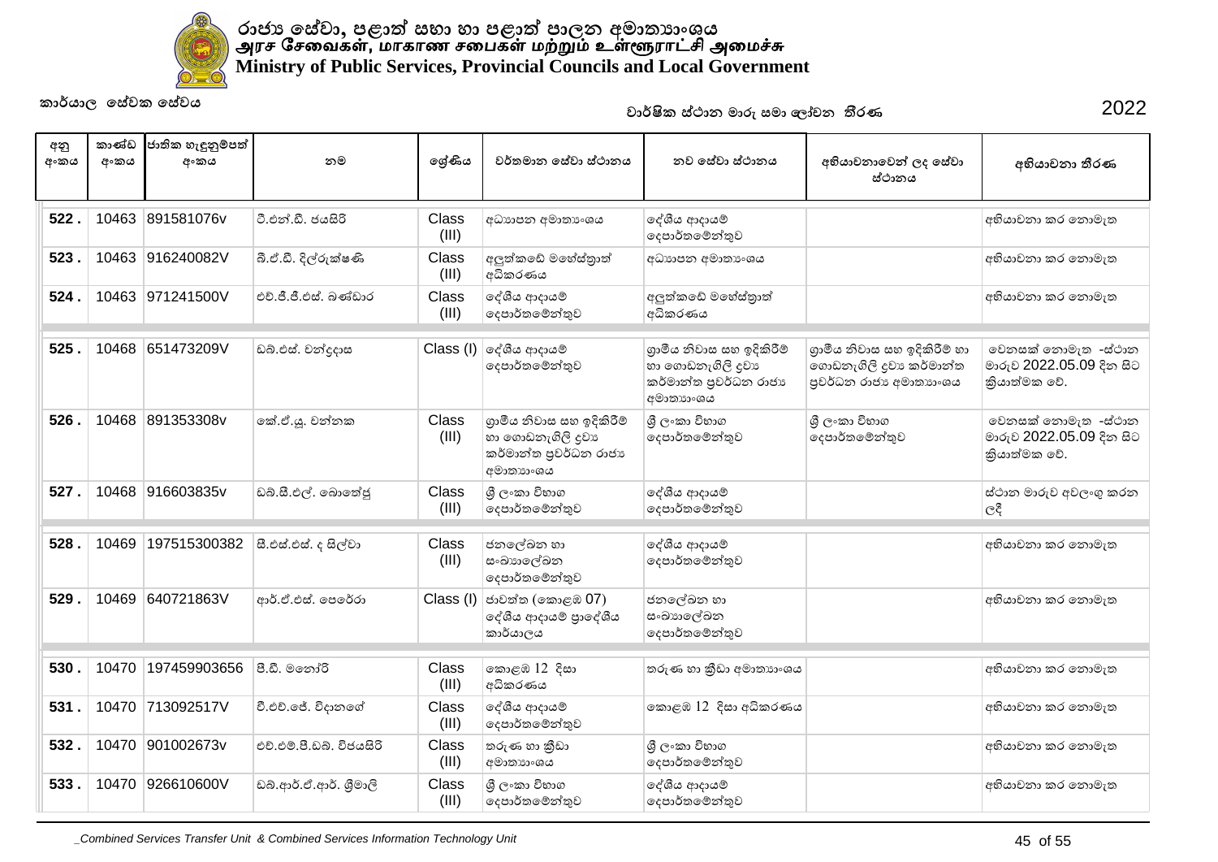රාජ්‍ය සේවා, පළාත් සභා හා පළාත් පාලන අමාත්‍යාංශය
அரச சேவைகள், மாகாண சபைகள் மற்றும் உள்ளூராட்சி அமைச்சு
**Ministry of Public Services, Provincial Councils and Local Government**

කාර්යාල සේවක සේවය

වාර්ෂික ස්ථාන මාරු සමා ලෝචන තීරණ 2022

| අනු අංකය | කාණ්ඩ අංකය | ජාතික හැඳුනුම්පත් අංකය | නම | ශ්‍රේණිය | වර්තමාන සේවා ස්ථානය | නව සේවා ස්ථානය | අභියාචනාවෙන් ලද සේවා ස්ථානය | අභියාචනා තීරණ |
|---|---|---|---|---|---|---|---|---|
| **522 .** | 10463 | 891581076v | ටී.එන්.ඩී. ජයසිරි | Class (III) | අධ්‍යාපන අමාත්‍යාංශය | දේශීය ආදායම් දෙපාර්තමේන්තුව | | අභියාචනා කර නොමැත |
| **523 .** | 10463 | 916240082V | බී.ඒ.ඩී. දිල්රුක්ෂණි | Class (III) | අලුත්කඩේ මහේස්ත්‍රාත් අධිකරණය | අධ්‍යාපන අමාත්‍යාංශය | | අභියාචනා කර නොමැත |
| **524 .** | 10463 | 971241500V | එච්.ජී.ජී.එස්. බණ්ඩාර | Class (III) | දේශීය ආදායම් දෙපාර්තමේන්තුව | අලුත්කඩේ මහේස්ත්‍රාත් අධිකරණය | | අභියාචනා කර නොමැත |
| **525 .** | 10468 | 651473209V | ඩබ්.එස්. චන්ද්‍රදාස | Class (I) | දේශීය ආදායම් දෙපාර්තමේන්තුව | ග්‍රාමීය නිවාස සහ ඉදිකිරීම් හා ගොඩනැගිලි ද්‍රව්‍ය කර්මාන්ත ප්‍රවර්ධන රාජ්‍ය අමාත්‍යාංශය | ග්‍රාමීය නිවාස සහ ඉදිකිරීම් හා ගොඩනැගිලි ද්‍රව්‍ය කර්මාන්ත ප්‍රවර්ධන රාජ්‍ය අමාත්‍යාංශය | වෙනසක් නොමැත -ස්ථාන මාරුව 2022.05.09 දින සිට ක්‍රියාත්මක වේ. |
| **526 .** | 10468 | 891353308v | කේ.ඒ.යූ. චන්නක | Class (III) | ග්‍රාමීය නිවාස සහ ඉදිකිරීම් හා ගොඩනැගිලි ද්‍රව්‍ය කර්මාන්ත ප්‍රවර්ධන රාජ්‍ය අමාත්‍යාංශය | ශ්‍රී ලංකා විභාග දෙපාර්තමේන්තුව | ශ්‍රී ලංකා විභාග දෙපාර්තමේන්තුව | වෙනසක් නොමැත -ස්ථාන මාරුව 2022.05.09 දින සිට ක්‍රියාත්මක වේ. |
| **527 .** | 10468 | 916603835v | ඩබ්.සී.එල්. බොතේජු | Class (III) | ශ්‍රී ලංකා විභාග දෙපාර්තමේන්තුව | දේශීය ආදායම් දෙපාර්තමේන්තුව | | ස්ථාන මාරුව අවලංගු කරන ලදී |
| **528 .** | 10469 | 197515300382 | සී.එස්.එස්. ද සිල්වා | Class (III) | ජනලේඛන හා සංඛ්‍යාලේඛන දෙපාර්තමේන්තුව | දේශීය ආදායම් දෙපාර්තමේන්තුව | | අභියාචනා කර නොමැත |
| **529 .** | 10469 | 640721863V | ආර්.ඒ.එස්. පෙරේරා | Class (I) | ජාවත්ත (කොළඹ 07) දේශීය ආදායම් ප්‍රාදේශීය කාර්යාලය | ජනලේඛන හා සංඛ්‍යාලේඛන දෙපාර්තමේන්තුව | | අභියාචනා කර නොමැත |
| **530 .** | 10470 | 197459903656 | පී.ඩී. මනෝරි | Class (III) | කොළඹ 12 දිසා අධිකරණය | තරුණ හා ක්‍රීඩා අමාත්‍යාංශය | | අභියාචනා කර නොමැත |
| **531 .** | 10470 | 713092517V | වී.එච්.ජේ. විදානගේ | Class (III) | දේශීය ආදායම් දෙපාර්තමේන්තුව | කොළඹ 12 දිසා අධිකරණය | | අභියාචනා කර නොමැත |
| **532 .** | 10470 | 901002673v | එච්.එම්.පී.ඩබ්. විජයසිරි | Class (III) | තරුණ හා ක්‍රීඩා අමාත්‍යාංශය | ශ්‍රී ලංකා විභාග දෙපාර්තමේන්තුව | | අභියාචනා කර නොමැත |
| **533 .** | 10470 | 926610600V | ඩබ්.ආර්.ඒ.ආර්. ශ්‍රීමාලි | Class (III) | ශ්‍රී ලංකා විභාග දෙපාර්තමේන්තුව | දේශීය ආදායම් දෙපාර්තමේන්තුව | | අභියාචනා කර නොමැත |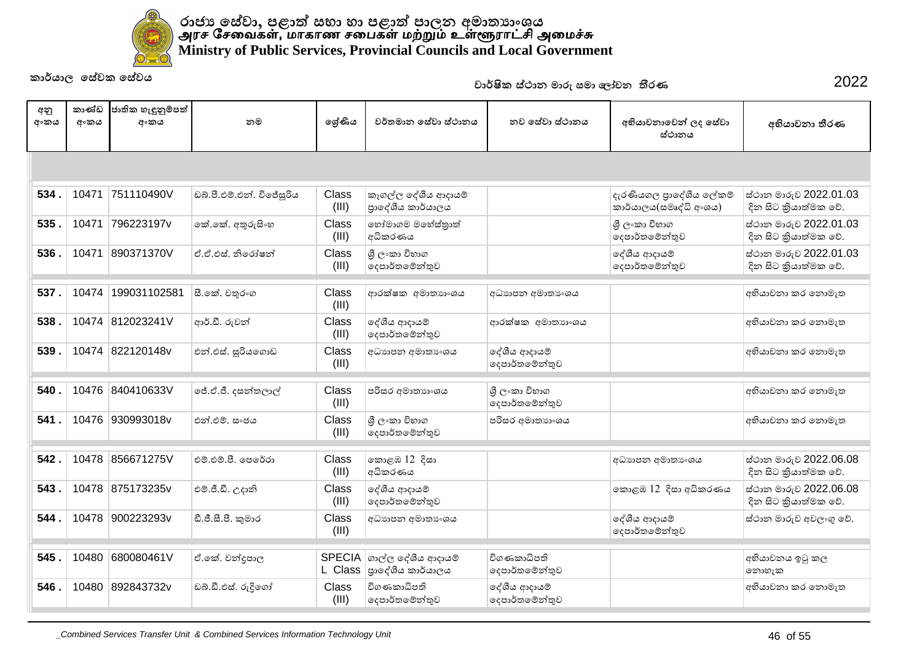# රාජ්‍ය සේවා, පළාත් සභා හා පළාත් පාලන අමාත්‍යාංශය
# அரச சேவைகள், மாகாண சபைகள் மற்றும் உள்ளூராட்சி அமைச்சு
# Ministry of Public Services, Provincial Councils and Local Government

කාර්යාල සේවක සේවය

වාර්ෂික ස්ථාන මාරු සමා ලෝචන තීරණ 2022

| අනු අංකය | කාණ්ඩ අංකය | ජාතික හැඳුනුම්පත් අංකය | නම | ශ්‍රේණිය | වර්තමාන සේවා ස්ථානය | නව සේවා ස්ථානය | අභියාචනාවෙන් ලද සේවා ස්ථානය | අභියාචනා තීරණ |
|---|---|---|---|---|---|---|---|---|
| 534 . | 10471 | 751110490V | ඩබ්.පී.එම්.එන්. විජේසූරිය | Class (III) | කෑගල්ල දේශීය ආදායම් ප්‍රාදේශීය කාර්යාලය | | දැරණියගල ප්‍රාදේශීය ලේකම් කාර්යාලය(සමෘද්ධි අංශය) | ස්ථාන මාරුව 2022.01.03 දින සිට ක්‍රියාත්මක වේ. |
| 535 . | 10471 | 796223197v | කේ.කේ. අතුරුසිංහ | Class (III) | හෝමාගම මහේස්ත්‍රාත් අධිකරණය | | ශ්‍රී ලංකා විභාග දෙපාර්තමේන්තුව | ස්ථාන මාරුව 2022.01.03 දින සිට ක්‍රියාත්මක වේ. |
| 536 . | 10471 | 890371370V | ඒ.ඒ.එස්. නිරෝෂන් | Class (III) | ශ්‍රී ලංකා විභාග දෙපාර්තමේන්තුව | | දේශීය ආදායම් දෙපාර්තමේන්තුව | ස්ථාන මාරුව 2022.01.03 දින සිට ක්‍රියාත්මක වේ. |
| 537 . | 10474 | 199031102581 | සී.කේ. චතුරංග | Class (III) | ආරක්ෂක අමාත්‍යාංශය | අධ්‍යාපන අමාත්‍යාංශය | | අභියාචනා කර නොමැත |
| 538 . | 10474 | 812023241V | ආර්.ඩී. රුවන් | Class (III) | දේශීය ආදායම් දෙපාර්තමේන්තුව | ආරක්ෂක අමාත්‍යාංශය | | අභියාචනා කර නොමැත |
| 539 . | 10474 | 822120148v | එන්.එස්. සූරියගොඩ | Class (III) | අධ්‍යාපන අමාත්‍යාංශය | දේශීය ආදායම් දෙපාර්තමේන්තුව | | අභියාචනා කර නොමැත |
| 540 . | 10476 | 840410633V | ජේ.ඒ.පී. දසන්තලාල් | Class (III) | පරිසර අමාත්‍යාංශය | ශ්‍රී ලංකා විභාග දෙපාර්තමේන්තුව | | අභියාචනා කර නොමැත |
| 541 . | 10476 | 930993018v | එන්.එම්. සංජය | Class (III) | ශ්‍රී ලංකා විභාග දෙපාර්තමේන්තුව | පරිසර අමාත්‍යාංශය | | අභියාචනා කර නොමැත |
| 542 . | 10478 | 856671275V | එම්.එම්.පී. පෙරේරා | Class (III) | කොළඹ 12 දිසා අධිකරණය | | අධ්‍යාපන අමාත්‍යාංශය | ස්ථාන මාරුව 2022.06.08 දින සිට ක්‍රියාත්මක වේ. |
| 543 . | 10478 | 875173235v | එම්.ජී.ඩී. උදානි | Class (III) | දේශීය ආදායම් දෙපාර්තමේන්තුව | | කොළඹ 12 දිසා අධිකරණය | ස්ථාන මාරුව 2022.06.08 දින සිට ක්‍රියාත්මක වේ. |
| 544 . | 10478 | 900223293v | ඩී.ජී.සී.පී. කුමාර | Class (III) | අධ්‍යාපන අමාත්‍යාංශය | | දේශීය ආදායම් දෙපාර්තමේන්තුව | ස්ථාන මාරුව අවලංගු වේ. |
| 545 . | 10480 | 680080461V | ඒ.කේ. චන්ද්‍රපාල | SPECIAL Class | ගාල්ල දේශීය ආදායම් ප්‍රාදේශීය කාර්යාලය | විගණකාධිපති දෙපාර්තමේන්තුව | | අභියාචනය ඉටු කල නොහැක |
| 546 . | 10480 | 892843732v | ඩබ්.ඩී.එස්. රුද්‍රිගෝ | Class (III) | විගණකාධිපති දෙපාර්තමේන්තුව | දේශීය ආදායම් දෙපාර්තමේන්තුව | | අභියාචනා කර නොමැත |

_Combined Services Transfer Unit & Combined Services Information Technology Unit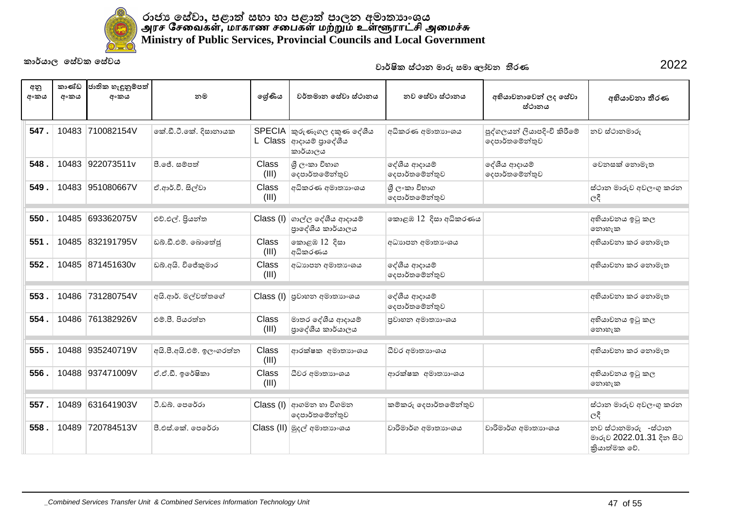# රාජ්‍ය සේවා, පළාත් සභා හා පළාත් පාලන අමාත්‍යාංශය
# அரச சேவைகள், மாகாண சபைகள் மற்றும் உள்ளூராட்சி அமைச்சு
# Ministry of Public Services, Provincial Councils and Local Government

**කාර්යාල සේවක සේවය** **වාර්ෂික ස්ථාන මාරු සමා ලෝචන තීරණ** 2022

| අනු අංකය | කාණ්ඩ අංකය | ජාතික හැඳුනුම්පත් අංකය | නම | ශ්‍රේණිය | වර්තමාන සේවා ස්ථානය | නව සේවා ස්ථානය | අභියාචනාවෙන් ලද සේවා ස්ථානය | අභියාචනා තීරණ |
|---|---|---|---|---|---|---|---|---|
| **547 .** | 10483 | 710082154V | කේ.ඩී.ටී.කේ. දිසානායක | SPECIAL Class | කුරුණෑගල දකුණ දේශීය ආදායම් ප්‍රාදේශීය කාර්යාලය | අධිකරණ අමාත්‍යාංශය | පුද්ගලයන් ලියාපදිංචි කිරීමේ දෙපාර්තමේන්තුව | නව ස්ථානමාරු |
| **548 .** | 10483 | 922073511v | පී.ජේ. සම්පත් | Class (III) | ශ්‍රී ලංකා විභාග දෙපාර්තමේන්තුව | දේශීය ආදායම් දෙපාර්තමේන්තුව | දේශීය ආදායම් දෙපාර්තමේන්තුව | වෙනසක් නොමැත |
| **549 .** | 10483 | 951080667V | ඒ.ආර්.වී. සිල්වා | Class (III) | අධිකරණ අමාත්‍යාංශය | ශ්‍රී ලංකා විභාග දෙපාර්තමේන්තුව | | ස්ථාන මාරුව අවලංගු කරන ලදී |
| **550 .** | 10485 | 693362075V | එච්.එල්. ප්‍රියන්ත | Class (I) | ගාල්ල දේශීය ආදායම් ප්‍රාදේශීය කාර්යාලය | කොළඹ 12 දිසා අධිකරණය | | අභියාචනය ඉටු කල නොහැක |
| **551 .** | 10485 | 832191795V | ඩබ්.ඩී.එම්. බොතේජු | Class (III) | කොළඹ 12 දිසා අධිකරණය | අධ්‍යාපන අමාත්‍යාංශය | | අභියාචනා කර නොමැත |
| **552 .** | 10485 | 871451630v | ඩබ්.අයි. විජේකුමාර | Class (III) | අධ්‍යාපන අමාත්‍යාංශය | දේශීය ආදායම් දෙපාර්තමේන්තුව | | අභියාචනා කර නොමැත |
| **553 .** | 10486 | 731280754V | අයි.ආර්. මල්වත්තගේ | Class (I) | ප්‍රවාහන අමාත්‍යාංශය | දේශීය ආදායම් දෙපාර්තමේන්තුව | | අභියාචනා කර නොමැත |
| **554 .** | 10486 | 761382926V | එම්.පී. පියරත්න | Class (III) | මාතර දේශීය ආදායම් ප්‍රාදේශීය කාර්යාලය | ප්‍රවාහන අමාත්‍යාංශය | | අභියාචනය ඉටු කල නොහැක |
| **555 .** | 10488 | 935240719V | අයි.පී.අයි.එම්. ඉලංගරත්න | Class (III) | ආරක්ෂක අමාත්‍යාංශය | ධීවර අමාත්‍යාංශය | | අභියාචනා කර නොමැත |
| **556 .** | 10488 | 937471009V | ඒ.ඒ.ඩී. ඉරේෂිකා | Class (III) | ධීවර අමාත්‍යාංශය | ආරක්ෂක අමාත්‍යාංශය | | අභියාචනය ඉටු කල නොහැක |
| **557 .** | 10489 | 631641903V | ටී.ඩබ්. පෙරේරා | Class (I) | ආගමන හා විගමන දෙපාර්තමේන්තුව | කම්කරු දෙපාර්තමේන්තුව | | ස්ථාන මාරුව අවලංගු කරන ලදී |
| **558 .** | 10489 | 720784513V | පී.එස්.කේ. පෙරේරා | Class (II) | මුදල් අමාත්‍යාංශය | වාරිමාර්ග අමාත්‍යාංශය | වාරිමාර්ග අමාත්‍යාංශය | නව ස්ථානමාරු -ස්ථාන මාරුව 2022.01.31 දින සිට ක්‍රියාත්මක වේ. |

_Combined Services Transfer Unit & Combined Services Information Technology Unit_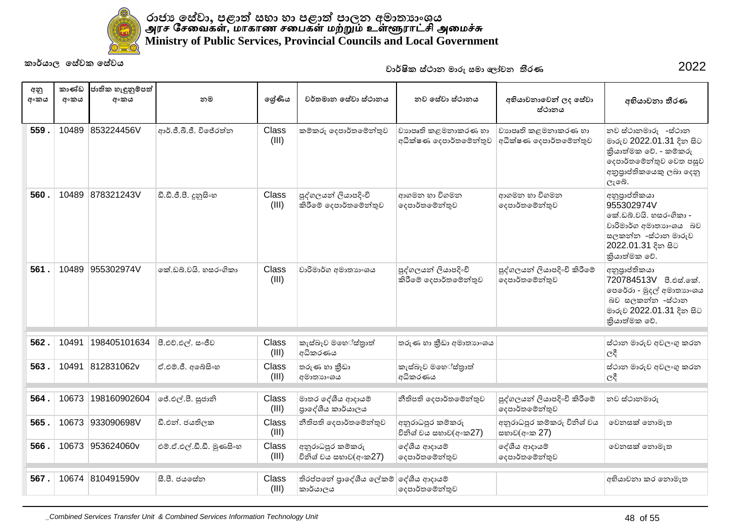# රාජ්‍ය සේවා, පළාත් සභා හා පළාත් පාලන අමාත්‍යාංශය
# அரச சேவைகள், மாகாண சபைகள் மற்றும் உள்ளூராட்சி அமைச்சு
# Ministry of Public Services, Provincial Councils and Local Government

කාර්යාල සේවක සේවය

වාර්ෂික ස්ථාන මාරු සමා ලෝචන තීරණ 2022

| අනු අංකය | කාණ්ඩ අංකය | ජාතික හැඳුනුම්පත් අංකය | නම | ශ්‍රේණිය | වර්තමාන සේවා ස්ථානය | නව සේවා ස්ථානය | අභියාචනාවෙන් ලද සේවා ස්ථානය | අභියාචනා තීරණ |
|---|---|---|---|---|---|---|---|---|
| **559 .** | 10489 | 853224456V | ආර්.ජී.බී.ජී. විජේරත්න | Class (III) | කම්කරු දෙපාර්තමේන්තුව | ව්‍යාපෘති කළමනාකරණ හා අධීක්ෂණ දෙපාර්තමේන්තුව | ව්‍යාපෘති කළමනාකරණ හා අධීක්ෂණ දෙපාර්තමේන්තුව | නව ස්ථානමාරු -ස්ථාන මාරුව 2022.01.31 දින සිට ක්‍රියාත්මක වේ. - කම්කරු දෙපාර්තමේන්තුව වෙත පසුව අනුප්‍රාප්තිකයෙකු ලබා දෙනු ලැබේ. |
| **560 .** | 10489 | 878321243V | ඩී.ඩී.ජී.පී. දූනුසිංහ | Class (III) | පුද්ගලයන් ලියාපදිංචි කිරීමේ දෙපාර්තමේන්තුව | ආගමන හා විගමන දෙපාර්තමේන්තුව | ආගමන හා විගමන දෙපාර්තමේන්තුව | අනුප්‍රාප්තිකයා 955302974V කේ.ඩබ්.වයි. හසරංගිකා - වාරිමාර්ග අමාත්‍යාංශය බව සලකන්න -ස්ථාන මාරුව 2022.01.31 දින සිට ක්‍රියාත්මක වේ. |
| **561 .** | 10489 | 955302974V | කේ.ඩබ්.වයි. හසරංගිකා | Class (III) | වාරිමාර්ග අමාත්‍යාංශය | පුද්ගලයන් ලියාපදිංචි කිරීමේ දෙපාර්තමේන්තුව | පුද්ගලයන් ලියාපදිංචි කිරීමේ දෙපාර්තමේන්තුව | අනුප්‍රාප්තිකයා 720784513V පී.එස්.කේ. පෙරේරා - මුදල් අමාත්‍යාංශය බව සලකන්න -ස්ථාන මාරුව 2022.01.31 දින සිට ක්‍රියාත්මක වේ. |
| **562 .** | 10491 | 198405101634 | පී.එච්.එල්. සංජීව | Class (III) | කැස්බෑව මහේස්ත්‍රාත් අධිකරණය | තරුණ හා ක්‍රීඩා අමාත්‍යාංශය | | ස්ථාන මාරුව අවලංගු කරන ලදී |
| **563 .** | 10491 | 812831062v | ඒ.එම්.ජී. අබේසිංහ | Class (III) | තරුණ හා ක්‍රීඩා අමාත්‍යාංශය | කැස්බෑව මහේස්ත්‍රාත් අධිකරණය | | ස්ථාන මාරුව අවලංගු කරන ලදී |
| **564 .** | 10673 | 198160902604 | ජේ.එල්.පී. සුජානි | Class (III) | මාතර දේශීය ආදායම් ප්‍රාදේශීය කාර්යාලය | නීතිපති දෙපාර්තමේන්තුව | පුද්ගලයන් ලියාපදිංචි කිරීමේ දෙපාර්තමේන්තුව | නව ස්ථානමාරු |
| **565 .** | 10673 | 933090698V | ඩී.එන්. ජයතිලක | Class (III) | නීතිපති දෙපාර්තමේන්තුව | අනුරාධපුර කම්කරු විනිශ් චය සභාව(අංක27) | අනුරාධපුර කම්කරු විනිශ් චය සභාව(අංක 27) | වෙනසක් නොමැත |
| **566 .** | 10673 | 953624060v | එම්.ඒ.එල්.ඩී.ඩී. මුණසිංහ | Class (III) | අනුරාධපුර කම්කරු විනිශ් චය සභාව(අංක27) | දේශීය ආදායම් දෙපාර්තමේන්තුව | දේශීය ආදායම් දෙපාර්තමේන්තුව | වෙනසක් නොමැත |
| **567 .** | 10674 | 810491590v | සී.පී. ජයසේන | Class (III) | තිරප්පනේ ප්‍රාදේශීය ලේකම් කාර්යාලය | දේශීය ආදායම් දෙපාර්තමේන්තුව | | අභියාචනා කර නොමැත |

_Combined Services Transfer Unit & Combined Services Information Technology Unit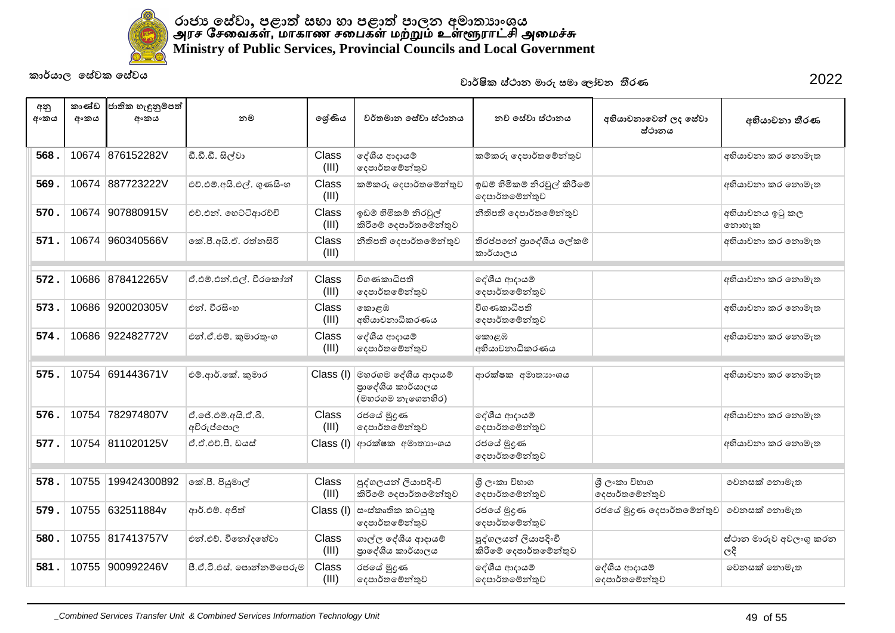# රාජ්‍ය සේවා, පළාත් සභා හා පළාත් පාලන අමාත්‍යාංශය
# அரச சேவைகள், மாகாண சபைகள் மற்றும் உள்ளூராட்சி அமைச்சு
# Ministry of Public Services, Provincial Councils and Local Government

**කාර්යාල සේවක සේවය** **වාර්ෂික ස්ථාන මාරු සමා ලෝචන තීරණ** 2022

| අනු අංකය | කාණ්ඩ අංකය | ජාතික හැඳුනුම්පත් අංකය | නම | ශ්‍රේණිය | වර්තමාන සේවා ස්ථානය | නව සේවා ස්ථානය | අභියාචනාවෙන් ලද සේවා ස්ථානය | අභියාචනා තීරණ |
|---|---|---|---|---|---|---|---|---|
| **568 .** | 10674 | 876152282V | ඩී.ඩී.ඩී. සිල්වා | Class (III) | දේශීය ආදායම් දෙපාර්තමේන්තුව | කම්කරු දෙපාර්තමේන්තුව | | අභියාචනා කර නොමැත |
| **569 .** | 10674 | 887723222V | එච්.එම්.අයි.එල්. ගුණසිංහ | Class (III) | කම්කරු දෙපාර්තමේන්තුව | ඉඩම් හිමිකම් නිරවුල් කිරීමේ දෙපාර්තමේන්තුව | | අභියාචනා කර නොමැත |
| **570 .** | 10674 | 907880915V | එච්.එන්. හෙට්ටිආරච්චි | Class (III) | ඉඩම් හිමිකම් නිරවුල් කිරීමේ දෙපාර්තමේන්තුව | නීතිපති දෙපාර්තමේන්තුව | | අභියාචනය ඉටු කල නොහැක |
| **571 .** | 10674 | 960340566V | කේ.පී.අයි.ඒ. රත්නසිරි | Class (III) | නීතිපති දෙපාර්තමේන්තුව | තිරප්පනේ ප්‍රාදේශීය ලේකම් කාර්යාලය | | අභියාචනා කර නොමැත |
| **572 .** | 10686 | 878412265V | ඒ.එම්.එන්.එල්. වීරකෝන් | Class (III) | විගණකාධිපති දෙපාර්තමේන්තුව | දේශීය ආදායම් දෙපාර්තමේන්තුව | | අභියාචනා කර නොමැත |
| **573 .** | 10686 | 920020305V | එන්. වීරසිංහ | Class (III) | කොළඹ අභියාචනාධිකරණය | විගණකාධිපති දෙපාර්තමේන්තුව | | අභියාචනා කර නොමැත |
| **574 .** | 10686 | 922482772V | එන්.ඒ.එම්. කුමාරතුංග | Class (III) | දේශීය ආදායම් දෙපාර්තමේන්තුව | කොළඹ අභියාචනාධිකරණය | | අභියාචනා කර නොමැත |
| **575 .** | 10754 | 691443671V | එම්.ආර්.කේ. කුමාර | Class (I) | මහරගම දේශීය ආදායම් ප්‍රාදේශීය කාර්යාලය (මහරගම නැගෙනහිර) | ආරක්ෂක අමාත්‍යාංශය | | අභියාචනා කර නොමැත |
| **576 .** | 10754 | 782974807V | ඒ.ජේ.එම්.අයි.ඒ.බී. අච්චරුප්පොල | Class (III) | රජයේ මුද්‍රණ දෙපාර්තමේන්තුව | දේශීය ආදායම් දෙපාර්තමේන්තුව | | අභියාචනා කර නොමැත |
| **577 .** | 10754 | 811020125V | ඒ.ඒ.එච්.පී. ඩයස් | Class (I) | ආරක්ෂක අමාත්‍යාංශය | රජයේ මුද්‍රණ දෙපාර්තමේන්තුව | | අභියාචනා කර නොමැත |
| **578 .** | 10755 | 199424300892 | කේ.පී. පියුමාල් | Class (III) | පුද්ගලයන් ලියාපදිංචි කිරීමේ දෙපාර්තමේන්තුව | ශ්‍රී ලංකා විභාග දෙපාර්තමේන්තුව | ශ්‍රී ලංකා විභාග දෙපාර්තමේන්තුව | වෙනසක් නොමැත |
| **579 .** | 10755 | 632511884v | ආර්.එම්. අජිත් | Class (I) | සංස්කෘතික කටයුතු දෙපාර්තමේන්තුව | රජයේ මුද්‍රණ දෙපාර්තමේන්තුව | රජයේ මුද්‍රණ දෙපාර්තමේන්තුව | වෙනසක් නොමැත |
| **580 .** | 10755 | 817413757V | එන්.එච්. විනෝදහේවා | Class (III) | ගාල්ල දේශීය ආදායම් ප්‍රාදේශීය කාර්යාලය | පුද්ගලයන් ලියාපදිංචි කිරීමේ දෙපාර්තමේන්තුව | | ස්ථාන මාරුව අවලංගු කරන ලදී |
| **581 .** | 10755 | 900992246V | පී.ඒ.ටී.එස්. පොන්නම්පෙරුම | Class (III) | රජයේ මුද්‍රණ දෙපාර්තමේන්තුව | දේශීය ආදායම් දෙපාර්තමේන්තුව | දේශීය ආදායම් දෙපාර්තමේන්තුව | වෙනසක් නොමැත |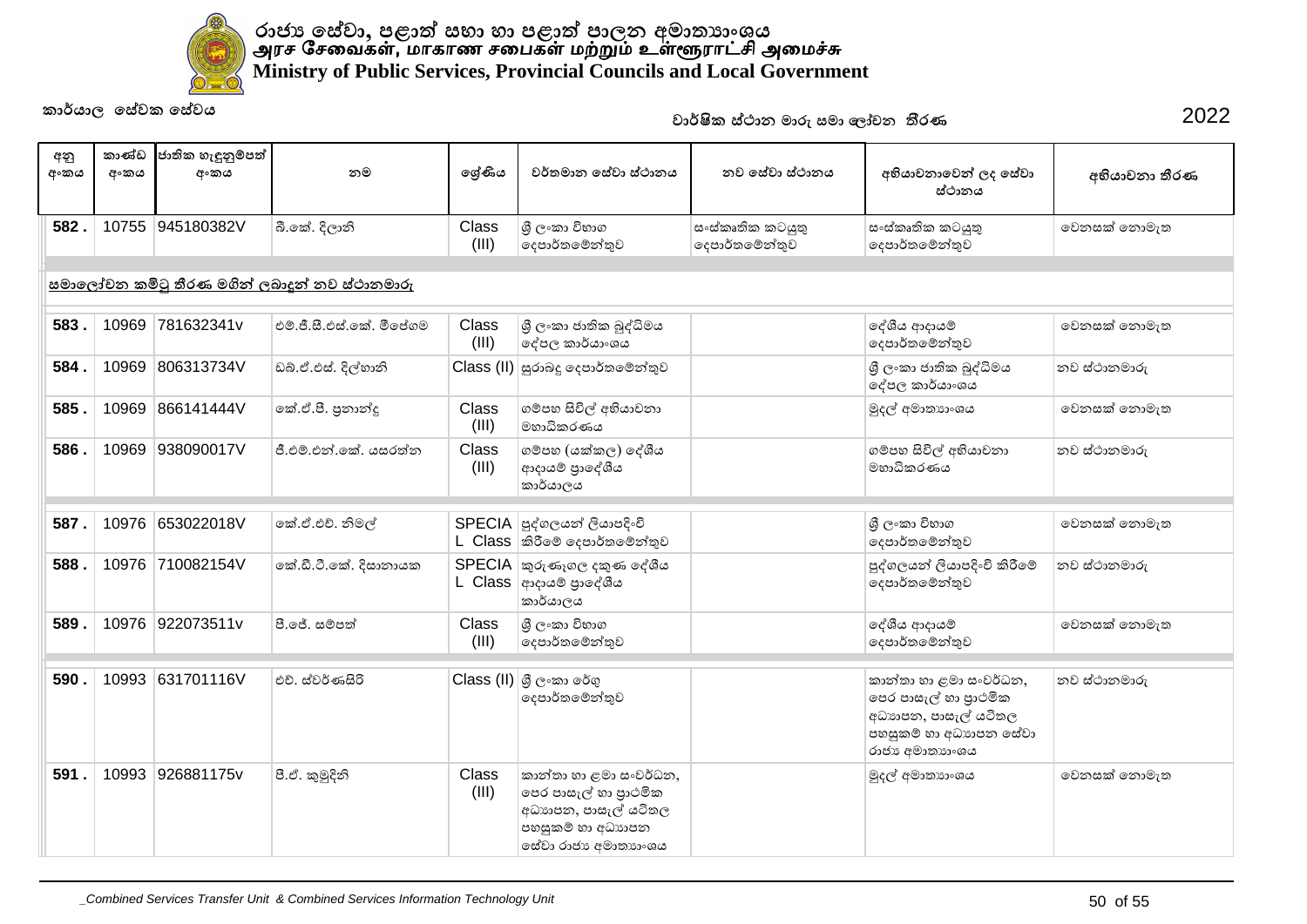රාජ්‍ය සේවා, පළාත් සභා හා පළාත් පාලන අමාත්‍යාංශය
அரச சேவைகள், மாகாண சபைகள் மற்றும் உள்ளூராட்சி அமைச்சு
Ministry of Public Services, Provincial Councils and Local Government

කාර්යාල සේවක සේවය

වාර්ෂික ස්ථාන මාරු සමා ලෝචන තීරණ 2022

| අනු අංකය | කාණ්ඩ අංකය | ජාතික හැඳුනුම්පත් අංකය | නම | ශ්‍රේණිය | වර්තමාන සේවා ස්ථානය | නව සේවා ස්ථානය | අභියාචනාවෙන් ලද සේවා ස්ථානය | අභියාචනා තීරණ |
|---|---|---|---|---|---|---|---|---|
| 582 . | 10755 | 945180382V | බී.කේ. දිලානි | Class (III) | ශ්‍රී ලංකා විභාග දෙපාර්තමේන්තුව | සංස්කෘතික කටයුතු දෙපාර්තමේන්තුව | සංස්කෘතික කටයුතු දෙපාර්තමේන්තුව | වෙනසක් නොමැත |
| **සමාලෝචන කමිටු තීරණ මගින් ලබාදුන් නව ස්ථානමාරු** | | | | | | | | |
| 583 . | 10969 | 781632341v | එම්.ජී.සී.එස්.කේ. මීපේගම | Class (III) | ශ්‍රී ලංකා ජාතික බුද්ධිමය දේපල කාර්යාංශය | | දේශීය ආදායම් දෙපාර්තමේන්තුව | වෙනසක් නොමැත |
| 584 . | 10969 | 806313734V | ඩබ්.ඒ.එස්. දිල්හානි | Class (II) | සුරාබදු දෙපාර්තමේන්තුව | | ශ්‍රී ලංකා ජාතික බුද්ධිමය දේපල කාර්යාංශය | නව ස්ථානමාරු |
| 585 . | 10969 | 866141444V | කේ.ඒ.පී. ප්‍රනාන්දු | Class (III) | ගම්පහ සිවිල් අභියාචනා මහාධිකරණය | | මුදල් අමාත්‍යාංශය | වෙනසක් නොමැත |
| 586 . | 10969 | 938090017V | ජී.එම්.එන්.කේ. යසරත්න | Class (III) | ගම්පහ (යක්කල) දේශීය ආදායම් ප්‍රාදේශීය කාර්යාලය | | ගම්පහ සිවිල් අභියාචනා මහාධිකරණය | නව ස්ථානමාරු |
| 587 . | 10976 | 653022018V | කේ.ඒ.එච්. නිමල් | SPECIAL Class | පුද්ගලයන් ලියාපදිංචි කිරීමේ දෙපාර්තමේන්තුව | | ශ්‍රී ලංකා විභාග දෙපාර්තමේන්තුව | වෙනසක් නොමැත |
| 588 . | 10976 | 710082154V | කේ.ඩී.ටී.කේ. දිසානායක | SPECIAL Class | කුරුණෑගල දකුණ දේශීය ආදායම් ප්‍රාදේශීය කාර්යාලය | | පුද්ගලයන් ලියාපදිංචි කිරීමේ දෙපාර්තමේන්තුව | නව ස්ථානමාරු |
| 589 . | 10976 | 922073511v | පී.ජේ. සම්පත් | Class (III) | ශ්‍රී ලංකා විභාග දෙපාර්තමේන්තුව | | දේශීය ආදායම් දෙපාර්තමේන්තුව | වෙනසක් නොමැත |
| 590 . | 10993 | 631701116V | එච්. ස්වර්ණසිරි | Class (II) | ශ්‍රී ලංකා රේගු දෙපාර්තමේන්තුව | | කාන්තා හා ළමා සංවර්ධන, පෙර පාසැල් හා ප්‍රාථමික අධ්‍යාපන, පාසැල් යටිතල පහසුකම් හා අධ්‍යාපන සේවා රාජ්‍ය අමාත්‍යාංශය | නව ස්ථානමාරු |
| 591 . | 10993 | 926881175v | පී.ඒ. කුමුදිනි | Class (III) | කාන්තා හා ළමා සංවර්ධන, පෙර පාසැල් හා ප්‍රාථමික අධ්‍යාපන, පාසැල් යටිතල පහසුකම් හා අධ්‍යාපන සේවා රාජ්‍ය අමාත්‍යාංශය | | මුදල් අමාත්‍යාංශය | වෙනසක් නොමැත |

_Combined Services Transfer Unit & Combined Services Information Technology Unit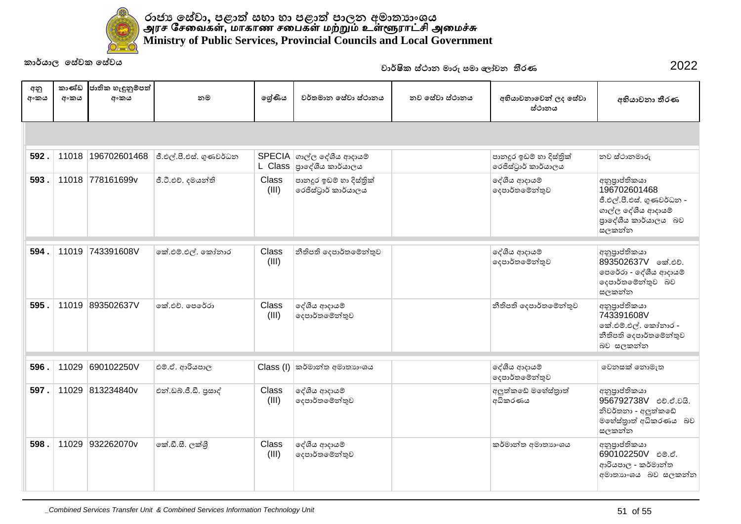# රාජ්‍ය සේවා, පළාත් සභා හා පළාත් පාලන අමාත්‍යාංශය
# அரச சேவைகள், மாகாண சபைகள் மற்றும் உள்ளூராட்சி அமைச்சு
# Ministry of Public Services, Provincial Councils and Local Government

**කාර්යාල සේවක සේවය**

**වාර්ෂික ස්ථාන මාරු සමා ලෝචන තීරණ** 2022

| අනු අංකය | කාණ්ඩ අංකය | ජාතික හැඳුනුම්පත් අංකය | නම | ශ්‍රේණිය | වර්තමාන සේවා ස්ථානය | නව සේවා ස්ථානය | අභියාචනාවෙන් ලද සේවා ස්ථානය | අභියාචනා තීරණ |
|---|---|---|---|---|---|---|---|---|
| 592 . | 11018 | 196702601468 | ජී.එල්.පී.එස්. ගුණවර්ධන | SPECIAL Class | ගාල්ල දේශීය ආදායම් ප්‍රාදේශීය කාර්යාලය | | පානදුර ඉඩම් හා දිස්ත්‍රික් රෙජිස්ට්‍රාර් කාර්යාලය | නව ස්ථානමාරු |
| 593 . | 11018 | 778161699v | ජී.ටී.එච්. දමයන්ති | Class (III) | පානදුර ඉඩම් හා දිස්ත්‍රික් රෙජිස්ට්‍රාර් කාර්යාලය | | දේශීය ආදායම් දෙපාර්තමේන්තුව | අනුප්‍රාප්තිකයා 196702601468 ජී.එල්.පී.එස්. ගුණවර්ධන - ගාල්ල දේශීය ආදායම් ප්‍රාදේශීය කාර්යාලය බව සලකන්න |
| 594 . | 11019 | 743391608V | කේ.එම්.එල්. කෝනාර | Class (III) | නීතිපති දෙපාර්තමේන්තුව | | දේශීය ආදායම් දෙපාර්තමේන්තුව | අනුප්‍රාප්තිකයා 893502637V කේ.එච්. පෙරේරා - දේශීය ආදායම් දෙපාර්තමේන්තුව බව සලකන්න |
| 595 . | 11019 | 893502637V | කේ.එච්. පෙරේරා | Class (III) | දේශීය ආදායම් දෙපාර්තමේන්තුව | | නීතිපති දෙපාර්තමේන්තුව | අනුප්‍රාප්තිකයා 743391608V කේ.එම්.එල්. කෝනාර - නීතිපති දෙපාර්තමේන්තුව බව සලකන්න |
| 596 . | 11029 | 690102250V | එම්.ඒ. ආරියපාල | Class (I) | කර්මාන්ත අමාත්‍යාංශය | | දේශීය ආදායම් දෙපාර්තමේන්තුව | වෙනසක් නොමැත |
| 597 . | 11029 | 813234840v | එන්.ඩබ්.ජී.ඩී. ප්‍රසාද් | Class (III) | දේශීය ආදායම් දෙපාර්තමේන්තුව | | අලුත්කඩේ මහේස්ත්‍රාත් අධිකරණය | අනුප්‍රාප්තිකයා 956792738V එච්.ඒ.වයි. නිවර්තනා - අලුත්කඩේ මහේස්ත්‍රාත් අධිකරණය බව සලකන්න |
| 598 . | 11029 | 932262070v | කේ.ඩී.සී. ලක්ශ්‍රී | Class (III) | දේශීය ආදායම් දෙපාර්තමේන්තුව | | කර්මාන්ත අමාත්‍යාංශය | අනුප්‍රාප්තිකයා 690102250V එම්.ඒ. ආරියපාල - කර්මාන්ත අමාත්‍යාංශය බව සලකන්න |

_Combined Services Transfer Unit & Combined Services Information Technology Unit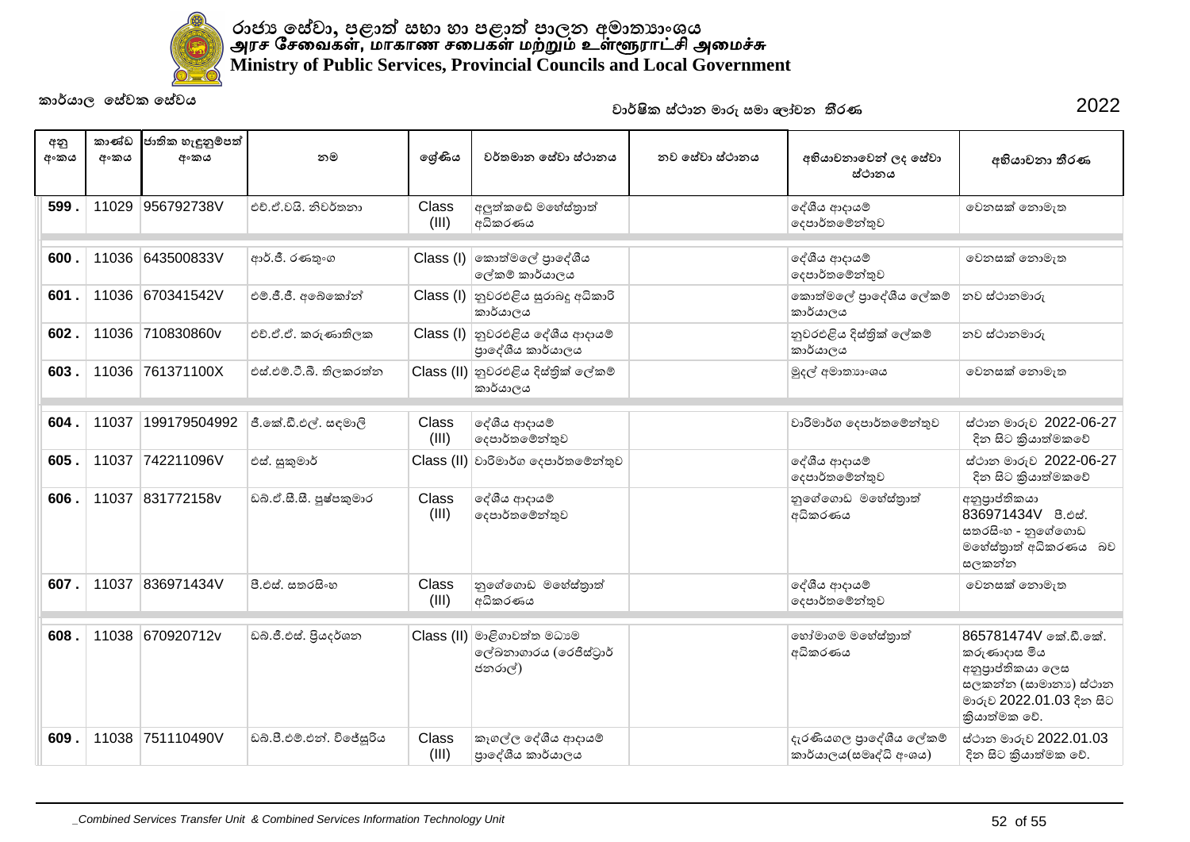# රාජ්‍ය සේවා, පළාත් සභා හා පළාත් පාලන අමාත්‍යාංශය
# அரச சேவைகள், மாகாண சபைகள் மற்றும் உள்ளூராட்சி அமைச்சு
# Ministry of Public Services, Provincial Councils and Local Government

**කාර්යාල සේවක සේවය** **වාර්ෂික ස්ථාන මාරු සමා ලෝචන තීරණ** 2022

| අනු අංකය | කාණ්ඩ අංකය | ජාතික හැඳුනුම්පත් අංකය | නම | ශ්‍රේණිය | වර්තමාන සේවා ස්ථානය | නව සේවා ස්ථානය | අභියාචනාවෙන් ලද සේවා ස්ථානය | අභියාචනා තීරණ |
|---|---|---|---|---|---|---|---|---|
| 599 . | 11029 | 956792738V | එච්.ඒ.වයි. නිවර්තනා | Class (III) | අලුත්කඩේ මහේස්ත්‍රාත් අධිකරණය | | දේශීය ආදායම් දෙපාර්තමේන්තුව | වෙනසක් නොමැත |
| 600 . | 11036 | 643500833V | ආර්.ජී. රණතුංග | Class (I) | කොත්මලේ ප්‍රාදේශීය ලේකම් කාර්යාලය | | දේශීය ආදායම් දෙපාර්තමේන්තුව | වෙනසක් නොමැත |
| 601 . | 11036 | 670341542V | එම්.ජී.ජී. අබේකෝන් | Class (I) | නුවරඑළිය සුරාබදු අධිකාරි කාර්යාලය | | කොත්මලේ ප්‍රාදේශීය ලේකම් කාර්යාලය | නව ස්ථානමාරු |
| 602 . | 11036 | 710830860v | එච්.ඒ.ඒ. කරුණාතිලක | Class (I) | නුවරඑළිය දේශීය ආදායම් ප්‍රාදේශීය කාර්යාලය | | නුවරඑළිය දිස්ත්‍රික් ලේකම් කාර්යාලය | නව ස්ථානමාරු |
| 603 . | 11036 | 761371100X | එස්.එම්.ටී.බී. තිලකරත්න | Class (II) | නුවරඑළිය දිස්ත්‍රික් ලේකම් කාර්යාලය | | මුදල් අමාත්‍යාංශය | වෙනසක් නොමැත |
| 604 . | 11037 | 199179504992 | ජී.කේ.ඩී.එල්. සඳමාලි | Class (III) | දේශීය ආදායම් දෙපාර්තමේන්තුව | | වාරිමාර්ග දෙපාර්තමේන්තුව | ස්ථාන මාරුව 2022-06-27 දින සිට ක්‍රියාත්මකවේ |
| 605 . | 11037 | 742211096V | එස්. සුකුමාර් | Class (II) | වාරිමාර්ග දෙපාර්තමේන්තුව | | දේශීය ආදායම් දෙපාර්තමේන්තුව | ස්ථාන මාරුව 2022-06-27 දින සිට ක්‍රියාත්මකවේ |
| 606 . | 11037 | 831772158v | ඩබ්.ඒ.සී.සී. පුෂ්පකුමාර | Class (III) | දේශීය ආදායම් දෙපාර්තමේන්තුව | | නුගේගොඩ මහේස්ත්‍රාත් අධිකරණය | අනුප්‍රාප්තිකයා 836971434V පී.එස්. සතරසිංහ - නුගේගොඩ මහේස්ත්‍රාත් අධිකරණය බව සලකන්න |
| 607 . | 11037 | 836971434V | පී.එස්. සතරසිංහ | Class (III) | නුගේගොඩ මහේස්ත්‍රාත් අධිකරණය | | දේශීය ආදායම් දෙපාර්තමේන්තුව | වෙනසක් නොමැත |
| 608 . | 11038 | 670920712v | ඩබ්.ජී.එස්. ප්‍රියදර්ශන | Class (II) | මාළිගාවත්ත මධ්‍යම ලේඛනාගාරය (රෙජිස්ට්‍රාර් ජනරාල්) | | හෝමාගම මහේස්ත්‍රාත් අධිකරණය | 865781474V කේ.ඩී.කේ. කරුණාදාස මිය අනුප්‍රාප්තිකයා ලෙස සලකන්න (සාමාන්‍ය) ස්ථාන මාරුව 2022.01.03 දින සිට ක්‍රියාත්මක වේ. |
| 609 . | 11038 | 751110490V | ඩබ්.පී.එම්.එන්. විජේසූරිය | Class (III) | කෑගල්ල දේශීය ආදායම් ප්‍රාදේශීය කාර්යාලය | | දැරණියගල ප්‍රාදේශීය ලේකම් කාර්යාලය(සමෘද්ධි අංශය) | ස්ථාන මාරුව 2022.01.03 දින සිට ක්‍රියාත්මක වේ. |

_Combined Services Transfer Unit & Combined Services Information Technology Unit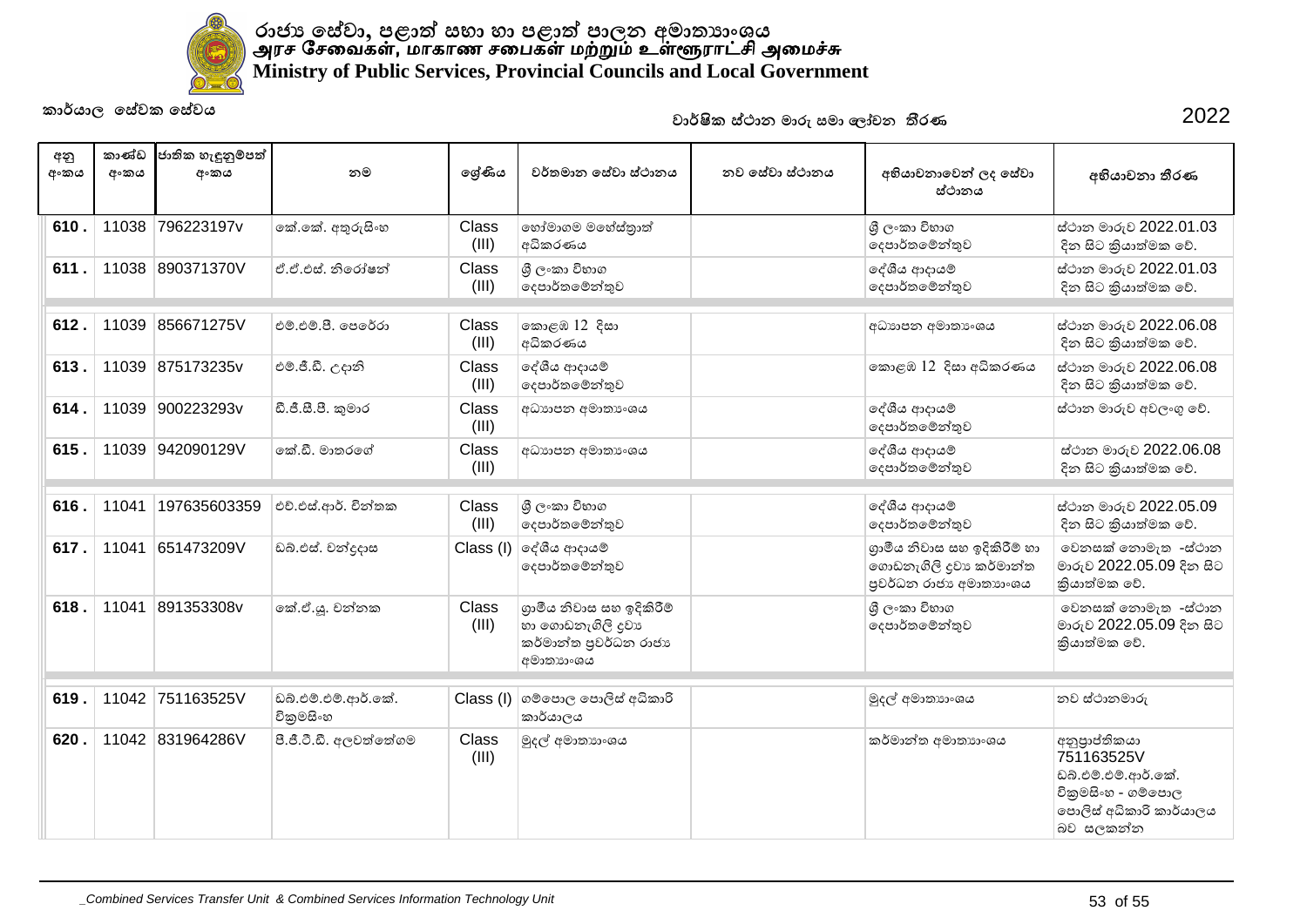# රාජ්‍ය සේවා, පළාත් සභා හා පළාත් පාලන අමාත්‍යාංශය
# அரச சேவைகள், மாகாண சபைகள் மற்றும் உள்ளூராட்சி அமைச்சு
# Ministry of Public Services, Provincial Councils and Local Government

**කාර්යාල සේවක සේවය**

**වාර්ෂික ස්ථාන මාරු සමා ලෝචන තීරණ** 2022

| අනු අංකය | කාණ්ඩ අංකය | ජාතික හැඳුනුම්පත් අංකය | නම | ශ්‍රේණිය | වර්තමාන සේවා ස්ථානය | නව සේවා ස්ථානය | අභියාචනාවෙන් ලද සේවා ස්ථානය | අභියාචනා තීරණ |
|---|---|---|---|---|---|---|---|---|
| 610 . | 11038 | 796223197v | කේ.කේ. අතුරුසිංහ | Class (III) | හෝමාගම මහේස්ත්‍රාත් අධිකරණය | | ශ්‍රී ලංකා විභාග දෙපාර්තමේන්තුව | ස්ථාන මාරුව 2022.01.03 දින සිට ක්‍රියාත්මක වේ. |
| 611 . | 11038 | 890371370V | ඒ.ඒ.එස්. නිරෝෂන් | Class (III) | ශ්‍රී ලංකා විභාග දෙපාර්තමේන්තුව | | දේශීය ආදායම් දෙපාර්තමේන්තුව | ස්ථාන මාරුව 2022.01.03 දින සිට ක්‍රියාත්මක වේ. |
| 612 . | 11039 | 856671275V | එම්.එම්.පී. පෙරේරා | Class (III) | කොළඹ 12 දිසා අධිකරණය | | අධ්‍යාපන අමාත්‍යාංශය | ස්ථාන මාරුව 2022.06.08 දින සිට ක්‍රියාත්මක වේ. |
| 613 . | 11039 | 875173235v | එම්.ජී.ඩී. උදානි | Class (III) | දේශීය ආදායම් දෙපාර්තමේන්තුව | | කොළඹ 12 දිසා අධිකරණය | ස්ථාන මාරුව 2022.06.08 දින සිට ක්‍රියාත්මක වේ. |
| 614 . | 11039 | 900223293v | ඩී.ජී.සී.පී. කුමාර | Class (III) | අධ්‍යාපන අමාත්‍යාංශය | | දේශීය ආදායම් දෙපාර්තමේන්තුව | ස්ථාන මාරුව අවලංගු වේ. |
| 615 . | 11039 | 942090129V | කේ.ඩී. මාතරගේ | Class (III) | අධ්‍යාපන අමාත්‍යාංශය | | දේශීය ආදායම් දෙපාර්තමේන්තුව | ස්ථාන මාරුව 2022.06.08 දින සිට ක්‍රියාත්මක වේ. |
| 616 . | 11041 | 197635603359 | එච්.එස්.ආර්. චින්තක | Class (III) | ශ්‍රී ලංකා විභාග දෙපාර්තමේන්තුව | | දේශීය ආදායම් දෙපාර්තමේන්තුව | ස්ථාන මාරුව 2022.05.09 දින සිට ක්‍රියාත්මක වේ. |
| 617 . | 11041 | 651473209V | ඩබ්.එස්. චන්ද්‍රදාස | Class (I) | දේශීය ආදායම් දෙපාර්තමේන්තුව | | ග්‍රාමීය නිවාස සහ ඉදිකිරීම් හා ගොඩනැගිලි ද්‍රව්‍ය කර්මාන්ත ප්‍රවර්ධන රාජ්‍ය අමාත්‍යාංශය | වෙනසක් නොමැත -ස්ථාන මාරුව 2022.05.09 දින සිට ක්‍රියාත්මක වේ. |
| 618 . | 11041 | 891353308v | කේ.ඒ.යූ. චන්නක | Class (III) | ග්‍රාමීය නිවාස සහ ඉදිකිරීම් හා ගොඩනැගිලි ද්‍රව්‍ය කර්මාන්ත ප්‍රවර්ධන රාජ්‍ය අමාත්‍යාංශය | | ශ්‍රී ලංකා විභාග දෙපාර්තමේන්තුව | වෙනසක් නොමැත -ස්ථාන මාරුව 2022.05.09 දින සිට ක්‍රියාත්මක වේ. |
| 619 . | 11042 | 751163525V | ඩබ්.එම්.එම්.ආර්.කේ. වික්‍රමසිංහ | Class (I) | ගම්පොල පොලිස් අධිකාරි කාර්යාලය | | මුදල් අමාත්‍යාංශය | නව ස්ථානමාරු |
| 620 . | 11042 | 831964286V | පී.ජී.ටී.ඩී. අලවත්තේගම | Class (III) | මුදල් අමාත්‍යාංශය | | කර්මාන්ත අමාත්‍යාංශය | අනුප්‍රාප්තිකයා 751163525V ඩබ්.එම්.එම්.ආර්.කේ. වික්‍රමසිංහ - ගම්පොල පොලිස් අධිකාරි කාර්යාලය බව සලකන්න |

_Combined Services Transfer Unit & Combined Services Information Technology Unit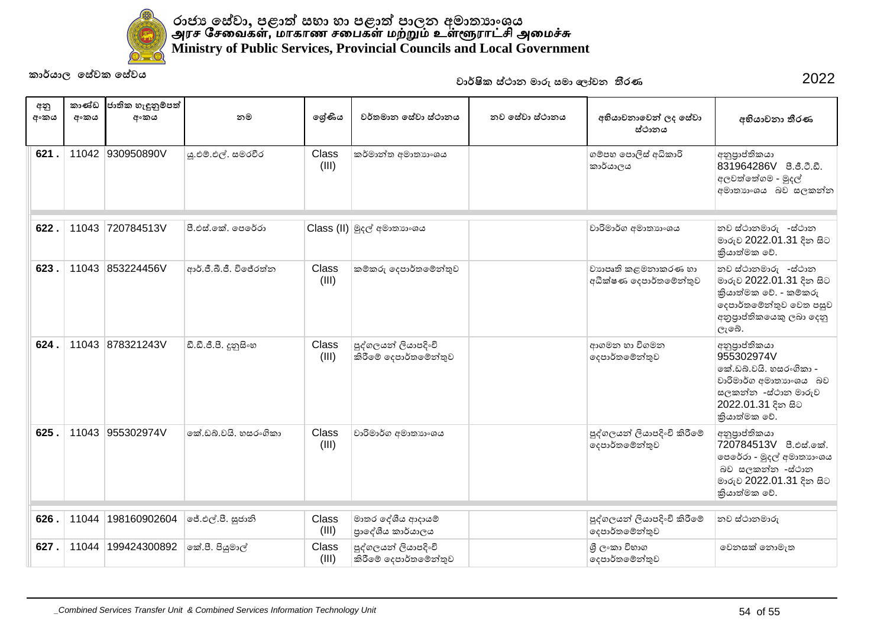# රාජ්‍ය සේවා, පළාත් සභා හා පළාත් පාලන අමාත්‍යාංශය
# அரச சேவைகள், மாகாண சபைகள் மற்றும் உள்ளூராட்சி அமைச்சு
# Ministry of Public Services, Provincial Councils and Local Government

කාර්යාල සේවක සේවය

වාර්ෂික ස්ථාන මාරු සමා ලෝචන තීරණ 2022

| අනු අංකය | කාණ්ඩ අංකය | ජාතික හැඳුනුම්පත් අංකය | නම | ශ්‍රේණිය | වර්තමාන සේවා ස්ථානය | නව සේවා ස්ථානය | අභියාචනාවෙන් ලද සේවා ස්ථානය | අභියාචනා තීරණ |
|---|---|---|---|---|---|---|---|---|
| 621 . | 11042 | 930950890V | යූ.එම්.එල්. සමරවීර | Class (III) | කර්මාන්ත අමාත්‍යාංශය | | ගම්පහ පොලිස් අධිකාරි කාර්යාලය | අනුප්‍රාප්තිකයා 831964286V පී.ජී.ටී.ඩී. අලවත්තේගම - මුදල් අමාත්‍යාංශය බව සලකන්න |
| 622 . | 11043 | 720784513V | පී.එස්.කේ. පෙරේරා | Class (II) | මුදල් අමාත්‍යාංශය | | වාරිමාර්ග අමාත්‍යාංශය | නව ස්ථානමාරු -ස්ථාන මාරුව 2022.01.31 දින සිට ක්‍රියාත්මක වේ. |
| 623 . | 11043 | 853224456V | ආර්.ජී.බී.ජී. විජේරත්න | Class (III) | කම්කරු දෙපාර්තමේන්තුව | | ව්‍යාපෘති කළමනාකරණ හා අධීක්ෂණ දෙපාර්තමේන්තුව | නව ස්ථානමාරු -ස්ථාන මාරුව 2022.01.31 දින සිට ක්‍රියාත්මක වේ. - කම්කරු දෙපාර්තමේන්තුව වෙත පසුව අනුප්‍රාප්තිකයෙකු ලබා දෙනු ලැබේ. |
| 624 . | 11043 | 878321243V | ඩී.ඩී.ජී.පී. දුනුසිංහ | Class (III) | පුද්ගලයන් ලියාපදිංචි කිරීමේ දෙපාර්තමේන්තුව | | ආගමන හා විගමන දෙපාර්තමේන්තුව | අනුප්‍රාප්තිකයා 955302974V කේ.ඩබ්.වයි. හසරංගිකා - වාරිමාර්ග අමාත්‍යාංශය බව සලකන්න -ස්ථාන මාරුව 2022.01.31 දින සිට ක්‍රියාත්මක වේ. |
| 625 . | 11043 | 955302974V | කේ.ඩබ්.වයි. හසරංගිකා | Class (III) | වාරිමාර්ග අමාත්‍යාංශය | | පුද්ගලයන් ලියාපදිංචි කිරීමේ දෙපාර්තමේන්තුව | අනුප්‍රාප්තිකයා 720784513V පී.එස්.කේ. පෙරේරා - මුදල් අමාත්‍යාංශය බව සලකන්න -ස්ථාන මාරුව 2022.01.31 දින සිට ක්‍රියාත්මක වේ. |
| 626 . | 11044 | 198160902604 | ජේ.එල්.පී. සුජානි | Class (III) | මාතර දේශීය ආදායම් ප්‍රාදේශීය කාර්යාලය | | පුද්ගලයන් ලියාපදිංචි කිරීමේ දෙපාර්තමේන්තුව | නව ස්ථානමාරු |
| 627 . | 11044 | 199424300892 | කේ.පී. පියුමාල් | Class (III) | පුද්ගලයන් ලියාපදිංචි කිරීමේ දෙපාර්තමේන්තුව | | ශ්‍රී ලංකා විභාග දෙපාර්තමේන්තුව | වෙනසක් නොමැත |

_Combined Services Transfer Unit & Combined Services Information Technology Unit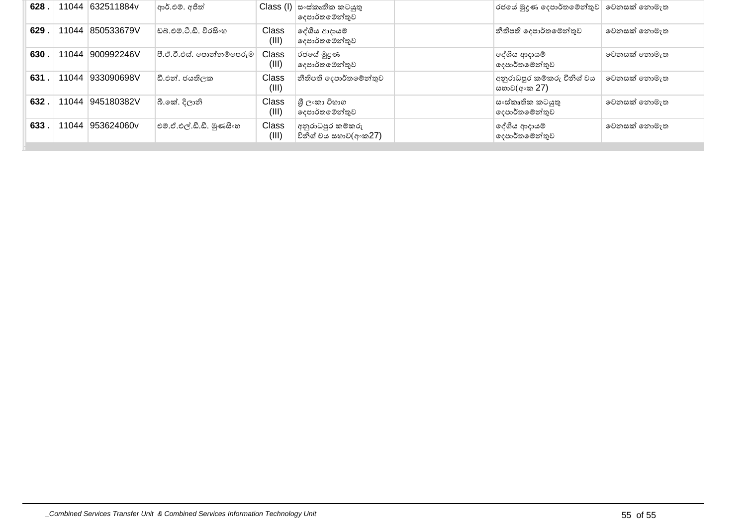| | | | | | | | | |
|---|---|---|---|---|---|---|---|---|
| 628 . | 11044 | 632511884v | ආර්.එම්. අජිත් | Class (I) | සංස්කෘතික කටයුතු දෙපාර්තමේන්තුව | | රජයේ මුද්‍රණ දෙපාර්තමේන්තුව | වෙනසක් නොමැත |
| 629 . | 11044 | 850533679V | ඩබ්.එම්.ටී.ඩී. වීරසිංහ | Class (III) | දේශීය ආදායම් දෙපාර්තමේන්තුව | | නීතිපති දෙපාර්තමේන්තුව | වෙනසක් නොමැත |
| 630 . | 11044 | 900992246V | පී.ඒ.ටී.එස්. පොන්නම්පෙරුම | Class (III) | රජයේ මුද්‍රණ දෙපාර්තමේන්තුව | | දේශීය ආදායම් දෙපාර්තමේන්තුව | වෙනසක් නොමැත |
| 631 . | 11044 | 933090698V | ඩී.එන්. ජයතිලක | Class (III) | නීතිපති දෙපාර්තමේන්තුව | | අනුරාධපුර කම්කරු විනිශ් චය සභාව(අංක 27) | වෙනසක් නොමැත |
| 632 . | 11044 | 945180382V | බී.කේ. දිලානි | Class (III) | ශ්‍රී ලංකා විභාග දෙපාර්තමේන්තුව | | සංස්කෘතික කටයුතු දෙපාර්තමේන්තුව | වෙනසක් නොමැත |
| 633 . | 11044 | 953624060v | එම්.ඒ.එල්.ඩී.ඩී. මුණසිංහ | Class (III) | අනුරාධපුර කම්කරු විනිශ් චය සභාව(අංක27) | | දේශීය ආදායම් දෙපාර්තමේන්තුව | වෙනසක් නොමැත |